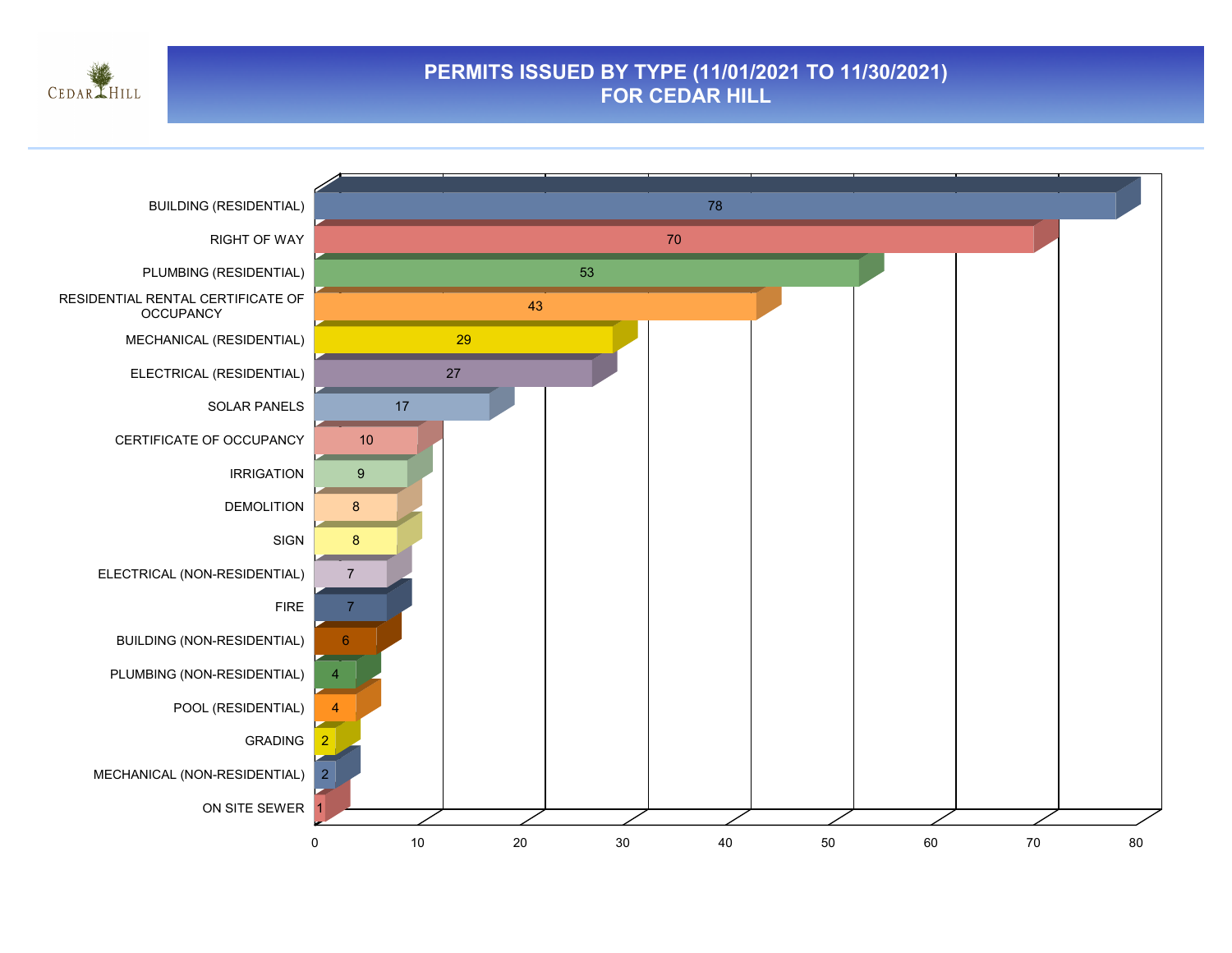# PERMITS ISSUED BY TYPE (11/01/2021 TO 11/30/2021)
# FOR CEDAR HILL

| Permit Type | Count |
|---|---|
| BUILDING (RESIDENTIAL) | 78 |
| RIGHT OF WAY | 70 |
| PLUMBING (RESIDENTIAL) | 53 |
| RESIDENTIAL RENTAL CERTIFICATE OF OCCUPANCY | 43 |
| MECHANICAL (RESIDENTIAL) | 29 |
| ELECTRICAL (RESIDENTIAL) | 27 |
| SOLAR PANELS | 17 |
| CERTIFICATE OF OCCUPANCY | 10 |
| IRRIGATION | 9 |
| DEMOLITION | 8 |
| SIGN | 8 |
| ELECTRICAL (NON-RESIDENTIAL) | 7 |
| FIRE | 7 |
| BUILDING (NON-RESIDENTIAL) | 6 |
| PLUMBING (NON-RESIDENTIAL) | 4 |
| POOL (RESIDENTIAL) | 4 |
| GRADING | 2 |
| MECHANICAL (NON-RESIDENTIAL) | 2 |
| ON SITE SEWER | 1 |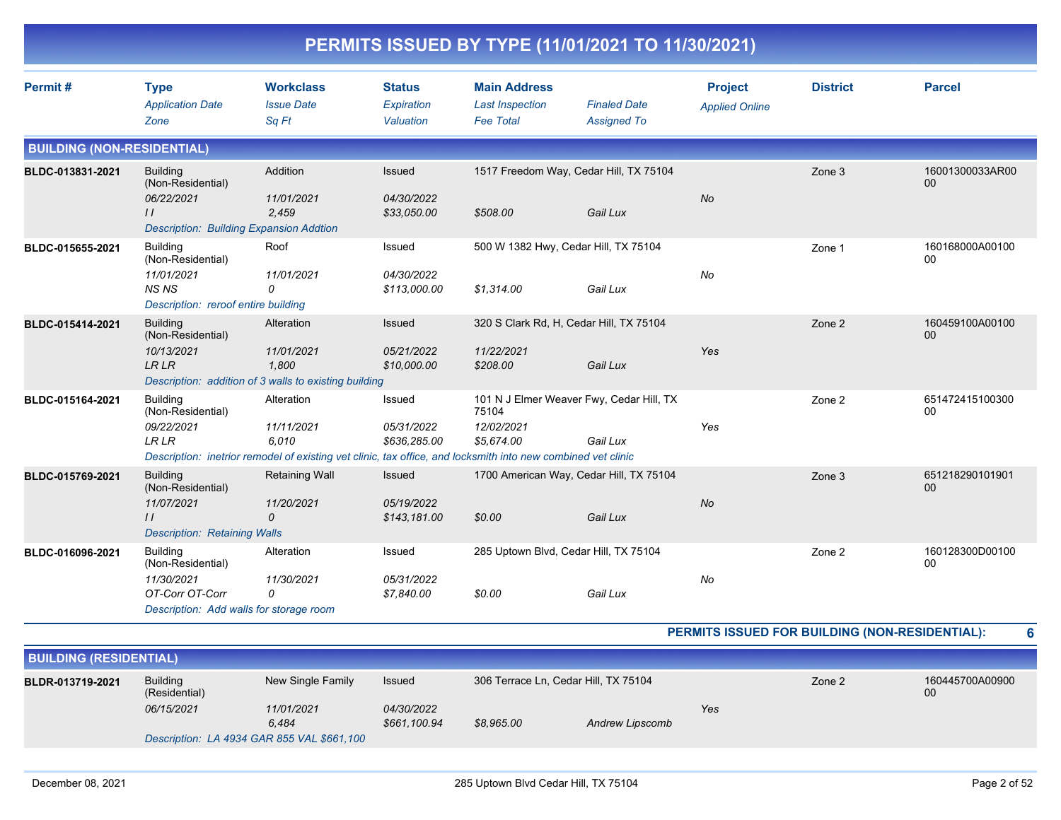# PERMITS ISSUED BY TYPE (11/01/2021 TO 11/30/2021)

| Permit # | Type / Application Date / Zone | Workclass / Issue Date / Sq Ft | Status / Expiration / Valuation | Main Address / Last Inspection / Fee Total | Finaled Date / Assigned To | Project / Applied Online | District | Parcel |
|---|---|---|---|---|---|---|---|---|

## BUILDING (NON-RESIDENTIAL)

| Permit # | Type | Workclass | Status | Main Address | | Project | District | Parcel |
|---|---|---|---|---|---|---|---|---|
| BLDC-013831-2021 | Building (Non-Residential) | Addition | Issued | 1517 Freedom Way, Cedar Hill, TX 75104 | | | Zone 3 | 16001300033AR0000 |
| | 06/22/2021 | 11/01/2021 | 04/30/2022 | | | No | | |
| | I I | 2,459 | $33,050.00 | $508.00 | Gail Lux | | | |
| | Description: Building Expansion Addtion | | | | | | | |
| BLDC-015655-2021 | Building (Non-Residential) | Roof | Issued | 500 W 1382 Hwy, Cedar Hill, TX 75104 | | | Zone 1 | 160168000A0010000 |
| | 11/01/2021 | 11/01/2021 | 04/30/2022 | | | No | | |
| | NS NS | 0 | $113,000.00 | $1,314.00 | Gail Lux | | | |
| | Description: reroof entire building | | | | | | | |
| BLDC-015414-2021 | Building (Non-Residential) | Alteration | Issued | 320 S Clark Rd, H, Cedar Hill, TX 75104 | | | Zone 2 | 160459100A0010000 |
| | 10/13/2021 | 11/01/2021 | 05/21/2022 | 11/22/2021 | | Yes | | |
| | LR LR | 1,800 | $10,000.00 | $208.00 | Gail Lux | | | |
| | Description: addition of 3 walls to existing building | | | | | | | |
| BLDC-015164-2021 | Building (Non-Residential) | Alteration | Issued | 101 N J Elmer Weaver Fwy, Cedar Hill, TX 75104 | | | Zone 2 | 65147241510030000 |
| | 09/22/2021 | 11/11/2021 | 05/31/2022 | 12/02/2021 | | Yes | | |
| | LR LR | 6,010 | $636,285.00 | $5,674.00 | Gail Lux | | | |
| | Description: inetrior remodel of existing vet clinic, tax office, and locksmith into new combined vet clinic | | | | | | | |
| BLDC-015769-2021 | Building (Non-Residential) | Retaining Wall | Issued | 1700 American Way, Cedar Hill, TX 75104 | | | Zone 3 | 65121829010190100 |
| | 11/07/2021 | 11/20/2021 | 05/19/2022 | | | No | | |
| | I I | 0 | $143,181.00 | $0.00 | Gail Lux | | | |
| | Description: Retaining Walls | | | | | | | |
| BLDC-016096-2021 | Building (Non-Residential) | Alteration | Issued | 285 Uptown Blvd, Cedar Hill, TX 75104 | | | Zone 2 | 160128300D0010000 |
| | 11/30/2021 | 11/30/2021 | 05/31/2022 | | | No | | |
| | OT-Corr OT-Corr | 0 | $7,840.00 | $0.00 | Gail Lux | | | |
| | Description: Add walls for storage room | | | | | | | |

**PERMITS ISSUED FOR BUILDING (NON-RESIDENTIAL): 6**

## BUILDING (RESIDENTIAL)

| Permit # | Type | Workclass | Status | Main Address | | Project | District | Parcel |
|---|---|---|---|---|---|---|---|---|
| BLDR-013719-2021 | Building (Residential) | New Single Family | Issued | 306 Terrace Ln, Cedar Hill, TX 75104 | | | Zone 2 | 160445700A0090000 |
| | 06/15/2021 | 11/01/2021 | 04/30/2022 | | | Yes | | |
| | | 6,484 | $661,100.94 | $8,965.00 | Andrew Lipscomb | | | |
| | Description: LA 4934 GAR 855 VAL $661,100 | | | | | | | |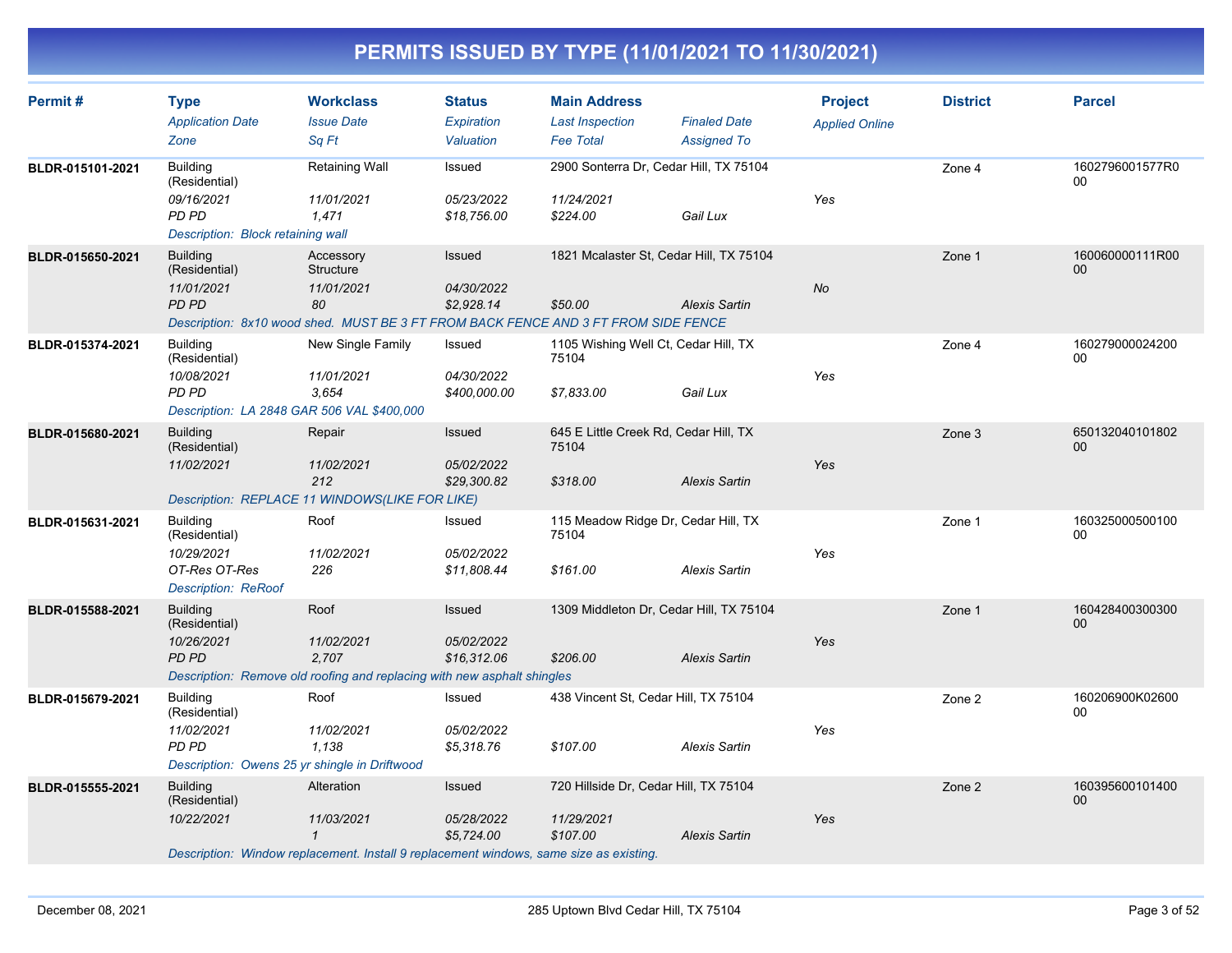# PERMITS ISSUED BY TYPE (11/01/2021 TO 11/30/2021)

| Permit # | Type / Application Date / Zone | Workclass / Issue Date / Sq Ft | Status / Expiration / Valuation | Main Address / Last Inspection / Fee Total | Finaled Date / Assigned To | Project / Applied Online | District | Parcel |
|---|---|---|---|---|---|---|---|---|
| BLDR-015101-2021 | Building (Residential) / 09/16/2021 / PD PD | Retaining Wall / 11/01/2021 / 1,471 | Issued / 05/23/2022 / $18,756.00 | 2900 Sonterra Dr, Cedar Hill, TX 75104 / 11/24/2021 / $224.00 | Gail Lux | Yes | Zone 4 | 1602796001577R000 |
| | *Description: Block retaining wall* | | | | | | | |
| BLDR-015650-2021 | Building (Residential) / 11/01/2021 / PD PD | Accessory Structure / 11/01/2021 / 80 | Issued / 04/30/2022 / $2,928.14 | 1821 Mcalaster St, Cedar Hill, TX 75104 / $50.00 | Alexis Sartin | No | Zone 1 | 160060000111R0000 |
| | *Description: 8x10 wood shed. MUST BE 3 FT FROM BACK FENCE AND 3 FT FROM SIDE FENCE* | | | | | | | |
| BLDR-015374-2021 | Building (Residential) / 10/08/2021 / PD PD | New Single Family / 11/01/2021 / 3,654 | Issued / 04/30/2022 / $400,000.00 | 1105 Wishing Well Ct, Cedar Hill, TX 75104 / $7,833.00 | Gail Lux | Yes | Zone 4 | 16027900002420000 |
| | *Description: LA 2848 GAR 506 VAL $400,000* | | | | | | | |
| BLDR-015680-2021 | Building (Residential) / 11/02/2021 | Repair / 11/02/2021 / 212 | Issued / 05/02/2022 / $29,300.82 | 645 E Little Creek Rd, Cedar Hill, TX 75104 / $318.00 | Alexis Sartin | Yes | Zone 3 | 65013204010180200 |
| | *Description: REPLACE 11 WINDOWS(LIKE FOR LIKE)* | | | | | | | |
| BLDR-015631-2021 | Building (Residential) / 10/29/2021 / OT-Res OT-Res | Roof / 11/02/2021 / 226 | Issued / 05/02/2022 / $11,808.44 | 115 Meadow Ridge Dr, Cedar Hill, TX 75104 / $161.00 | Alexis Sartin | Yes | Zone 1 | 16032500050010000 |
| | *Description: ReRoof* | | | | | | | |
| BLDR-015588-2021 | Building (Residential) / 10/26/2021 / PD PD | Roof / 11/02/2021 / 2,707 | Issued / 05/02/2022 / $16,312.06 | 1309 Middleton Dr, Cedar Hill, TX 75104 / $206.00 | Alexis Sartin | Yes | Zone 1 | 16042840030030000 |
| | *Description: Remove old roofing and replacing with new asphalt shingles* | | | | | | | |
| BLDR-015679-2021 | Building (Residential) / 11/02/2021 / PD PD | Roof / 11/02/2021 / 1,138 | Issued / 05/02/2022 / $5,318.76 | 438 Vincent St, Cedar Hill, TX 75104 / $107.00 | Alexis Sartin | Yes | Zone 2 | 160206900K0260000 |
| | *Description: Owens 25 yr shingle in Driftwood* | | | | | | | |
| BLDR-015555-2021 | Building (Residential) / 10/22/2021 | Alteration / 11/03/2021 / 1 | Issued / 05/28/2022 / $5,724.00 | 720 Hillside Dr, Cedar Hill, TX 75104 / 11/29/2021 / $107.00 | Alexis Sartin | Yes | Zone 2 | 16039560010140000 |
| | *Description: Window replacement. Install 9 replacement windows, same size as existing.* | | | | | | | |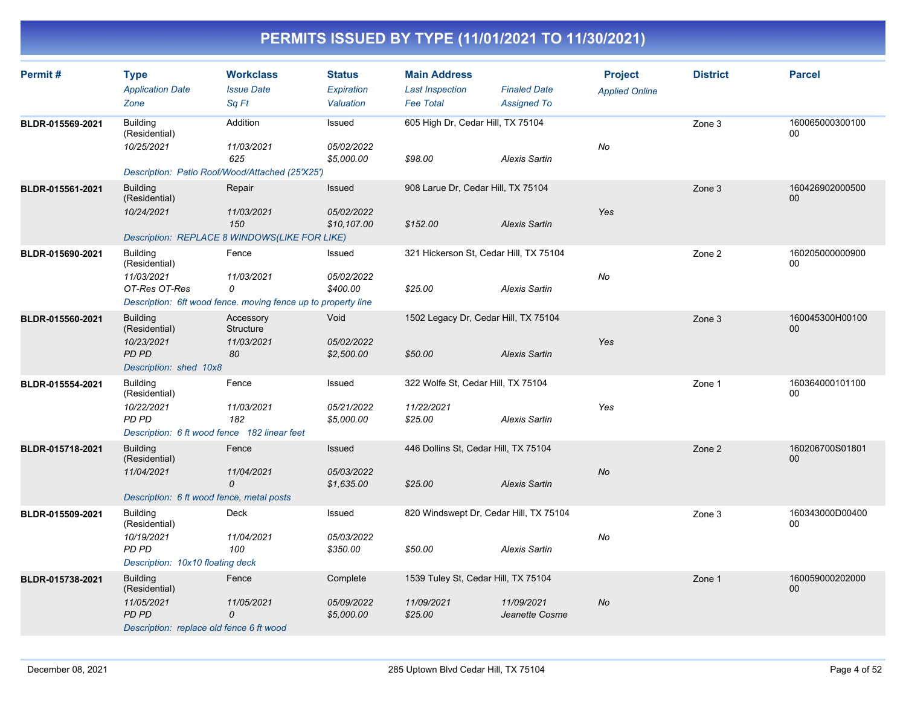# PERMITS ISSUED BY TYPE (11/01/2021 TO 11/30/2021)

| Permit # | Type<br>*Application Date*<br>*Zone* | Workclass<br>*Issue Date*<br>*Sq Ft* | Status<br>*Expiration*<br>*Valuation* | Main Address<br>*Last Inspection*<br>*Fee Total* | *Finaled Date*<br>*Assigned To* | Project<br>*Applied Online* | District | Parcel |
|---|---|---|---|---|---|---|---|---|
| BLDR-015569-2021 | Building (Residential)<br>*10/25/2021* | Addition<br>*11/03/2021*<br>*625* | Issued<br>*05/02/2022*<br>*$5,000.00* | 605 High Dr, Cedar Hill, TX 75104<br><br>*$98.00* | <br><br>*Alexis Sartin* | <br>*No* | Zone 3 | 16006500030010000 |
| | *Description: Patio Roof/Wood/Attached (25'X25')* | | | | | | | |
| BLDR-015561-2021 | Building (Residential)<br>*10/24/2021* | Repair<br>*11/03/2021*<br>*150* | Issued<br>*05/02/2022*<br>*$10,107.00* | 908 Larue Dr, Cedar Hill, TX 75104<br><br>*$152.00* | <br><br>*Alexis Sartin* | <br>*Yes* | Zone 3 | 16042690200050000 |
| | *Description: REPLACE 8 WINDOWS(LIKE FOR LIKE)* | | | | | | | |
| BLDR-015690-2021 | Building (Residential)<br>*11/03/2021*<br>*OT-Res OT-Res* | Fence<br>*11/03/2021*<br>*0* | Issued<br>*05/02/2022*<br>*$400.00* | 321 Hickerson St, Cedar Hill, TX 75104<br><br>*$25.00* | <br><br>*Alexis Sartin* | <br>*No* | Zone 2 | 16020500000090000 |
| | *Description: 6ft wood fence. moving fence up to property line* | | | | | | | |
| BLDR-015560-2021 | Building (Residential)<br>*10/23/2021*<br>*PD PD* | Accessory Structure<br>*11/03/2021*<br>*80* | Void<br>*05/02/2022*<br>*$2,500.00* | 1502 Legacy Dr, Cedar Hill, TX 75104<br><br>*$50.00* | <br><br>*Alexis Sartin* | <br>*Yes* | Zone 3 | 160045300H0010000 |
| | *Description: shed 10x8* | | | | | | | |
| BLDR-015554-2021 | Building (Residential)<br>*10/22/2021*<br>*PD PD* | Fence<br>*11/03/2021*<br>*182* | Issued<br>*05/21/2022*<br>*$5,000.00* | 322 Wolfe St, Cedar Hill, TX 75104<br>*11/22/2021*<br>*$25.00* | <br><br>*Alexis Sartin* | <br>*Yes* | Zone 1 | 16036400010110000 |
| | *Description: 6 ft wood fence 182 linear feet* | | | | | | | |
| BLDR-015718-2021 | Building (Residential)<br>*11/04/2021* | Fence<br>*11/04/2021*<br>*0* | Issued<br>*05/03/2022*<br>*$1,635.00* | 446 Dollins St, Cedar Hill, TX 75104<br><br>*$25.00* | <br><br>*Alexis Sartin* | <br>*No* | Zone 2 | 160206700S0180100 |
| | *Description: 6 ft wood fence, metal posts* | | | | | | | |
| BLDR-015509-2021 | Building (Residential)<br>*10/19/2021*<br>*PD PD* | Deck<br>*11/04/2021*<br>*100* | Issued<br>*05/03/2022*<br>*$350.00* | 820 Windswept Dr, Cedar Hill, TX 75104<br><br>*$50.00* | <br><br>*Alexis Sartin* | <br>*No* | Zone 3 | 160343000D0040000 |
| | *Description: 10x10 floating deck* | | | | | | | |
| BLDR-015738-2021 | Building (Residential)<br>*11/05/2021*<br>*PD PD* | Fence<br>*11/05/2021*<br>*0* | Complete<br>*05/09/2022*<br>*$5,000.00* | 1539 Tuley St, Cedar Hill, TX 75104<br>*11/09/2021*<br>*$25.00* | <br>*11/09/2021*<br>*Jeanette Cosme* | <br>*No* | Zone 1 | 16005900020200000 |
| | *Description: replace old fence 6 ft wood* | | | | | | | |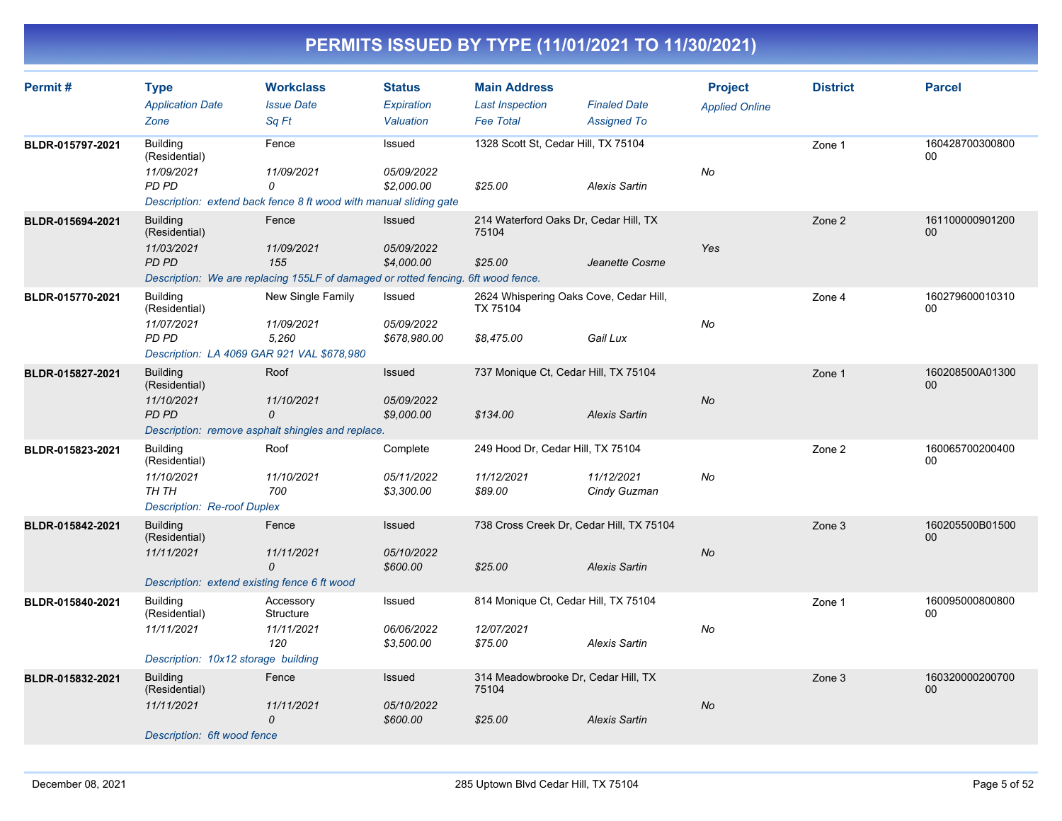# PERMITS ISSUED BY TYPE (11/01/2021 TO 11/30/2021)

| Permit # | Type<br>*Application Date*<br>*Zone* | Workclass<br>*Issue Date*<br>*Sq Ft* | Status<br>*Expiration*<br>*Valuation* | Main Address<br>*Last Inspection*<br>*Fee Total* | *Finaled Date*<br>*Assigned To* | Project<br>*Applied Online* | District | Parcel |
|---|---|---|---|---|---|---|---|---|
| BLDR-015797-2021 | Building (Residential)<br>*11/09/2021*<br>*PD PD* | Fence<br>*11/09/2021*<br>*0* | Issued<br>*05/09/2022*<br>*$2,000.00* | 1328 Scott St, Cedar Hill, TX 75104<br><br>*$25.00* | <br><br>*Alexis Sartin* | <br>*No* | Zone 1 | 16042870030080000 |
| | *Description: extend back fence 8 ft wood with manual sliding gate* | | | | | | | |
| BLDR-015694-2021 | Building (Residential)<br>*11/03/2021*<br>*PD PD* | Fence<br>*11/09/2021*<br>*155* | Issued<br>*05/09/2022*<br>*$4,000.00* | 214 Waterford Oaks Dr, Cedar Hill, TX 75104<br><br>*$25.00* | <br><br>*Jeanette Cosme* | <br>*Yes* | Zone 2 | 16110000090120000 |
| | *Description: We are replacing 155LF of damaged or rotted fencing. 6ft wood fence.* | | | | | | | |
| BLDR-015770-2021 | Building (Residential)<br>*11/07/2021*<br>*PD PD* | New Single Family<br>*11/09/2021*<br>*5,260* | Issued<br>*05/09/2022*<br>*$678,980.00* | 2624 Whispering Oaks Cove, Cedar Hill, TX 75104<br><br>*$8,475.00* | <br><br>*Gail Lux* | <br>*No* | Zone 4 | 16027960001031000 |
| | *Description: LA 4069 GAR 921 VAL $678,980* | | | | | | | |
| BLDR-015827-2021 | Building (Residential)<br>*11/10/2021*<br>*PD PD* | Roof<br>*11/10/2021*<br>*0* | Issued<br>*05/09/2022*<br>*$9,000.00* | 737 Monique Ct, Cedar Hill, TX 75104<br><br>*$134.00* | <br><br>*Alexis Sartin* | <br>*No* | Zone 1 | 160208500A0130000 |
| | *Description: remove asphalt shingles and replace.* | | | | | | | |
| BLDR-015823-2021 | Building (Residential)<br>*11/10/2021*<br>*TH TH* | Roof<br>*11/10/2021*<br>*700* | Complete<br>*05/11/2022*<br>*$3,300.00* | 249 Hood Dr, Cedar Hill, TX 75104<br>*11/12/2021*<br>*$89.00* | <br>*11/12/2021*<br>*Cindy Guzman* | <br>*No* | Zone 2 | 16006570020040000 |
| | *Description: Re-roof Duplex* | | | | | | | |
| BLDR-015842-2021 | Building (Residential)<br>*11/11/2021* | Fence<br>*11/11/2021*<br>*0* | Issued<br>*05/10/2022*<br>*$600.00* | 738 Cross Creek Dr, Cedar Hill, TX 75104<br><br>*$25.00* | <br><br>*Alexis Sartin* | <br>*No* | Zone 3 | 160205500B0150000 |
| | *Description: extend existing fence 6 ft wood* | | | | | | | |
| BLDR-015840-2021 | Building (Residential)<br>*11/11/2021* | Accessory Structure<br>*11/11/2021*<br>*120* | Issued<br>*06/06/2022*<br>*$3,500.00* | 814 Monique Ct, Cedar Hill, TX 75104<br>*12/07/2021*<br>*$75.00* | <br><br>*Alexis Sartin* | <br>*No* | Zone 1 | 16009500080080000 |
| | *Description: 10x12 storage building* | | | | | | | |
| BLDR-015832-2021 | Building (Residential)<br>*11/11/2021* | Fence<br>*11/11/2021*<br>*0* | Issued<br>*05/10/2022*<br>*$600.00* | 314 Meadowbrooke Dr, Cedar Hill, TX 75104<br><br>*$25.00* | <br><br>*Alexis Sartin* | <br>*No* | Zone 3 | 16032000020070000 |
| | *Description: 6ft wood fence* | | | | | | | |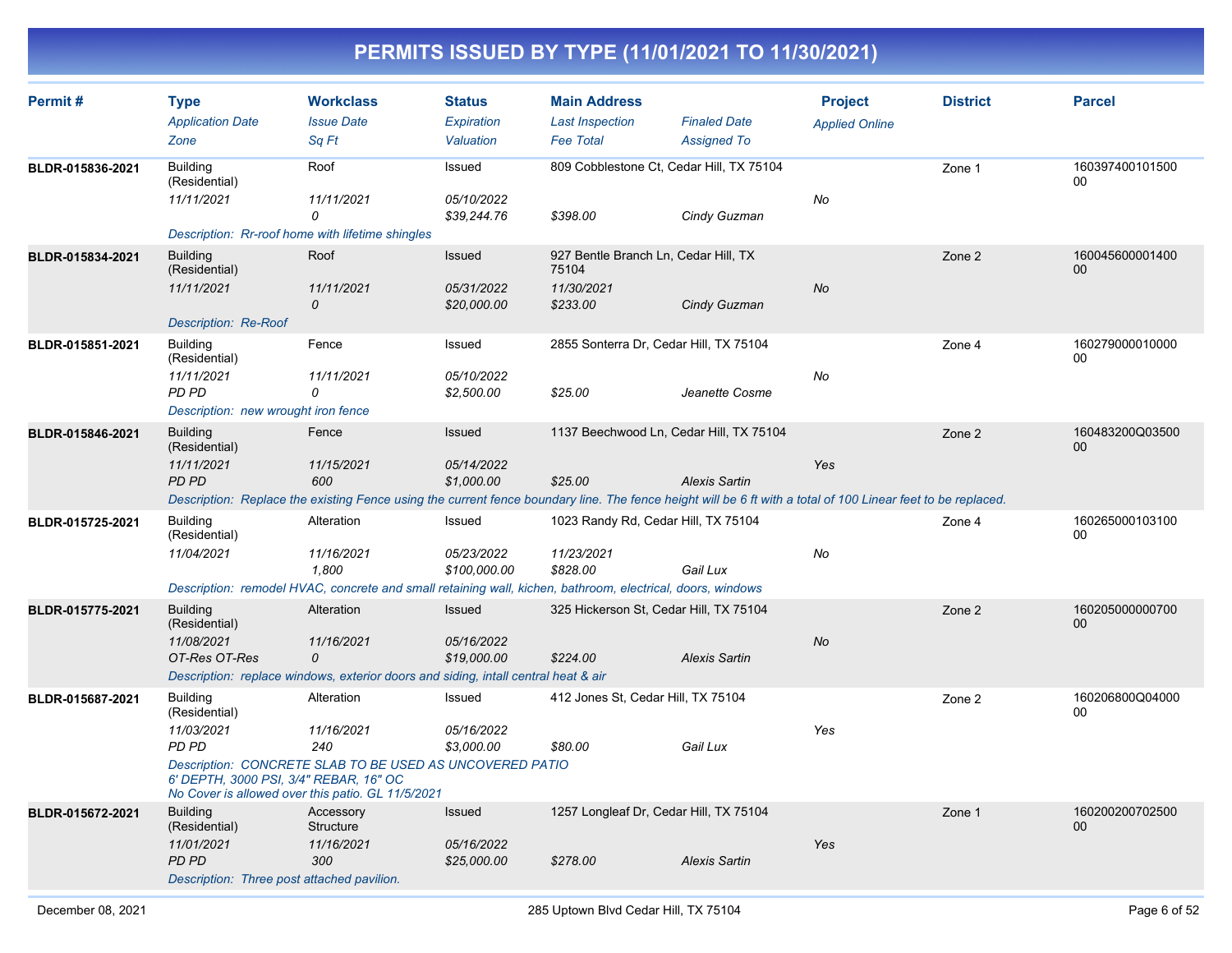# PERMITS ISSUED BY TYPE (11/01/2021 TO 11/30/2021)

| Permit # | Type | Workclass | Status | Main Address | | Project | District | Parcel |
|---|---|---|---|---|---|---|---|---|
| | *Application Date* | *Issue Date* | *Expiration* | *Last Inspection* | *Finaled Date* | *Applied Online* | | |
| | *Zone* | *Sq Ft* | *Valuation* | *Fee Total* | *Assigned To* | | | |
| **BLDR-015836-2021** | Building (Residential) | Roof | Issued | 809 Cobblestone Ct, Cedar Hill, TX 75104 | | | Zone 1 | 16039740010150000 |
| | *11/11/2021* | *11/11/2021* | *05/10/2022* | | | *No* | | |
| | | *0* | *$39,244.76* | *$398.00* | *Cindy Guzman* | | | |
| | *Description: Rr-roof home with lifetime shingles* | | | | | | | |
| **BLDR-015834-2021** | Building (Residential) | Roof | Issued | 927 Bentle Branch Ln, Cedar Hill, TX 75104 | | | Zone 2 | 16004560000140000 |
| | *11/11/2021* | *11/11/2021* | *05/31/2022* | *11/30/2021* | | *No* | | |
| | | *0* | *$20,000.00* | *$233.00* | *Cindy Guzman* | | | |
| | *Description: Re-Roof* | | | | | | | |
| **BLDR-015851-2021** | Building (Residential) | Fence | Issued | 2855 Sonterra Dr, Cedar Hill, TX 75104 | | | Zone 4 | 16027900001000000 |
| | *11/11/2021* | *11/11/2021* | *05/10/2022* | | | *No* | | |
| | *PD PD* | *0* | *$2,500.00* | *$25.00* | *Jeanette Cosme* | | | |
| | *Description: new wrought iron fence* | | | | | | | |
| **BLDR-015846-2021** | Building (Residential) | Fence | Issued | 1137 Beechwood Ln, Cedar Hill, TX 75104 | | | Zone 2 | 160483200Q0350000 |
| | *11/11/2021* | *11/15/2021* | *05/14/2022* | | | *Yes* | | |
| | *PD PD* | *600* | *$1,000.00* | *$25.00* | *Alexis Sartin* | | | |
| | *Description: Replace the existing Fence using the current fence boundary line. The fence height will be 6 ft with a total of 100 Linear feet to be replaced.* | | | | | | | |
| **BLDR-015725-2021** | Building (Residential) | Alteration | Issued | 1023 Randy Rd, Cedar Hill, TX 75104 | | | Zone 4 | 16026500010310000 |
| | *11/04/2021* | *11/16/2021* | *05/23/2022* | *11/23/2021* | | *No* | | |
| | | *1,800* | *$100,000.00* | *$828.00* | *Gail Lux* | | | |
| | *Description: remodel HVAC, concrete and small retaining wall, kichen, bathroom, electrical, doors, windows* | | | | | | | |
| **BLDR-015775-2021** | Building (Residential) | Alteration | Issued | 325 Hickerson St, Cedar Hill, TX 75104 | | | Zone 2 | 16020500000070000 |
| | *11/08/2021* | *11/16/2021* | *05/16/2022* | | | *No* | | |
| | *OT-Res OT-Res* | *0* | *$19,000.00* | *$224.00* | *Alexis Sartin* | | | |
| | *Description: replace windows, exterior doors and siding, intall central heat & air* | | | | | | | |
| **BLDR-015687-2021** | Building (Residential) | Alteration | Issued | 412 Jones St, Cedar Hill, TX 75104 | | | Zone 2 | 160206800Q0400000 |
| | *11/03/2021* | *11/16/2021* | *05/16/2022* | | | *Yes* | | |
| | *PD PD* | *240* | *$3,000.00* | *$80.00* | *Gail Lux* | | | |
| | *Description: CONCRETE SLAB TO BE USED AS UNCOVERED PATIO 6' DEPTH, 3000 PSI, 3/4" REBAR, 16" OC No Cover is allowed over this patio. GL 11/5/2021* | | | | | | | |
| **BLDR-015672-2021** | Building (Residential) | Accessory Structure | Issued | 1257 Longleaf Dr, Cedar Hill, TX 75104 | | | Zone 1 | 16020020070250000 |
| | *11/01/2021* | *11/16/2021* | *05/16/2022* | | | *Yes* | | |
| | *PD PD* | *300* | *$25,000.00* | *$278.00* | *Alexis Sartin* | | | |
| | *Description: Three post attached pavilion.* | | | | | | | |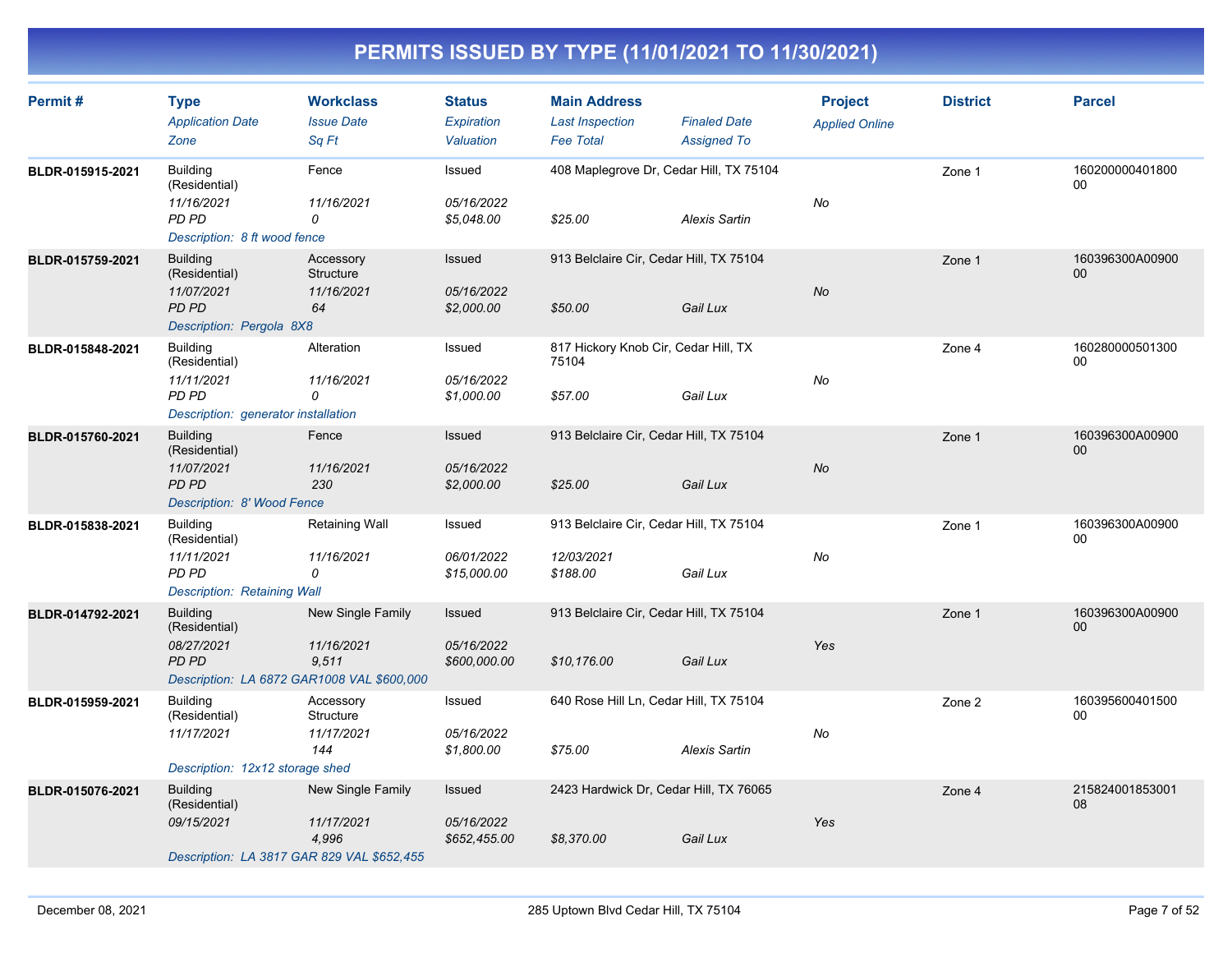# PERMITS ISSUED BY TYPE (11/01/2021 TO 11/30/2021)

| Permit # | Type / Application Date / Zone | Workclass / Issue Date / Sq Ft | Status / Expiration / Valuation | Main Address / Last Inspection / Fee Total | Finaled Date / Assigned To | Project / Applied Online | District | Parcel |
|---|---|---|---|---|---|---|---|---|
| BLDR-015915-2021 | Building (Residential)<br>11/16/2021<br>PD PD | Fence<br>11/16/2021<br>0 | Issued<br>05/16/2022<br>$5,048.00 | 408 Maplegrove Dr, Cedar Hill, TX 75104<br><br>$25.00 | <br>Alexis Sartin | <br>No | Zone 1 | 16020000040180000 |
| | Description: 8 ft wood fence | | | | | | | |
| BLDR-015759-2021 | Building (Residential)<br>11/07/2021<br>PD PD | Accessory Structure<br>11/16/2021<br>64 | Issued<br>05/16/2022<br>$2,000.00 | 913 Belclaire Cir, Cedar Hill, TX 75104<br><br>$50.00 | <br>Gail Lux | <br>No | Zone 1 | 160396300A0090000 |
| | Description: Pergola 8X8 | | | | | | | |
| BLDR-015848-2021 | Building (Residential)<br>11/11/2021<br>PD PD | Alteration<br>11/16/2021<br>0 | Issued<br>05/16/2022<br>$1,000.00 | 817 Hickory Knob Cir, Cedar Hill, TX 75104<br><br>$57.00 | <br>Gail Lux | <br>No | Zone 4 | 16028000050130000 |
| | Description: generator installation | | | | | | | |
| BLDR-015760-2021 | Building (Residential)<br>11/07/2021<br>PD PD | Fence<br>11/16/2021<br>230 | Issued<br>05/16/2022<br>$2,000.00 | 913 Belclaire Cir, Cedar Hill, TX 75104<br><br>$25.00 | <br>Gail Lux | <br>No | Zone 1 | 160396300A0090000 |
| | Description: 8' Wood Fence | | | | | | | |
| BLDR-015838-2021 | Building (Residential)<br>11/11/2021<br>PD PD | Retaining Wall<br>11/16/2021<br>0 | Issued<br>06/01/2022<br>$15,000.00 | 913 Belclaire Cir, Cedar Hill, TX 75104<br>12/03/2021<br>$188.00 | <br>Gail Lux | <br>No | Zone 1 | 160396300A0090000 |
| | Description: Retaining Wall | | | | | | | |
| BLDR-014792-2021 | Building (Residential)<br>08/27/2021<br>PD PD | New Single Family<br>11/16/2021<br>9,511 | Issued<br>05/16/2022<br>$600,000.00 | 913 Belclaire Cir, Cedar Hill, TX 75104<br><br>$10,176.00 | <br>Gail Lux | <br>Yes | Zone 1 | 160396300A0090000 |
| | Description: LA 6872 GAR1008 VAL $600,000 | | | | | | | |
| BLDR-015959-2021 | Building (Residential)<br>11/17/2021 | Accessory Structure<br>11/17/2021<br>144 | Issued<br>05/16/2022<br>$1,800.00 | 640 Rose Hill Ln, Cedar Hill, TX 75104<br><br>$75.00 | <br>Alexis Sartin | <br>No | Zone 2 | 16039560040150000 |
| | Description: 12x12 storage shed | | | | | | | |
| BLDR-015076-2021 | Building (Residential)<br>09/15/2021 | New Single Family<br>11/17/2021<br>4,996 | Issued<br>05/16/2022<br>$652,455.00 | 2423 Hardwick Dr, Cedar Hill, TX 76065<br><br>$8,370.00 | <br>Gail Lux | <br>Yes | Zone 4 | 21582400185300108 |
| | Description: LA 3817 GAR 829 VAL $652,455 | | | | | | | |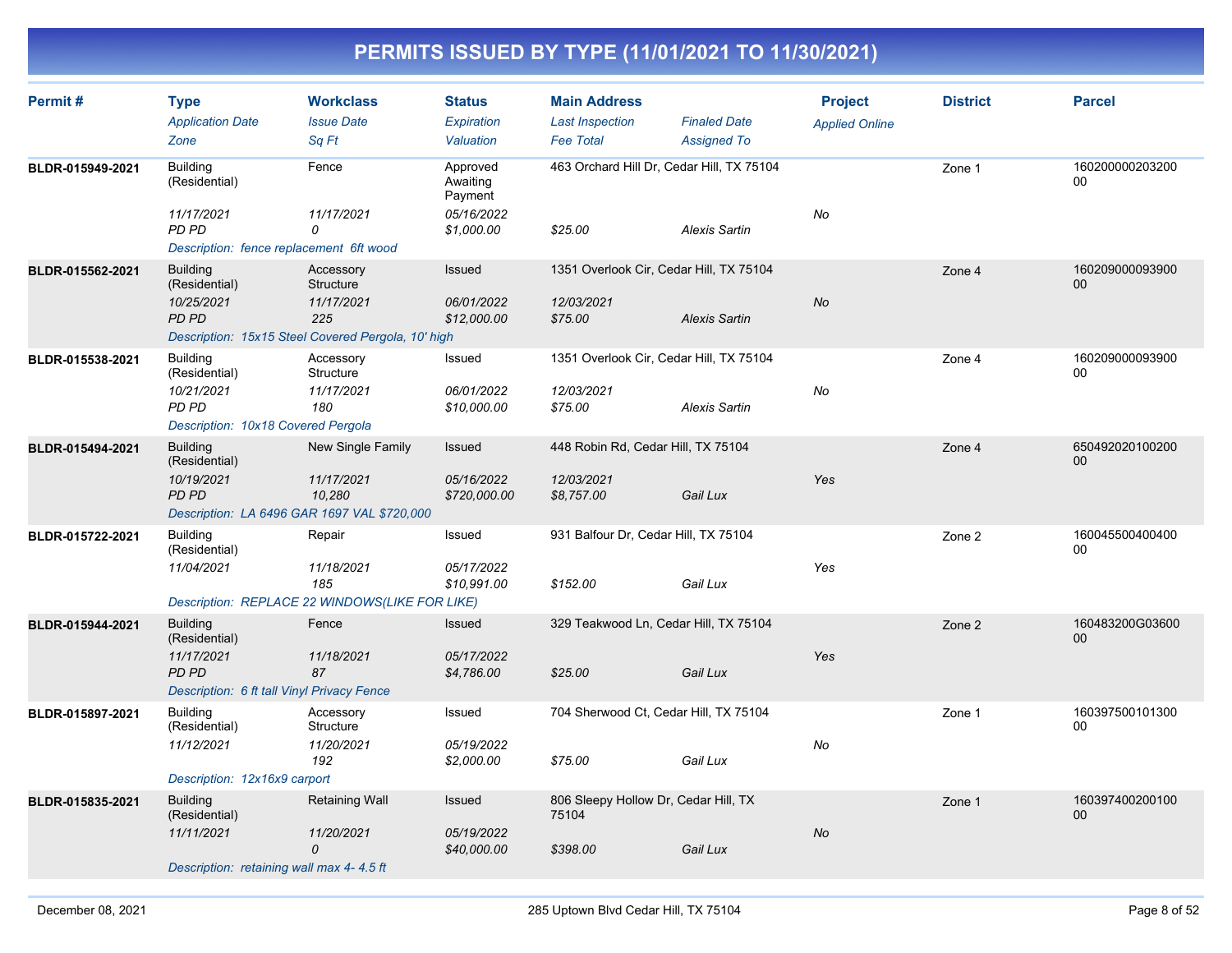# PERMITS ISSUED BY TYPE (11/01/2021 TO 11/30/2021)

| Permit # | Type<br>Application Date<br>Zone | Workclass<br>Issue Date<br>Sq Ft | Status<br>Expiration<br>Valuation | Main Address<br>Last Inspection<br>Fee Total | Finaled Date<br>Assigned To | Project<br>Applied Online | District | Parcel |
|---|---|---|---|---|---|---|---|---|
| BLDR-015949-2021 | Building (Residential)<br>11/17/2021<br>PD PD | Fence<br>11/17/2021<br>0 | Approved Awaiting Payment<br>05/16/2022<br>$1,000.00 | 463 Orchard Hill Dr, Cedar Hill, TX 75104<br><br>$25.00 | <br>Alexis Sartin | No | Zone 1 | 16020000020320000 |
| | Description: fence replacement 6ft wood | | | | | | | |
| BLDR-015562-2021 | Building (Residential)<br>10/25/2021<br>PD PD | Accessory Structure<br>11/17/2021<br>225 | Issued<br>06/01/2022<br>$12,000.00 | 1351 Overlook Cir, Cedar Hill, TX 75104<br>12/03/2021<br>$75.00 | <br>Alexis Sartin | No | Zone 4 | 16020900009390000 |
| | Description: 15x15 Steel Covered Pergola, 10' high | | | | | | | |
| BLDR-015538-2021 | Building (Residential)<br>10/21/2021<br>PD PD | Accessory Structure<br>11/17/2021<br>180 | Issued<br>06/01/2022<br>$10,000.00 | 1351 Overlook Cir, Cedar Hill, TX 75104<br>12/03/2021<br>$75.00 | <br>Alexis Sartin | No | Zone 4 | 16020900009390000 |
| | Description: 10x18 Covered Pergola | | | | | | | |
| BLDR-015494-2021 | Building (Residential)<br>10/19/2021<br>PD PD | New Single Family<br>11/17/2021<br>10,280 | Issued<br>05/16/2022<br>$720,000.00 | 448 Robin Rd, Cedar Hill, TX 75104<br>12/03/2021<br>$8,757.00 | <br>Gail Lux | Yes | Zone 4 | 65049202010020000 |
| | Description: LA 6496 GAR 1697 VAL $720,000 | | | | | | | |
| BLDR-015722-2021 | Building (Residential)<br>11/04/2021 | Repair<br>11/18/2021<br>185 | Issued<br>05/17/2022<br>$10,991.00 | 931 Balfour Dr, Cedar Hill, TX 75104<br><br>$152.00 | <br>Gail Lux | Yes | Zone 2 | 16004550040040000 |
| | Description: REPLACE 22 WINDOWS(LIKE FOR LIKE) | | | | | | | |
| BLDR-015944-2021 | Building (Residential)<br>11/17/2021<br>PD PD | Fence<br>11/18/2021<br>87 | Issued<br>05/17/2022<br>$4,786.00 | 329 Teakwood Ln, Cedar Hill, TX 75104<br><br>$25.00 | <br>Gail Lux | Yes | Zone 2 | 160483200G0360000 |
| | Description: 6 ft tall Vinyl Privacy Fence | | | | | | | |
| BLDR-015897-2021 | Building (Residential)<br>11/12/2021 | Accessory Structure<br>11/20/2021<br>192 | Issued<br>05/19/2022<br>$2,000.00 | 704 Sherwood Ct, Cedar Hill, TX 75104<br><br>$75.00 | <br>Gail Lux | No | Zone 1 | 16039750010130000 |
| | Description: 12x16x9 carport | | | | | | | |
| BLDR-015835-2021 | Building (Residential)<br>11/11/2021 | Retaining Wall<br>11/20/2021<br>0 | Issued<br>05/19/2022<br>$40,000.00 | 806 Sleepy Hollow Dr, Cedar Hill, TX 75104<br><br>$398.00 | <br>Gail Lux | No | Zone 1 | 16039740020010000 |
| | Description: retaining wall max 4- 4.5 ft | | | | | | | |

December 08, 2021 — 285 Uptown Blvd Cedar Hill, TX 75104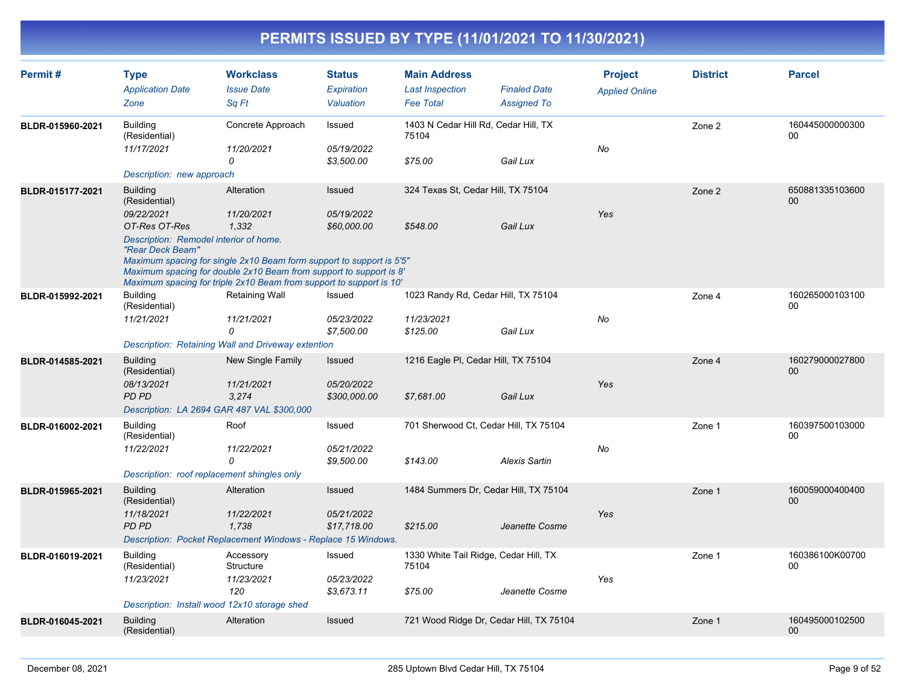# PERMITS ISSUED BY TYPE (11/01/2021 TO 11/30/2021)

| Permit # | Type / Application Date / Zone | Workclass / Issue Date / Sq Ft | Status / Expiration / Valuation | Main Address / Last Inspection / Fee Total | Finaled Date / Assigned To | Project / Applied Online | District | Parcel |
|---|---|---|---|---|---|---|---|---|
| BLDR-015960-2021 | Building (Residential) | Concrete Approach | Issued | 1403 N Cedar Hill Rd, Cedar Hill, TX 75104 | | | Zone 2 | 16044500000030000 |
| | 11/17/2021 | 11/20/2021 | 05/19/2022 | | | No | | |
| | | 0 | $3,500.00 | $75.00 | Gail Lux | | | |
| | Description: new approach | | | | | | | |
| BLDR-015177-2021 | Building (Residential) | Alteration | Issued | 324 Texas St, Cedar Hill, TX 75104 | | | Zone 2 | 65088133510360000 |
| | 09/22/2021 | 11/20/2021 | 05/19/2022 | | | Yes | | |
| | OT-Res OT-Res | 1,332 | $60,000.00 | $548.00 | Gail Lux | | | |
| | Description: Remodel interior of home. "Rear Deck Beam" Maximum spacing for single 2x10 Beam form support to support is 5'5" Maximum spacing for double 2x10 Beam from support to support is 8' Maximum spacing for triple 2x10 Beam from support to support is 10' | | | | | | | |
| BLDR-015992-2021 | Building (Residential) | Retaining Wall | Issued | 1023 Randy Rd, Cedar Hill, TX 75104 | | | Zone 4 | 16026500010310000 |
| | 11/21/2021 | 11/21/2021 | 05/23/2022 | 11/23/2021 | | No | | |
| | | 0 | $7,500.00 | $125.00 | Gail Lux | | | |
| | Description: Retaining Wall and Driveway extention | | | | | | | |
| BLDR-014585-2021 | Building (Residential) | New Single Family | Issued | 1216 Eagle Pl, Cedar Hill, TX 75104 | | | Zone 4 | 16027900002780000 |
| | 08/13/2021 | 11/21/2021 | 05/20/2022 | | | Yes | | |
| | PD PD | 3,274 | $300,000.00 | $7,681.00 | Gail Lux | | | |
| | Description: LA 2694 GAR 487 VAL $300,000 | | | | | | | |
| BLDR-016002-2021 | Building (Residential) | Roof | Issued | 701 Sherwood Ct, Cedar Hill, TX 75104 | | | Zone 1 | 16039750010300000 |
| | 11/22/2021 | 11/22/2021 | 05/21/2022 | | | No | | |
| | | 0 | $9,500.00 | $143.00 | Alexis Sartin | | | |
| | Description: roof replacement shingles only | | | | | | | |
| BLDR-015965-2021 | Building (Residential) | Alteration | Issued | 1484 Summers Dr, Cedar Hill, TX 75104 | | | Zone 1 | 16005900040040000 |
| | 11/18/2021 | 11/22/2021 | 05/21/2022 | | | Yes | | |
| | PD PD | 1,738 | $17,718.00 | $215.00 | Jeanette Cosme | | | |
| | Description: Pocket Replacement Windows - Replace 15 Windows. | | | | | | | |
| BLDR-016019-2021 | Building (Residential) | Accessory Structure | Issued | 1330 White Tail Ridge, Cedar Hill, TX 75104 | | | Zone 1 | 160386100K0070000 |
| | 11/23/2021 | 11/23/2021 | 05/23/2022 | | | Yes | | |
| | | 120 | $3,673.11 | $75.00 | Jeanette Cosme | | | |
| | Description: Install wood 12x10 storage shed | | | | | | | |
| BLDR-016045-2021 | Building (Residential) | Alteration | Issued | 721 Wood Ridge Dr, Cedar Hill, TX 75104 | | | Zone 1 | 16049500010250000 |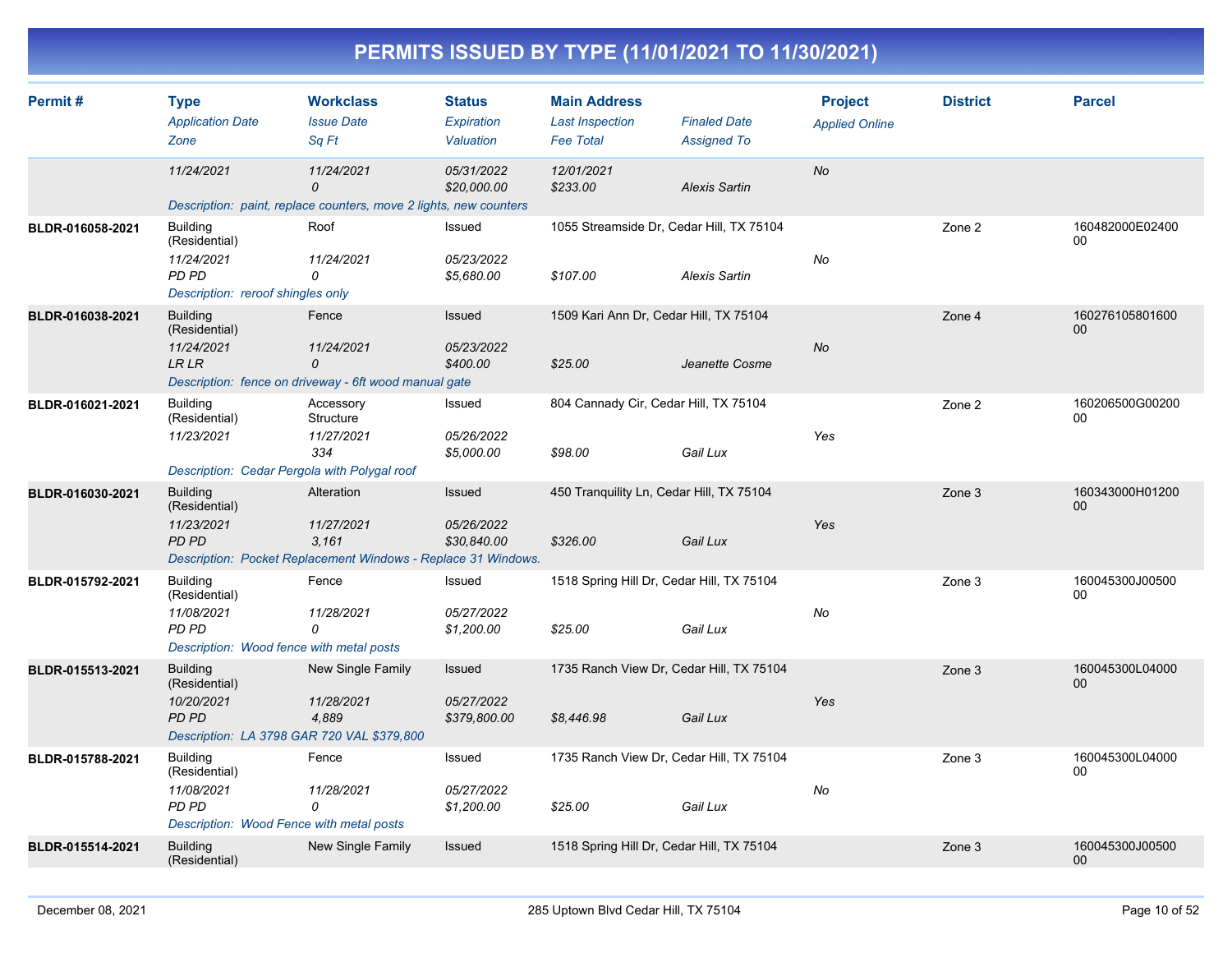# PERMITS ISSUED BY TYPE (11/01/2021 TO 11/30/2021)

| Permit # | Type / Application Date / Zone | Workclass / Issue Date / Sq Ft | Status / Expiration / Valuation | Main Address / Last Inspection / Fee Total | Finaled Date / Assigned To | Project / Applied Online | District | Parcel |
|---|---|---|---|---|---|---|---|---|
| | 11/24/2021 | 11/24/2021<br>0 | 05/31/2022<br>$20,000.00 | 12/01/2021<br>$233.00 | Alexis Sartin | No | | |
| | *Description: paint, replace counters, move 2 lights, new counters* | | | | | | | |
| BLDR-016058-2021 | Building (Residential)<br>11/24/2021<br>PD PD | Roof<br>11/24/2021<br>0 | Issued<br>05/23/2022<br>$5,680.00 | 1055 Streamside Dr, Cedar Hill, TX 75104<br><br>$107.00 | Alexis Sartin | No | Zone 2 | 160482000E0240000 |
| | *Description: reroof shingles only* | | | | | | | |
| BLDR-016038-2021 | Building (Residential)<br>11/24/2021<br>LR LR | Fence<br>11/24/2021<br>0 | Issued<br>05/23/2022<br>$400.00 | 1509 Kari Ann Dr, Cedar Hill, TX 75104<br><br>$25.00 | Jeanette Cosme | No | Zone 4 | 16027610580160000 |
| | *Description: fence on driveway - 6ft wood manual gate* | | | | | | | |
| BLDR-016021-2021 | Building (Residential)<br>11/23/2021 | Accessory Structure<br>11/27/2021<br>334 | Issued<br>05/26/2022<br>$5,000.00 | 804 Cannady Cir, Cedar Hill, TX 75104<br><br>$98.00 | Gail Lux | Yes | Zone 2 | 160206500G0020000 |
| | *Description: Cedar Pergola with Polygal roof* | | | | | | | |
| BLDR-016030-2021 | Building (Residential)<br>11/23/2021<br>PD PD | Alteration<br>11/27/2021<br>3,161 | Issued<br>05/26/2022<br>$30,840.00 | 450 Tranquility Ln, Cedar Hill, TX 75104<br><br>$326.00 | Gail Lux | Yes | Zone 3 | 160343000H0120000 |
| | *Description: Pocket Replacement Windows - Replace 31 Windows.* | | | | | | | |
| BLDR-015792-2021 | Building (Residential)<br>11/08/2021<br>PD PD | Fence<br>11/28/2021<br>0 | Issued<br>05/27/2022<br>$1,200.00 | 1518 Spring Hill Dr, Cedar Hill, TX 75104<br><br>$25.00 | Gail Lux | No | Zone 3 | 160045300J0050000 |
| | *Description: Wood fence with metal posts* | | | | | | | |
| BLDR-015513-2021 | Building (Residential)<br>10/20/2021<br>PD PD | New Single Family<br>11/28/2021<br>4,889 | Issued<br>05/27/2022<br>$379,800.00 | 1735 Ranch View Dr, Cedar Hill, TX 75104<br><br>$8,446.98 | Gail Lux | Yes | Zone 3 | 160045300L0400000 |
| | *Description: LA 3798 GAR 720 VAL $379,800* | | | | | | | |
| BLDR-015788-2021 | Building (Residential)<br>11/08/2021<br>PD PD | Fence<br>11/28/2021<br>0 | Issued<br>05/27/2022<br>$1,200.00 | 1735 Ranch View Dr, Cedar Hill, TX 75104<br><br>$25.00 | Gail Lux | No | Zone 3 | 160045300L0400000 |
| | *Description: Wood Fence with metal posts* | | | | | | | |
| BLDR-015514-2021 | Building (Residential) | New Single Family | Issued | 1518 Spring Hill Dr, Cedar Hill, TX 75104 | | | Zone 3 | 160045300J0050000 |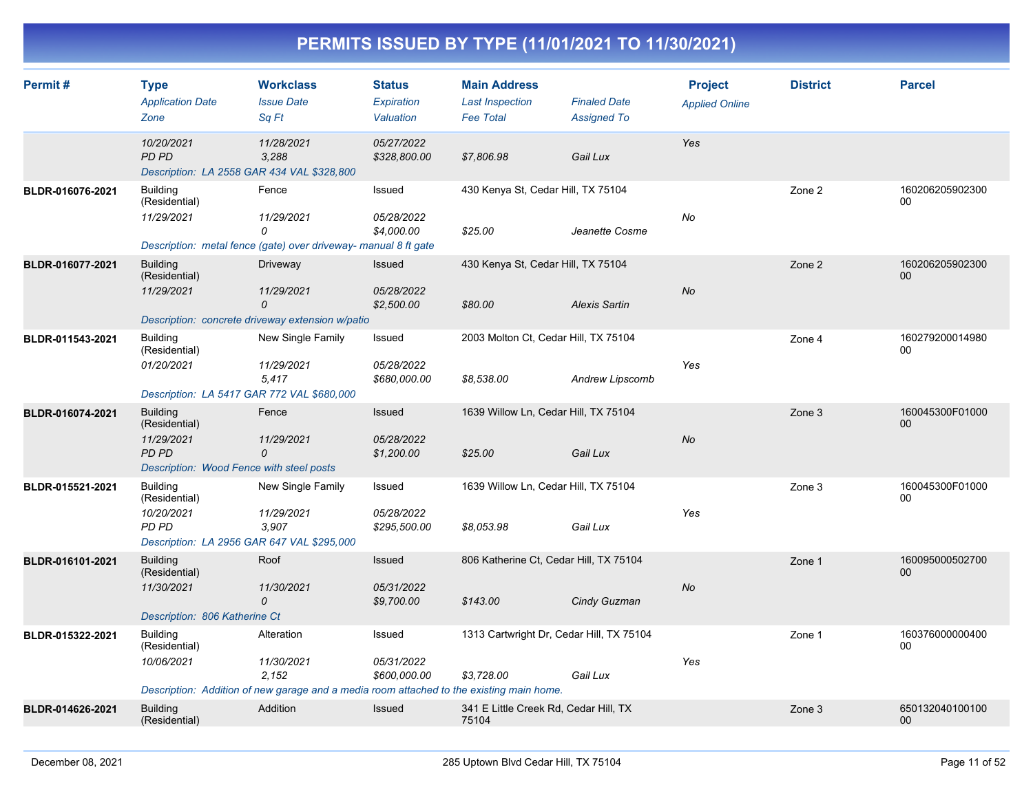# PERMITS ISSUED BY TYPE (11/01/2021 TO 11/30/2021)

| Permit # | Type / Application Date / Zone | Workclass / Issue Date / Sq Ft | Status / Expiration / Valuation | Main Address / Last Inspection / Fee Total | Finaled Date / Assigned To | Project / Applied Online | District | Parcel |
|---|---|---|---|---|---|---|---|---|
| | 10/20/2021<br>PD PD | 11/28/2021<br>3,288 | 05/27/2022<br>$328,800.00 | $7,806.98 | Gail Lux | Yes | | |
| | Description: LA 2558 GAR 434 VAL $328,800 | | | | | | | |
| BLDR-016076-2021 | Building (Residential)<br>11/29/2021 | Fence<br>11/29/2021<br>0 | Issued<br>05/28/2022<br>$4,000.00 | 430 Kenya St, Cedar Hill, TX 75104<br>$25.00 | Jeanette Cosme | No | Zone 2 | 16020620590230000 |
| | Description: metal fence (gate) over driveway- manual 8 ft gate | | | | | | | |
| BLDR-016077-2021 | Building (Residential)<br>11/29/2021 | Driveway<br>11/29/2021<br>0 | Issued<br>05/28/2022<br>$2,500.00 | 430 Kenya St, Cedar Hill, TX 75104<br>$80.00 | Alexis Sartin | No | Zone 2 | 16020620590230000 |
| | Description: concrete driveway extension w/patio | | | | | | | |
| BLDR-011543-2021 | Building (Residential)<br>01/20/2021 | New Single Family<br>11/29/2021<br>5,417 | Issued<br>05/28/2022<br>$680,000.00 | 2003 Molton Ct, Cedar Hill, TX 75104<br>$8,538.00 | Andrew Lipscomb | Yes | Zone 4 | 16027920001498000 |
| | Description: LA 5417 GAR 772 VAL $680,000 | | | | | | | |
| BLDR-016074-2021 | Building (Residential)<br>11/29/2021<br>PD PD | Fence<br>11/29/2021<br>0 | Issued<br>05/28/2022<br>$1,200.00 | 1639 Willow Ln, Cedar Hill, TX 75104<br>$25.00 | Gail Lux | No | Zone 3 | 160045300F0100000 |
| | Description: Wood Fence with steel posts | | | | | | | |
| BLDR-015521-2021 | Building (Residential)<br>10/20/2021<br>PD PD | New Single Family<br>11/29/2021<br>3,907 | Issued<br>05/28/2022<br>$295,500.00 | 1639 Willow Ln, Cedar Hill, TX 75104<br>$8,053.98 | Gail Lux | Yes | Zone 3 | 160045300F0100000 |
| | Description: LA 2956 GAR 647 VAL $295,000 | | | | | | | |
| BLDR-016101-2021 | Building (Residential)<br>11/30/2021 | Roof<br>11/30/2021<br>0 | Issued<br>05/31/2022<br>$9,700.00 | 806 Katherine Ct, Cedar Hill, TX 75104<br>$143.00 | Cindy Guzman | No | Zone 1 | 16009500050270000 |
| | Description: 806 Katherine Ct | | | | | | | |
| BLDR-015322-2021 | Building (Residential)<br>10/06/2021 | Alteration<br>11/30/2021<br>2,152 | Issued<br>05/31/2022<br>$600,000.00 | 1313 Cartwright Dr, Cedar Hill, TX 75104<br>$3,728.00 | Gail Lux | Yes | Zone 1 | 16037600000040000 |
| | Description: Addition of new garage and a media room attached to the existing main home. | | | | | | | |
| BLDR-014626-2021 | Building (Residential) | Addition | Issued | 341 E Little Creek Rd, Cedar Hill, TX 75104 | | | Zone 3 | 65013204010010000 |

December 08, 2021 — 285 Uptown Blvd Cedar Hill, TX 75104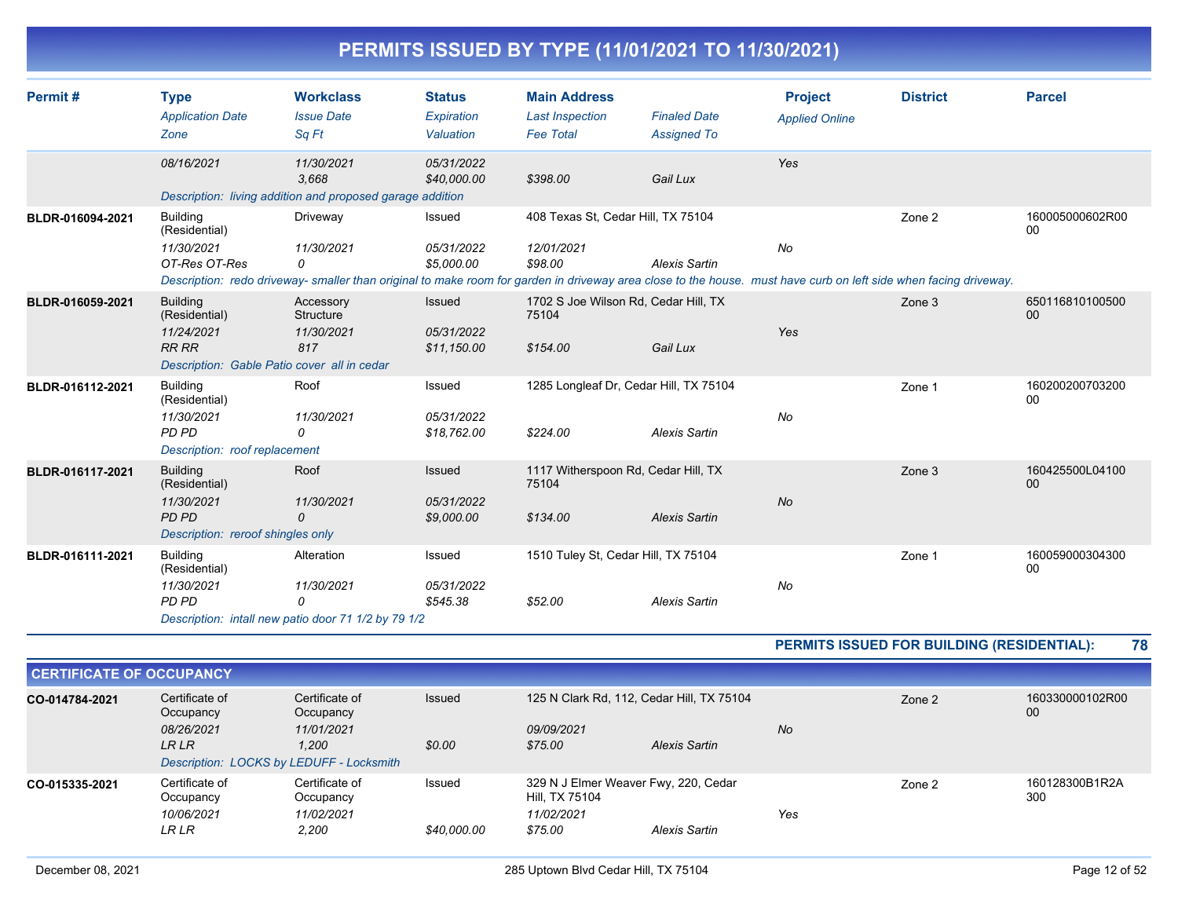# PERMITS ISSUED BY TYPE (11/01/2021 TO 11/30/2021)

| Permit # | Type / Application Date / Zone | Workclass / Issue Date / Sq Ft | Status / Expiration / Valuation | Main Address / Last Inspection / Fee Total | Finaled Date / Assigned To | Project / Applied Online | District | Parcel |
|---|---|---|---|---|---|---|---|---|
| | 08/16/2021 | 11/30/2021<br>3,668 | 05/31/2022<br>$40,000.00 | $398.00 | Gail Lux | Yes | | |
| | Description: living addition and proposed garage addition | | | | | | | |
| BLDR-016094-2021 | Building (Residential)<br>11/30/2021<br>OT-Res OT-Res | Driveway<br>11/30/2021<br>0 | Issued<br>05/31/2022<br>$5,000.00 | 408 Texas St, Cedar Hill, TX 75104<br>12/01/2021<br>$98.00 | Alexis Sartin | No | Zone 2 | 160005000602R0000 |
| | Description: redo driveway- smaller than original to make room for garden in driveway area close to the house. must have curb on left side when facing driveway. | | | | | | | |
| BLDR-016059-2021 | Building (Residential)<br>11/24/2021<br>RR RR | Accessory Structure<br>11/30/2021<br>817 | Issued<br>05/31/2022<br>$11,150.00 | 1702 S Joe Wilson Rd, Cedar Hill, TX 75104<br><br>$154.00 | Gail Lux | Yes | Zone 3 | 65011681010050000 |
| | Description: Gable Patio cover all in cedar | | | | | | | |
| BLDR-016112-2021 | Building (Residential)<br>11/30/2021<br>PD PD | Roof<br>11/30/2021<br>0 | Issued<br>05/31/2022<br>$18,762.00 | 1285 Longleaf Dr, Cedar Hill, TX 75104<br><br>$224.00 | Alexis Sartin | No | Zone 1 | 16020020070320000 |
| | Description: roof replacement | | | | | | | |
| BLDR-016117-2021 | Building (Residential)<br>11/30/2021<br>PD PD | Roof<br>11/30/2021<br>0 | Issued<br>05/31/2022<br>$9,000.00 | 1117 Witherspoon Rd, Cedar Hill, TX 75104<br><br>$134.00 | Alexis Sartin | No | Zone 3 | 160425500L0410000 |
| | Description: reroof shingles only | | | | | | | |
| BLDR-016111-2021 | Building (Residential)<br>11/30/2021<br>PD PD | Alteration<br>11/30/2021<br>0 | Issued<br>05/31/2022<br>$545.38 | 1510 Tuley St, Cedar Hill, TX 75104<br><br>$52.00 | Alexis Sartin | No | Zone 1 | 16005900030430000 |
| | Description: intall new patio door 71 1/2 by 79 1/2 | | | | | | | |

**PERMITS ISSUED FOR BUILDING (RESIDENTIAL): 78**

## CERTIFICATE OF OCCUPANCY

| Permit # | Type / Application Date / Zone | Workclass / Issue Date / Sq Ft | Status / Expiration / Valuation | Main Address / Last Inspection / Fee Total | Finaled Date / Assigned To | Project / Applied Online | District | Parcel |
|---|---|---|---|---|---|---|---|---|
| CO-014784-2021 | Certificate of Occupancy<br>08/26/2021<br>LR LR | Certificate of Occupancy<br>11/01/2021<br>1,200 | Issued<br><br>$0.00 | 125 N Clark Rd, 112, Cedar Hill, TX 75104<br>09/09/2021<br>$75.00 | Alexis Sartin | No | Zone 2 | 160330000102R0000 |
| | Description: LOCKS by LEDUFF - Locksmith | | | | | | | |
| CO-015335-2021 | Certificate of Occupancy<br>10/06/2021<br>LR LR | Certificate of Occupancy<br>11/02/2021<br>2,200 | Issued<br><br>$40,000.00 | 329 N J Elmer Weaver Fwy, 220, Cedar Hill, TX 75104<br>11/02/2021<br>$75.00 | Alexis Sartin | Yes | Zone 2 | 160128300B1R2A300 |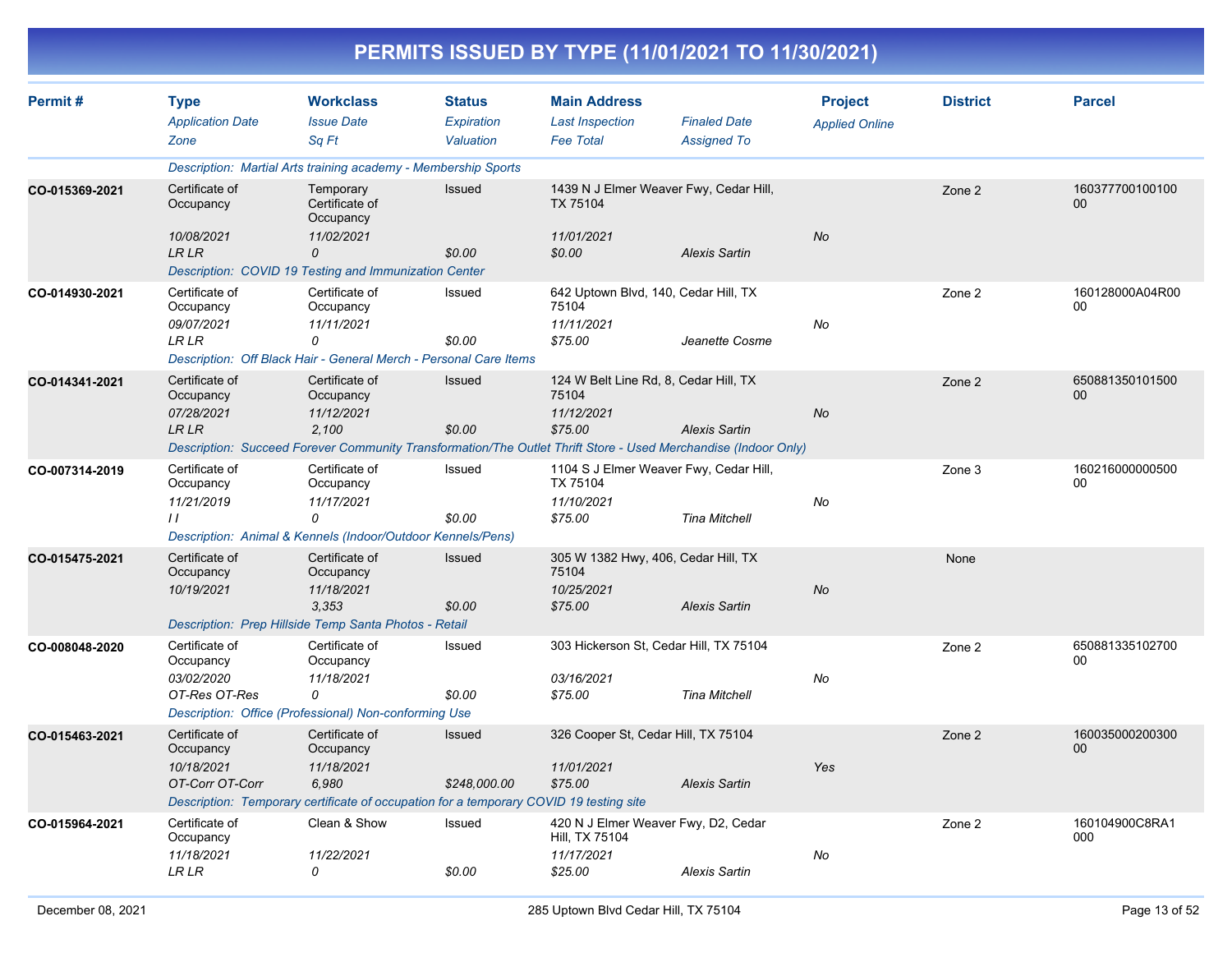# PERMITS ISSUED BY TYPE (11/01/2021 TO 11/30/2021)

| Permit # | Type<br>*Application Date*<br>*Zone* | Workclass<br>*Issue Date*<br>*Sq Ft* | Status<br>*Expiration*<br>*Valuation* | Main Address<br>*Last Inspection*<br>*Fee Total* | *Finaled Date*<br>*Assigned To* | Project<br>*Applied Online* | District | Parcel |
|---|---|---|---|---|---|---|---|---|
| | *Description: Martial Arts training academy - Membership Sports* | | | | | | | |
| CO-015369-2021 | Certificate of Occupancy<br>*10/08/2021*<br>*LR LR* | Temporary Certificate of Occupancy<br>*11/02/2021*<br>*0* | Issued<br><br>*$0.00* | 1439 N J Elmer Weaver Fwy, Cedar Hill, TX 75104<br>*11/01/2021*<br>*$0.00* | <br><br>*Alexis Sartin* | <br>*No* | Zone 2 | 16037770010010000 |
| | *Description: COVID 19 Testing and Immunization Center* | | | | | | | |
| CO-014930-2021 | Certificate of Occupancy<br>*09/07/2021*<br>*LR LR* | Certificate of Occupancy<br>*11/11/2021*<br>*0* | Issued<br><br>*$0.00* | 642 Uptown Blvd, 140, Cedar Hill, TX 75104<br>*11/11/2021*<br>*$75.00* | <br><br>*Jeanette Cosme* | <br>*No* | Zone 2 | 160128000A04R0000 |
| | *Description: Off Black Hair - General Merch - Personal Care Items* | | | | | | | |
| CO-014341-2021 | Certificate of Occupancy<br>*07/28/2021*<br>*LR LR* | Certificate of Occupancy<br>*11/12/2021*<br>*2,100* | Issued<br><br>*$0.00* | 124 W Belt Line Rd, 8, Cedar Hill, TX 75104<br>*11/12/2021*<br>*$75.00* | <br><br>*Alexis Sartin* | <br>*No* | Zone 2 | 65088135010150000 |
| | *Description: Succeed Forever Community Transformation/The Outlet Thrift Store - Used Merchandise (Indoor Only)* | | | | | | | |
| CO-007314-2019 | Certificate of Occupancy<br>*11/21/2019*<br>*I I* | Certificate of Occupancy<br>*11/17/2021*<br>*0* | Issued<br><br>*$0.00* | 1104 S J Elmer Weaver Fwy, Cedar Hill, TX 75104<br>*11/10/2021*<br>*$75.00* | <br><br>*Tina Mitchell* | <br>*No* | Zone 3 | 16021600000050000 |
| | *Description: Animal & Kennels (Indoor/Outdoor Kennels/Pens)* | | | | | | | |
| CO-015475-2021 | Certificate of Occupancy<br>*10/19/2021* | Certificate of Occupancy<br>*11/18/2021*<br>*3,353* | Issued<br><br>*$0.00* | 305 W 1382 Hwy, 406, Cedar Hill, TX 75104<br>*10/25/2021*<br>*$75.00* | <br><br>*Alexis Sartin* | <br>*No* | None | |
| | *Description: Prep Hillside Temp Santa Photos - Retail* | | | | | | | |
| CO-008048-2020 | Certificate of Occupancy<br>*03/02/2020*<br>*OT-Res OT-Res* | Certificate of Occupancy<br>*11/18/2021*<br>*0* | Issued<br><br>*$0.00* | 303 Hickerson St, Cedar Hill, TX 75104<br>*03/16/2021*<br>*$75.00* | <br><br>*Tina Mitchell* | <br>*No* | Zone 2 | 65088133510270000 |
| | *Description: Office (Professional) Non-conforming Use* | | | | | | | |
| CO-015463-2021 | Certificate of Occupancy<br>*10/18/2021*<br>*OT-Corr OT-Corr* | Certificate of Occupancy<br>*11/18/2021*<br>*6,980* | Issued<br><br>*$248,000.00* | 326 Cooper St, Cedar Hill, TX 75104<br>*11/01/2021*<br>*$75.00* | <br><br>*Alexis Sartin* | <br>*Yes* | Zone 2 | 16003500020030000 |
| | *Description: Temporary certificate of occupation for a temporary COVID 19 testing site* | | | | | | | |
| CO-015964-2021 | Certificate of Occupancy<br>*11/18/2021*<br>*LR LR* | Clean & Show<br>*11/22/2021*<br>*0* | Issued<br><br>*$0.00* | 420 N J Elmer Weaver Fwy, D2, Cedar Hill, TX 75104<br>*11/17/2021*<br>*$25.00* | <br><br>*Alexis Sartin* | <br>*No* | Zone 2 | 160104900C8RA1000 |

December 08, 2021 — 285 Uptown Blvd Cedar Hill, TX 75104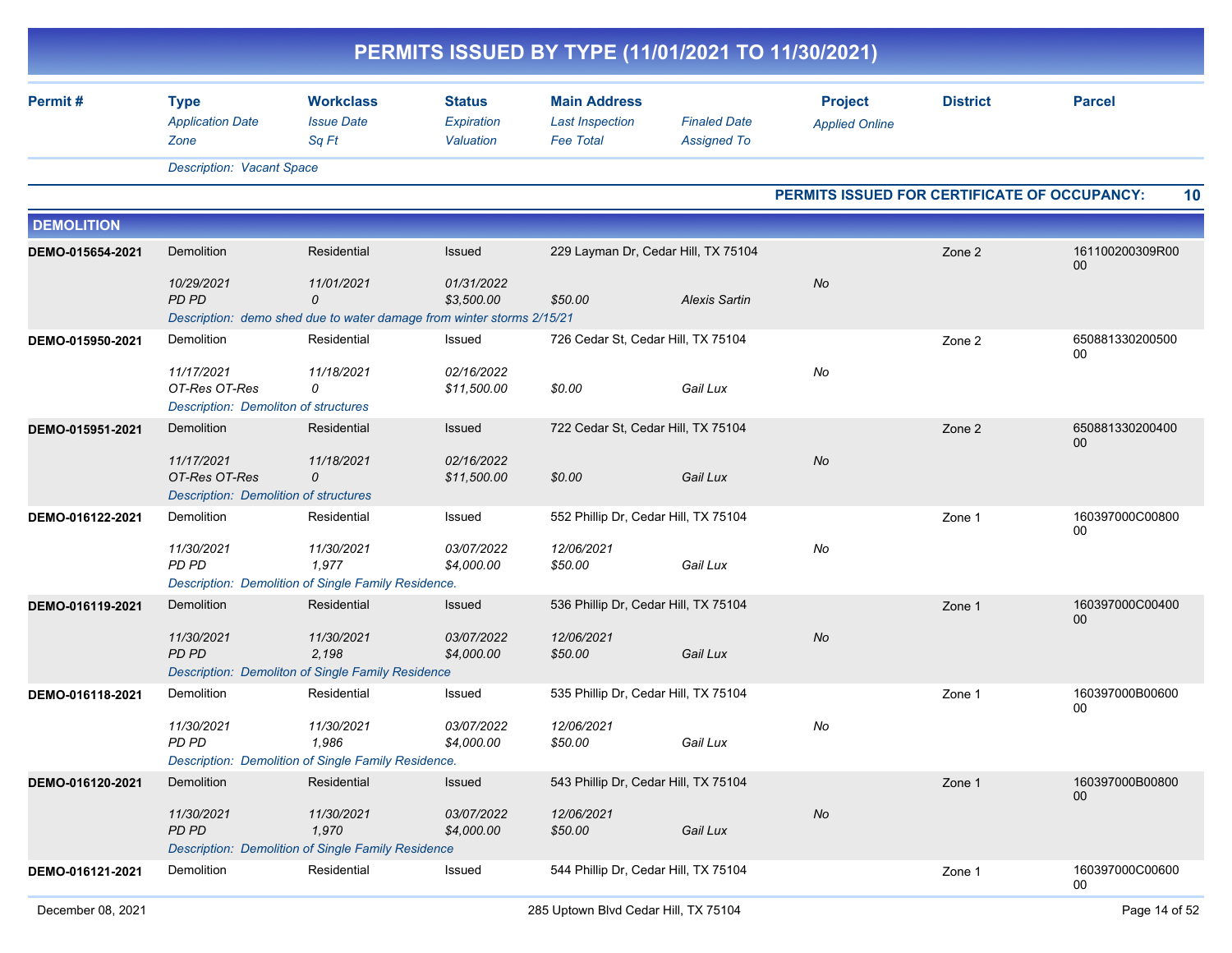# PERMITS ISSUED BY TYPE (11/01/2021 TO 11/30/2021)

| Permit # | Type / *Application Date* / *Zone* | Workclass / *Issue Date* / *Sq Ft* | Status / *Expiration* / *Valuation* | Main Address / *Last Inspection* / *Fee Total* | *Finaled Date* / *Assigned To* | Project / *Applied Online* | District | Parcel |
|---|---|---|---|---|---|---|---|---|

*Description: Vacant Space*

**PERMITS ISSUED FOR CERTIFICATE OF OCCUPANCY: 10**

## DEMOLITION

| Permit # | Type / *Application Date* / *Zone* | Workclass / *Issue Date* / *Sq Ft* | Status / *Expiration* / *Valuation* | Main Address / *Last Inspection* / *Fee Total* | *Finaled Date* / *Assigned To* | Project / *Applied Online* | District | Parcel |
|---|---|---|---|---|---|---|---|---|
| DEMO-015654-2021 | Demolition / *10/29/2021* / *PD PD* | Residential / *11/01/2021* / *0* | Issued / *01/31/2022* / *$3,500.00* | 229 Layman Dr, Cedar Hill, TX 75104 / *$50.00* | *Alexis Sartin* | *No* | Zone 2 | 161100200309R0000 |
| | *Description: demo shed due to water damage from winter storms 2/15/21* | | | | | | | |
| DEMO-015950-2021 | Demolition / *11/17/2021* / *OT-Res OT-Res* | Residential / *11/18/2021* / *0* | Issued / *02/16/2022* / *$11,500.00* | 726 Cedar St, Cedar Hill, TX 75104 / *$0.00* | *Gail Lux* | *No* | Zone 2 | 65088133020050000 |
| | *Description: Demoliton of structures* | | | | | | | |
| DEMO-015951-2021 | Demolition / *11/17/2021* / *OT-Res OT-Res* | Residential / *11/18/2021* / *0* | Issued / *02/16/2022* / *$11,500.00* | 722 Cedar St, Cedar Hill, TX 75104 / *$0.00* | *Gail Lux* | *No* | Zone 2 | 65088133020040000 |
| | *Description: Demolition of structures* | | | | | | | |
| DEMO-016122-2021 | Demolition / *11/30/2021* / *PD PD* | Residential / *11/30/2021* / *1,977* | Issued / *03/07/2022* / *$4,000.00* | 552 Phillip Dr, Cedar Hill, TX 75104 / *12/06/2021* / *$50.00* | *Gail Lux* | *No* | Zone 1 | 160397000C00800 00 |
| | *Description: Demolition of Single Family Residence.* | | | | | | | |
| DEMO-016119-2021 | Demolition / *11/30/2021* / *PD PD* | Residential / *11/30/2021* / *2,198* | Issued / *03/07/2022* / *$4,000.00* | 536 Phillip Dr, Cedar Hill, TX 75104 / *12/06/2021* / *$50.00* | *Gail Lux* | *No* | Zone 1 | 160397000C00400 00 |
| | *Description: Demoliton of Single Family Residence* | | | | | | | |
| DEMO-016118-2021 | Demolition / *11/30/2021* / *PD PD* | Residential / *11/30/2021* / *1,986* | Issued / *03/07/2022* / *$4,000.00* | 535 Phillip Dr, Cedar Hill, TX 75104 / *12/06/2021* / *$50.00* | *Gail Lux* | *No* | Zone 1 | 160397000B00600 00 |
| | *Description: Demolition of Single Family Residence.* | | | | | | | |
| DEMO-016120-2021 | Demolition / *11/30/2021* / *PD PD* | Residential / *11/30/2021* / *1,970* | Issued / *03/07/2022* / *$4,000.00* | 543 Phillip Dr, Cedar Hill, TX 75104 / *12/06/2021* / *$50.00* | *Gail Lux* | *No* | Zone 1 | 160397000B00800 00 |
| | *Description: Demolition of Single Family Residence* | | | | | | | |
| DEMO-016121-2021 | Demolition | Residential | Issued | 544 Phillip Dr, Cedar Hill, TX 75104 | | | Zone 1 | 160397000C00600 00 |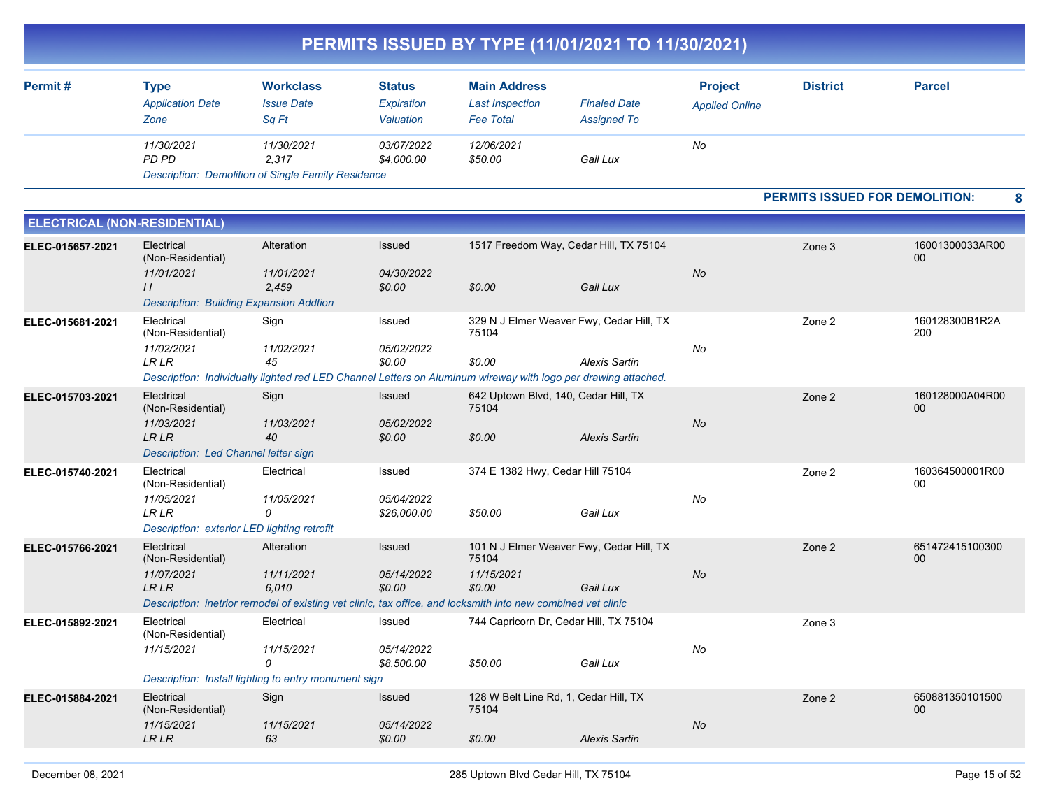# PERMITS ISSUED BY TYPE (11/01/2021 TO 11/30/2021)

| Permit # | Type / Application Date / Zone | Workclass / Issue Date / Sq Ft | Status / Expiration / Valuation | Main Address / Last Inspection / Fee Total | Finaled Date / Assigned To | Project / Applied Online | District | Parcel |
|---|---|---|---|---|---|---|---|---|
| | 11/30/2021 | 11/30/2021 | 03/07/2022 | 12/06/2021 | | No | | |
| | PD PD | 2,317 | $4,000.00 | $50.00 | Gail Lux | | | |
| | Description: Demolition of Single Family Residence | | | | | | | |

**PERMITS ISSUED FOR DEMOLITION: 8**

## ELECTRICAL (NON-RESIDENTIAL)

| Permit # | Type / Application Date / Zone | Workclass / Issue Date / Sq Ft | Status / Expiration / Valuation | Main Address / Last Inspection / Fee Total | Finaled Date / Assigned To | Project / Applied Online | District | Parcel |
|---|---|---|---|---|---|---|---|---|
| ELEC-015657-2021 | Electrical (Non-Residential) | Alteration | Issued | 1517 Freedom Way, Cedar Hill, TX 75104 | | | Zone 3 | 16001300033AR0000 |
| | 11/01/2021 | 11/01/2021 | 04/30/2022 | | | No | | |
| | I I | 2,459 | $0.00 | $0.00 | Gail Lux | | | |
| | Description: Building Expansion Addtion | | | | | | | |
| ELEC-015681-2021 | Electrical (Non-Residential) | Sign | Issued | 329 N J Elmer Weaver Fwy, Cedar Hill, TX 75104 | | | Zone 2 | 160128300B1R2A200 |
| | 11/02/2021 | 11/02/2021 | 05/02/2022 | | | No | | |
| | LR LR | 45 | $0.00 | $0.00 | Alexis Sartin | | | |
| | Description: Individually lighted red LED Channel Letters on Aluminum wireway with logo per drawing attached. | | | | | | | |
| ELEC-015703-2021 | Electrical (Non-Residential) | Sign | Issued | 642 Uptown Blvd, 140, Cedar Hill, TX 75104 | | | Zone 2 | 160128000A04R0000 |
| | 11/03/2021 | 11/03/2021 | 05/02/2022 | | | No | | |
| | LR LR | 40 | $0.00 | $0.00 | Alexis Sartin | | | |
| | Description: Led Channel letter sign | | | | | | | |
| ELEC-015740-2021 | Electrical (Non-Residential) | Electrical | Issued | 374 E 1382 Hwy, Cedar Hill 75104 | | | Zone 2 | 160364500001R0000 |
| | 11/05/2021 | 11/05/2021 | 05/04/2022 | | | No | | |
| | LR LR | 0 | $26,000.00 | $50.00 | Gail Lux | | | |
| | Description: exterior LED lighting retrofit | | | | | | | |
| ELEC-015766-2021 | Electrical (Non-Residential) | Alteration | Issued | 101 N J Elmer Weaver Fwy, Cedar Hill, TX 75104 | | | Zone 2 | 65147241510030000 |
| | 11/07/2021 | 11/11/2021 | 05/14/2022 | 11/15/2021 | | No | | |
| | LR LR | 6,010 | $0.00 | $0.00 | Gail Lux | | | |
| | Description: inetrior remodel of existing vet clinic, tax office, and locksmith into new combined vet clinic | | | | | | | |
| ELEC-015892-2021 | Electrical (Non-Residential) | Electrical | Issued | 744 Capricorn Dr, Cedar Hill, TX 75104 | | | Zone 3 | |
| | 11/15/2021 | 11/15/2021 | 05/14/2022 | | | No | | |
| | | 0 | $8,500.00 | $50.00 | Gail Lux | | | |
| | Description: Install lighting to entry monument sign | | | | | | | |
| ELEC-015884-2021 | Electrical (Non-Residential) | Sign | Issued | 128 W Belt Line Rd, 1, Cedar Hill, TX 75104 | | | Zone 2 | 65088135010150000 |
| | 11/15/2021 | 11/15/2021 | 05/14/2022 | | | No | | |
| | LR LR | 63 | $0.00 | $0.00 | Alexis Sartin | | | |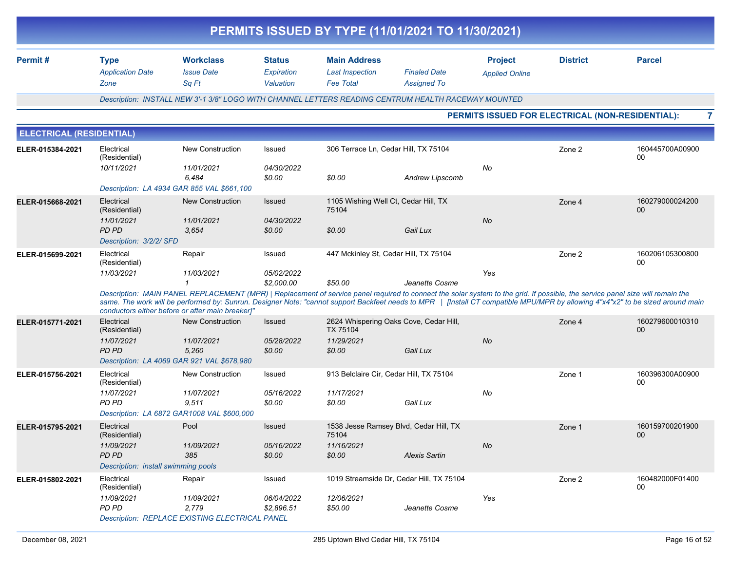# PERMITS ISSUED BY TYPE (11/01/2021 TO 11/30/2021)

| Permit # | Type / Application Date / Zone | Workclass / Issue Date / Sq Ft | Status / Expiration / Valuation | Main Address / Last Inspection / Fee Total | Finaled Date / Assigned To | Project / Applied Online | District | Parcel |
|---|---|---|---|---|---|---|---|---|

Description: INSTALL NEW 3'-1 3/8" LOGO WITH CHANNEL LETTERS READING CENTRUM HEALTH RACEWAY MOUNTED

**PERMITS ISSUED FOR ELECTRICAL (NON-RESIDENTIAL): 7**

## ELECTRICAL (RESIDENTIAL)

| Permit # | Type | Workclass | Status | Main Address | | Project | District | Parcel |
|---|---|---|---|---|---|---|---|---|
| ELER-015384-2021 | Electrical (Residential) | New Construction | Issued | 306 Terrace Ln, Cedar Hill, TX 75104 | | | Zone 2 | 160445700A0090000 |
| | 10/11/2021 | 11/01/2021 | 04/30/2022 | | | No | | |
| | | 6,484 | $0.00 | $0.00 | Andrew Lipscomb | | | |
| | Description: LA 4934 GAR 855 VAL $661,100 | | | | | | | |
| ELER-015668-2021 | Electrical (Residential) | New Construction | Issued | 1105 Wishing Well Ct, Cedar Hill, TX 75104 | | | Zone 4 | 16027900002420000 |
| | 11/01/2021 | 11/01/2021 | 04/30/2022 | | | No | | |
| | PD PD | 3,654 | $0.00 | $0.00 | Gail Lux | | | |
| | Description: 3/2/2/ SFD | | | | | | | |
| ELER-015699-2021 | Electrical (Residential) | Repair | Issued | 447 Mckinley St, Cedar Hill, TX 75104 | | | Zone 2 | 16020610530080000 |
| | 11/03/2021 | 11/03/2021 | 05/02/2022 | | | Yes | | |
| | | 1 | $2,000.00 | $50.00 | Jeanette Cosme | | | |
| | Description: MAIN PANEL REPLACEMENT (MPR) \| Replacement of service panel required to connect the solar system to the grid. If possible, the service panel size will remain the same. The work will be performed by: Sunrun. Designer Note: "cannot support Backfeet needs to MPR \| [Install CT compatible MPU/MPR by allowing 4"x4"x2" to be sized around main conductors either before or after main breaker]" | | | | | | | |
| ELER-015771-2021 | Electrical (Residential) | New Construction | Issued | 2624 Whispering Oaks Cove, Cedar Hill, TX 75104 | | | Zone 4 | 16027960001031000 |
| | 11/07/2021 | 11/07/2021 | 05/28/2022 | 11/29/2021 | | No | | |
| | PD PD | 5,260 | $0.00 | $0.00 | Gail Lux | | | |
| | Description: LA 4069 GAR 921 VAL $678,980 | | | | | | | |
| ELER-015756-2021 | Electrical (Residential) | New Construction | Issued | 913 Belclaire Cir, Cedar Hill, TX 75104 | | | Zone 1 | 160396300A0090000 |
| | 11/07/2021 | 11/07/2021 | 05/16/2022 | 11/17/2021 | | No | | |
| | PD PD | 9,511 | $0.00 | $0.00 | Gail Lux | | | |
| | Description: LA 6872 GAR1008 VAL $600,000 | | | | | | | |
| ELER-015795-2021 | Electrical (Residential) | Pool | Issued | 1538 Jesse Ramsey Blvd, Cedar Hill, TX 75104 | | | Zone 1 | 16015970020190000 |
| | 11/09/2021 | 11/09/2021 | 05/16/2022 | 11/16/2021 | | No | | |
| | PD PD | 385 | $0.00 | $0.00 | Alexis Sartin | | | |
| | Description: install swimming pools | | | | | | | |
| ELER-015802-2021 | Electrical (Residential) | Repair | Issued | 1019 Streamside Dr, Cedar Hill, TX 75104 | | | Zone 2 | 160482000F0140000 |
| | 11/09/2021 | 11/09/2021 | 06/04/2022 | 12/06/2021 | | Yes | | |
| | PD PD | 2,779 | $2,896.51 | $50.00 | Jeanette Cosme | | | |
| | Description: REPLACE EXISTING ELECTRICAL PANEL | | | | | | | |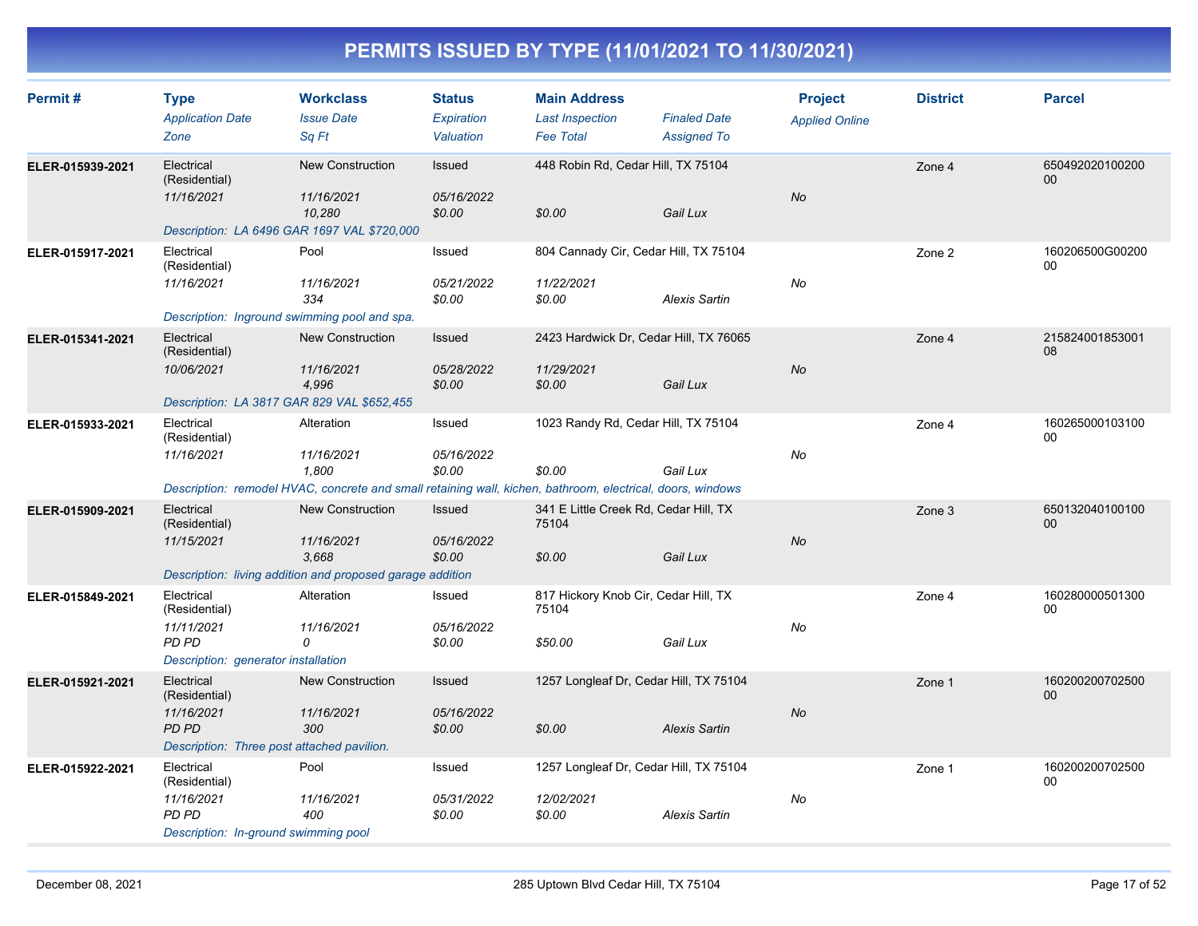# PERMITS ISSUED BY TYPE (11/01/2021 TO 11/30/2021)

| Permit # | Type<br>Application Date<br>Zone | Workclass<br>Issue Date<br>Sq Ft | Status<br>Expiration<br>Valuation | Main Address<br>Last Inspection<br>Fee Total | Finaled Date<br>Assigned To | Project<br>Applied Online | District | Parcel |
|---|---|---|---|---|---|---|---|---|
| ELER-015939-2021 | Electrical (Residential)<br>11/16/2021 | New Construction<br>11/16/2021<br>10,280 | Issued<br>05/16/2022<br>$0.00 | 448 Robin Rd, Cedar Hill, TX 75104<br><br>$0.00 | <br><br>Gail Lux | <br>No | Zone 4 | 65049202010020000 |
| | Description: LA 6496 GAR 1697 VAL $720,000 | | | | | | | |
| ELER-015917-2021 | Electrical (Residential)<br>11/16/2021 | Pool<br>11/16/2021<br>334 | Issued<br>05/21/2022<br>$0.00 | 804 Cannady Cir, Cedar Hill, TX 75104<br>11/22/2021<br>$0.00 | <br><br>Alexis Sartin | <br>No | Zone 2 | 160206500G0020000 |
| | Description: Inground swimming pool and spa. | | | | | | | |
| ELER-015341-2021 | Electrical (Residential)<br>10/06/2021 | New Construction<br>11/16/2021<br>4,996 | Issued<br>05/28/2022<br>$0.00 | 2423 Hardwick Dr, Cedar Hill, TX 76065<br>11/29/2021<br>$0.00 | <br><br>Gail Lux | <br>No | Zone 4 | 21582400185300108 |
| | Description: LA 3817 GAR 829 VAL $652,455 | | | | | | | |
| ELER-015933-2021 | Electrical (Residential)<br>11/16/2021 | Alteration<br>11/16/2021<br>1,800 | Issued<br>05/16/2022<br>$0.00 | 1023 Randy Rd, Cedar Hill, TX 75104<br><br>$0.00 | <br><br>Gail Lux | <br>No | Zone 4 | 16026500010310000 |
| | Description: remodel HVAC, concrete and small retaining wall, kichen, bathroom, electrical, doors, windows | | | | | | | |
| ELER-015909-2021 | Electrical (Residential)<br>11/15/2021 | New Construction<br>11/16/2021<br>3,668 | Issued<br>05/16/2022<br>$0.00 | 341 E Little Creek Rd, Cedar Hill, TX 75104<br><br>$0.00 | <br><br>Gail Lux | <br>No | Zone 3 | 65013204010010000 |
| | Description: living addition and proposed garage addition | | | | | | | |
| ELER-015849-2021 | Electrical (Residential)<br>11/11/2021<br>PD PD | Alteration<br>11/16/2021<br>0 | Issued<br>05/16/2022<br>$0.00 | 817 Hickory Knob Cir, Cedar Hill, TX 75104<br><br>$50.00 | <br><br>Gail Lux | <br>No | Zone 4 | 16028000050130000 |
| | Description: generator installation | | | | | | | |
| ELER-015921-2021 | Electrical (Residential)<br>11/16/2021<br>PD PD | New Construction<br>11/16/2021<br>300 | Issued<br>05/16/2022<br>$0.00 | 1257 Longleaf Dr, Cedar Hill, TX 75104<br><br>$0.00 | <br><br>Alexis Sartin | <br>No | Zone 1 | 16020020070250000 |
| | Description: Three post attached pavilion. | | | | | | | |
| ELER-015922-2021 | Electrical (Residential)<br>11/16/2021<br>PD PD | Pool<br>11/16/2021<br>400 | Issued<br>05/31/2022<br>$0.00 | 1257 Longleaf Dr, Cedar Hill, TX 75104<br>12/02/2021<br>$0.00 | <br><br>Alexis Sartin | <br>No | Zone 1 | 16020020070250000 |
| | Description: In-ground swimming pool | | | | | | | |

December 08, 2021 — 285 Uptown Blvd Cedar Hill, TX 75104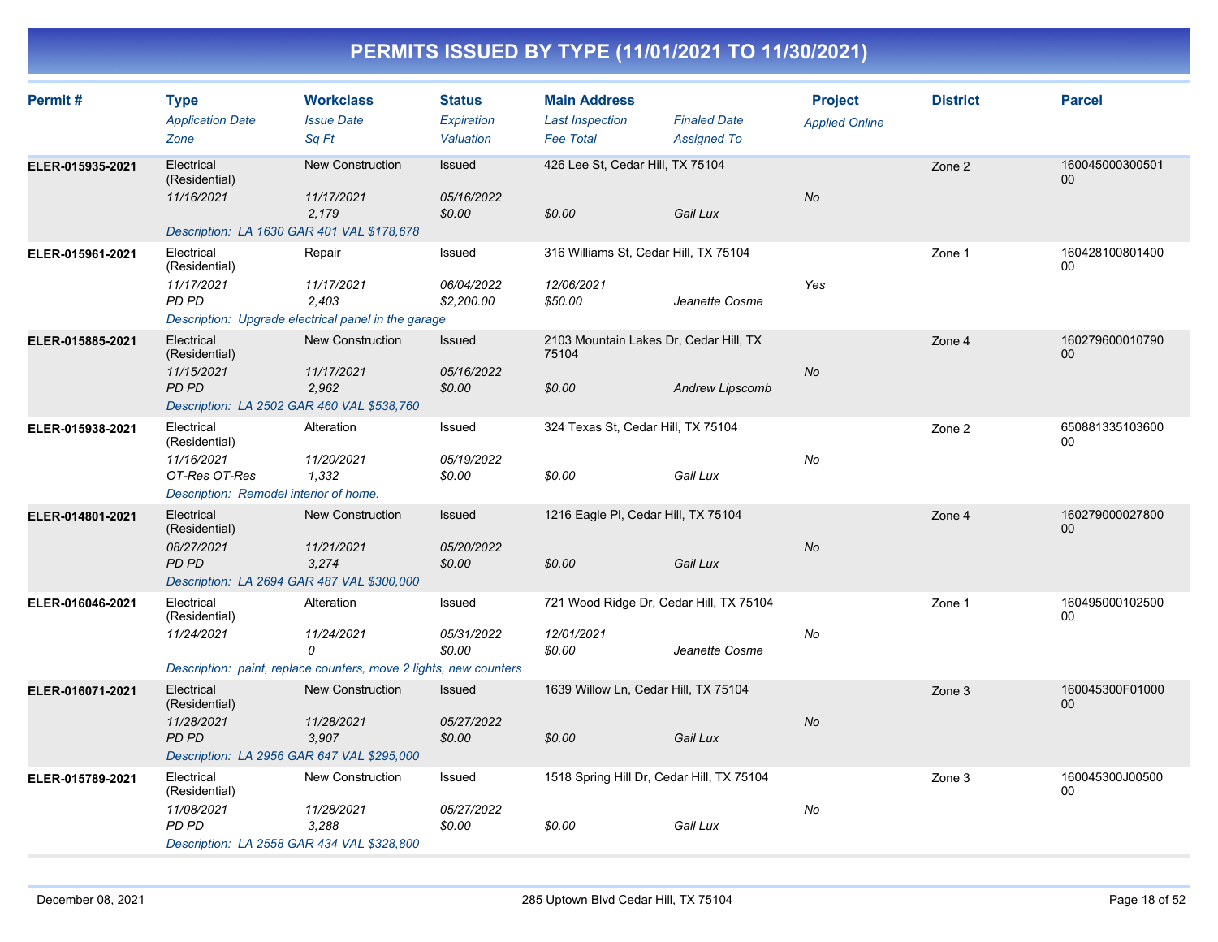# PERMITS ISSUED BY TYPE (11/01/2021 TO 11/30/2021)

| Permit # | Type / Application Date / Zone | Workclass / Issue Date / Sq Ft | Status / Expiration / Valuation | Main Address / Last Inspection / Fee Total | Finaled Date / Assigned To | Project / Applied Online | District | Parcel |
|---|---|---|---|---|---|---|---|---|
| ELER-015935-2021 | Electrical (Residential) / 11/16/2021 | New Construction / 11/17/2021 / 2,179 | Issued / 05/16/2022 / $0.00 | 426 Lee St, Cedar Hill, TX 75104 / / $0.00 | Gail Lux | No | Zone 2 | 16004500030050100 |
| | Description: LA 1630 GAR 401 VAL $178,678 | | | | | | | |
| ELER-015961-2021 | Electrical (Residential) / 11/17/2021 / PD PD | Repair / 11/17/2021 / 2,403 | Issued / 06/04/2022 / $2,200.00 | 316 Williams St, Cedar Hill, TX 75104 / 12/06/2021 / $50.00 | Jeanette Cosme | Yes | Zone 1 | 16042810080140000 |
| | Description: Upgrade electrical panel in the garage | | | | | | | |
| ELER-015885-2021 | Electrical (Residential) / 11/15/2021 / PD PD | New Construction / 11/17/2021 / 2,962 | Issued / 05/16/2022 / $0.00 | 2103 Mountain Lakes Dr, Cedar Hill, TX 75104 / / $0.00 | Andrew Lipscomb | No | Zone 4 | 16027960001079000 |
| | Description: LA 2502 GAR 460 VAL $538,760 | | | | | | | |
| ELER-015938-2021 | Electrical (Residential) / 11/16/2021 / OT-Res OT-Res | Alteration / 11/20/2021 / 1,332 | Issued / 05/19/2022 / $0.00 | 324 Texas St, Cedar Hill, TX 75104 / / $0.00 | Gail Lux | No | Zone 2 | 65088133510360000 |
| | Description: Remodel interior of home. | | | | | | | |
| ELER-014801-2021 | Electrical (Residential) / 08/27/2021 / PD PD | New Construction / 11/21/2021 / 3,274 | Issued / 05/20/2022 / $0.00 | 1216 Eagle Pl, Cedar Hill, TX 75104 / / $0.00 | Gail Lux | No | Zone 4 | 16027900002780000 |
| | Description: LA 2694 GAR 487 VAL $300,000 | | | | | | | |
| ELER-016046-2021 | Electrical (Residential) / 11/24/2021 | Alteration / 11/24/2021 / 0 | Issued / 05/31/2022 / $0.00 | 721 Wood Ridge Dr, Cedar Hill, TX 75104 / 12/01/2021 / $0.00 | Jeanette Cosme | No | Zone 1 | 16049500010250000 |
| | Description: paint, replace counters, move 2 lights, new counters | | | | | | | |
| ELER-016071-2021 | Electrical (Residential) / 11/28/2021 / PD PD | New Construction / 11/28/2021 / 3,907 | Issued / 05/27/2022 / $0.00 | 1639 Willow Ln, Cedar Hill, TX 75104 / / $0.00 | Gail Lux | No | Zone 3 | 160045300F0100000 |
| | Description: LA 2956 GAR 647 VAL $295,000 | | | | | | | |
| ELER-015789-2021 | Electrical (Residential) / 11/08/2021 / PD PD | New Construction / 11/28/2021 / 3,288 | Issued / 05/27/2022 / $0.00 | 1518 Spring Hill Dr, Cedar Hill, TX 75104 / / $0.00 | Gail Lux | No | Zone 3 | 160045300J0050000 |
| | Description: LA 2558 GAR 434 VAL $328,800 | | | | | | | |

December 08, 2021 — 285 Uptown Blvd Cedar Hill, TX 75104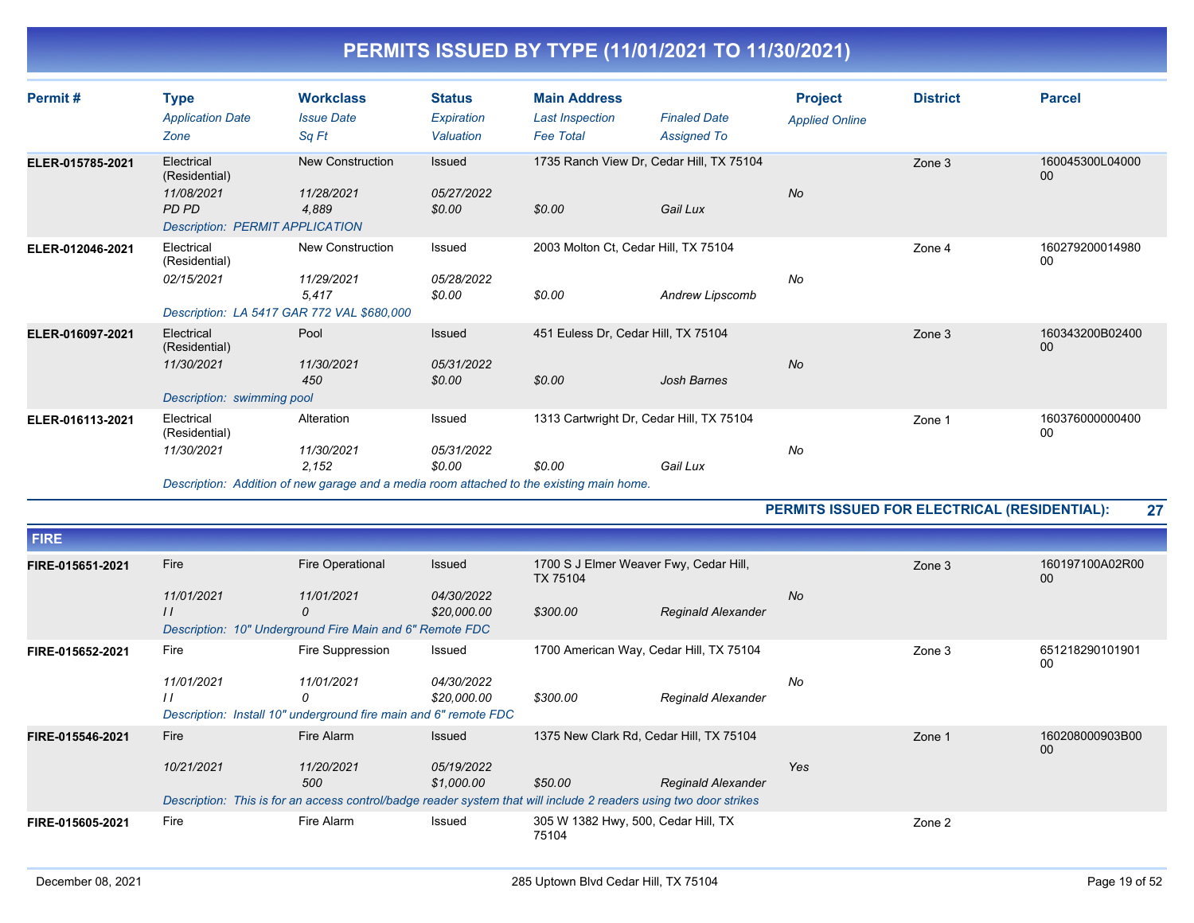# PERMITS ISSUED BY TYPE (11/01/2021 TO 11/30/2021)

| Permit # | Type / Application Date / Zone | Workclass / Issue Date / Sq Ft | Status / Expiration / Valuation | Main Address / Last Inspection / Fee Total | Finaled Date / Assigned To | Project / Applied Online | District | Parcel |
|---|---|---|---|---|---|---|---|---|
| ELER-015785-2021 | Electrical (Residential) / 11/08/2021 / PD PD | New Construction / 11/28/2021 / 4,889 | Issued / 05/27/2022 / $0.00 | 1735 Ranch View Dr, Cedar Hill, TX 75104 / / $0.00 | Gail Lux | No | Zone 3 | 160045300L0400000 |
| | Description: PERMIT APPLICATION | | | | | | | |
| ELER-012046-2021 | Electrical (Residential) / 02/15/2021 | New Construction / 11/29/2021 / 5,417 | Issued / 05/28/2022 / $0.00 | 2003 Molton Ct, Cedar Hill, TX 75104 / / $0.00 | Andrew Lipscomb | No | Zone 4 | 16027920001498000 |
| | Description: LA 5417 GAR 772 VAL $680,000 | | | | | | | |
| ELER-016097-2021 | Electrical (Residential) / 11/30/2021 | Pool / 11/30/2021 / 450 | Issued / 05/31/2022 / $0.00 | 451 Euless Dr, Cedar Hill, TX 75104 / / $0.00 | Josh Barnes | No | Zone 3 | 160343200B0240000 |
| | Description: swimming pool | | | | | | | |
| ELER-016113-2021 | Electrical (Residential) / 11/30/2021 | Alteration / 11/30/2021 / 2,152 | Issued / 05/31/2022 / $0.00 | 1313 Cartwright Dr, Cedar Hill, TX 75104 / / $0.00 | Gail Lux | No | Zone 1 | 16037600000040000 |
| | Description: Addition of new garage and a media room attached to the existing main home. | | | | | | | |

**PERMITS ISSUED FOR ELECTRICAL (RESIDENTIAL): 27**

## FIRE

| Permit # | Type / Application Date / Zone | Workclass / Issue Date / Sq Ft | Status / Expiration / Valuation | Main Address / Last Inspection / Fee Total | Finaled Date / Assigned To | Project / Applied Online | District | Parcel |
|---|---|---|---|---|---|---|---|---|
| FIRE-015651-2021 | Fire / 11/01/2021 / / / | Fire Operational / 11/01/2021 / 0 | Issued / 04/30/2022 / $20,000.00 | 1700 S J Elmer Weaver Fwy, Cedar Hill, TX 75104 / / $300.00 | Reginald Alexander | No | Zone 3 | 160197100A02R0000 |
| | Description: 10" Underground Fire Main and 6" Remote FDC | | | | | | | |
| FIRE-015652-2021 | Fire / 11/01/2021 / / / | Fire Suppression / 11/01/2021 / 0 | Issued / 04/30/2022 / $20,000.00 | 1700 American Way, Cedar Hill, TX 75104 / / $300.00 | Reginald Alexander | No | Zone 3 | 65121829010190100 |
| | Description: Install 10" underground fire main and 6" remote FDC | | | | | | | |
| FIRE-015546-2021 | Fire / 10/21/2021 | Fire Alarm / 11/20/2021 / 500 | Issued / 05/19/2022 / $1,000.00 | 1375 New Clark Rd, Cedar Hill, TX 75104 / / $50.00 | Reginald Alexander | Yes | Zone 1 | 160208000903B0000 |
| | Description: This is for an access control/badge reader system that will include 2 readers using two door strikes | | | | | | | |
| FIRE-015605-2021 | Fire | Fire Alarm | Issued | 305 W 1382 Hwy, 500, Cedar Hill, TX 75104 | | | Zone 2 | |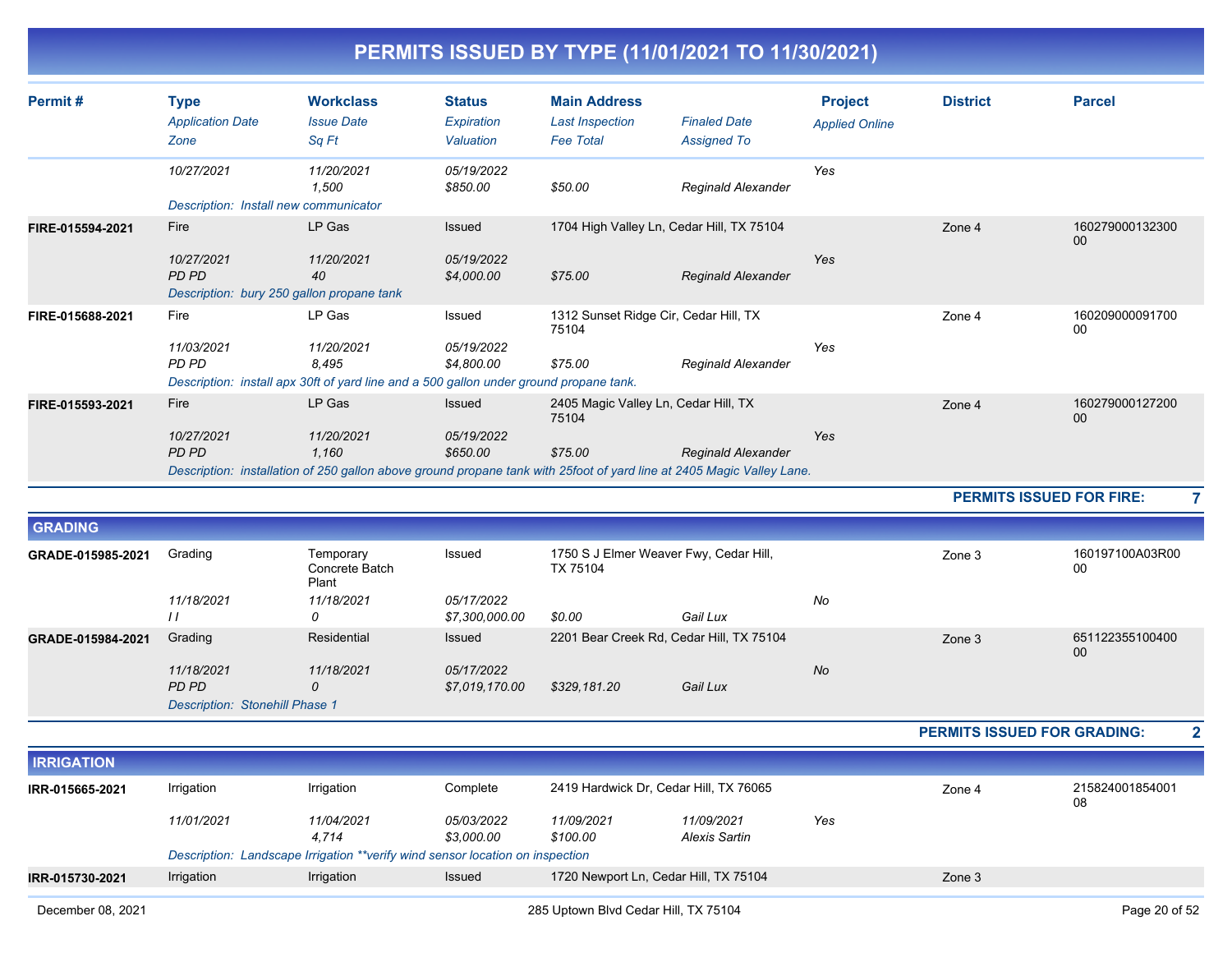# PERMITS ISSUED BY TYPE (11/01/2021 TO 11/30/2021)

| Permit # | Type / Application Date / Zone | Workclass / Issue Date / Sq Ft | Status / Expiration / Valuation | Main Address / Last Inspection / Fee Total | Finaled Date / Assigned To | Project / Applied Online | District | Parcel |
|---|---|---|---|---|---|---|---|---|
| | 10/27/2021 | 11/20/2021<br>1,500 | 05/19/2022<br>$850.00 | $50.00 | Reginald Alexander | Yes | | |
| | Description: Install new communicator | | | | | | | |
| FIRE-015594-2021 | Fire<br>10/27/2021<br>PD PD | LP Gas<br>11/20/2021<br>40 | Issued<br>05/19/2022<br>$4,000.00 | 1704 High Valley Ln, Cedar Hill, TX 75104<br><br>$75.00 | Reginald Alexander | Yes | Zone 4 | 16027900013230000 |
| | Description: bury 250 gallon propane tank | | | | | | | |
| FIRE-015688-2021 | Fire<br>11/03/2021<br>PD PD | LP Gas<br>11/20/2021<br>8,495 | Issued<br>05/19/2022<br>$4,800.00 | 1312 Sunset Ridge Cir, Cedar Hill, TX 75104<br><br>$75.00 | Reginald Alexander | Yes | Zone 4 | 16020900009170000 |
| | Description: install apx 30ft of yard line and a 500 gallon under ground propane tank. | | | | | | | |
| FIRE-015593-2021 | Fire<br>10/27/2021<br>PD PD | LP Gas<br>11/20/2021<br>1,160 | Issued<br>05/19/2022<br>$650.00 | 2405 Magic Valley Ln, Cedar Hill, TX 75104<br><br>$75.00 | Reginald Alexander | Yes | Zone 4 | 16027900012720000 |
| | Description: installation of 250 gallon above ground propane tank with 25foot of yard line at 2405 Magic Valley Lane. | | | | | | | |

**PERMITS ISSUED FOR FIRE: 7**

## GRADING

| Permit # | Type / Application Date / Zone | Workclass / Issue Date / Sq Ft | Status / Expiration / Valuation | Main Address / Last Inspection / Fee Total | Finaled Date / Assigned To | Project / Applied Online | District | Parcel |
|---|---|---|---|---|---|---|---|---|
| GRADE-015985-2021 | Grading<br>11/18/2021<br>I I | Temporary Concrete Batch Plant<br>11/18/2021<br>0 | Issued<br>05/17/2022<br>$7,300,000.00 | 1750 S J Elmer Weaver Fwy, Cedar Hill, TX 75104<br><br>$0.00 | Gail Lux | No | Zone 3 | 160197100A03R0000 |
| GRADE-015984-2021 | Grading<br>11/18/2021<br>PD PD | Residential<br>11/18/2021<br>0 | Issued<br>05/17/2022<br>$7,019,170.00 | 2201 Bear Creek Rd, Cedar Hill, TX 75104<br><br>$329,181.20 | Gail Lux | No | Zone 3 | 65112235510040000 |
| | Description: Stonehill Phase 1 | | | | | | | |

**PERMITS ISSUED FOR GRADING: 2**

## IRRIGATION

| Permit # | Type / Application Date / Zone | Workclass / Issue Date / Sq Ft | Status / Expiration / Valuation | Main Address / Last Inspection / Fee Total | Finaled Date / Assigned To | Project / Applied Online | District | Parcel |
|---|---|---|---|---|---|---|---|---|
| IRR-015665-2021 | Irrigation<br>11/01/2021 | Irrigation<br>11/04/2021<br>4,714 | Complete<br>05/03/2022<br>$3,000.00 | 2419 Hardwick Dr, Cedar Hill, TX 76065<br>11/09/2021<br>$100.00 | 11/09/2021<br>Alexis Sartin | Yes | Zone 4 | 21582400185400108 |
| | Description: Landscape Irrigation **verify wind sensor location on inspection | | | | | | | |
| IRR-015730-2021 | Irrigation | Irrigation | Issued | 1720 Newport Ln, Cedar Hill, TX 75104 | | | Zone 3 | |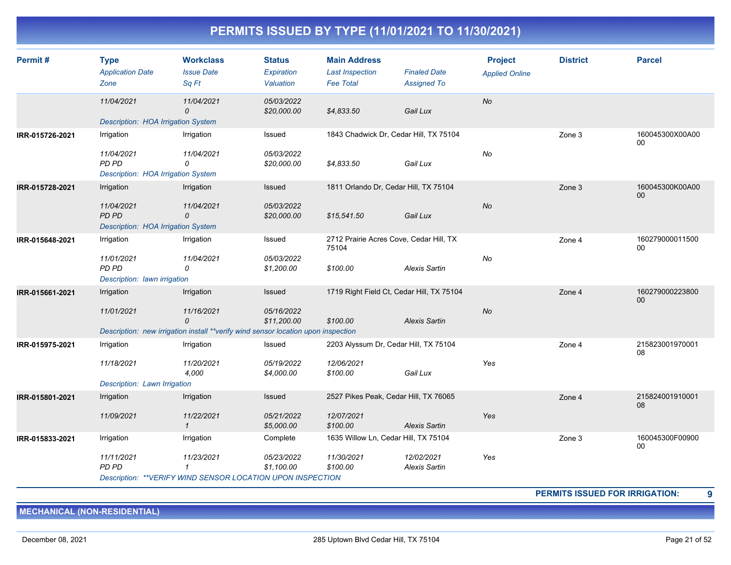# PERMITS ISSUED BY TYPE (11/01/2021 TO 11/30/2021)

| Permit # | Type / Application Date / Zone | Workclass / Issue Date / Sq Ft | Status / Expiration / Valuation | Main Address / Last Inspection / Fee Total | Finaled Date / Assigned To | Project / Applied Online | District | Parcel |
|---|---|---|---|---|---|---|---|---|
| | 11/04/2021 | 11/04/2021<br>0 | 05/03/2022<br>$20,000.00 | $4,833.50 | Gail Lux | No | | |
| | Description: HOA Irrigation System | | | | | | | |
| IRR-015726-2021 | Irrigation<br>11/04/2021<br>PD PD | Irrigation<br>11/04/2021<br>0 | Issued<br>05/03/2022<br>$20,000.00 | 1843 Chadwick Dr, Cedar Hill, TX 75104<br><br>$4,833.50 | Gail Lux | No | Zone 3 | 160045300X00A0000 |
| | Description: HOA Irrigation System | | | | | | | |
| IRR-015728-2021 | Irrigation<br>11/04/2021<br>PD PD | Irrigation<br>11/04/2021<br>0 | Issued<br>05/03/2022<br>$20,000.00 | 1811 Orlando Dr, Cedar Hill, TX 75104<br><br>$15,541.50 | Gail Lux | No | Zone 3 | 160045300K00A0000 |
| | Description: HOA Irrigation System | | | | | | | |
| IRR-015648-2021 | Irrigation<br>11/01/2021<br>PD PD | Irrigation<br>11/04/2021<br>0 | Issued<br>05/03/2022<br>$1,200.00 | 2712 Prairie Acres Cove, Cedar Hill, TX 75104<br><br>$100.00 | Alexis Sartin | No | Zone 4 | 16027900001150000 |
| | Description: lawn irrigation | | | | | | | |
| IRR-015661-2021 | Irrigation<br>11/01/2021 | Irrigation<br>11/16/2021<br>0 | Issued<br>05/16/2022<br>$11,200.00 | 1719 Right Field Ct, Cedar Hill, TX 75104<br><br>$100.00 | Alexis Sartin | No | Zone 4 | 16027900022380000 |
| | Description: new irrigation install **verify wind sensor location upon inspection | | | | | | | |
| IRR-015975-2021 | Irrigation<br>11/18/2021 | Irrigation<br>11/20/2021<br>4,000 | Issued<br>05/19/2022<br>$4,000.00 | 2203 Alyssum Dr, Cedar Hill, TX 75104<br>12/06/2021<br>$100.00 | Gail Lux | Yes | Zone 4 | 21582300197000108 |
| | Description: Lawn Irrigation | | | | | | | |
| IRR-015801-2021 | Irrigation<br>11/09/2021 | Irrigation<br>11/22/2021<br>1 | Issued<br>05/21/2022<br>$5,000.00 | 2527 Pikes Peak, Cedar Hill, TX 76065<br>12/07/2021<br>$100.00 | Alexis Sartin | Yes | Zone 4 | 21582400191000108 |
| IRR-015833-2021 | Irrigation<br>11/11/2021<br>PD PD | Irrigation<br>11/23/2021<br>1 | Complete<br>05/23/2022<br>$1,100.00 | 1635 Willow Ln, Cedar Hill, TX 75104<br>11/30/2021<br>$100.00 | 12/02/2021<br>Alexis Sartin | Yes | Zone 3 | 160045300F0090000 |
| | Description: **VERIFY WIND SENSOR LOCATION UPON INSPECTION | | | | | | | |

**PERMITS ISSUED FOR IRRIGATION: 9**

## MECHANICAL (NON-RESIDENTIAL)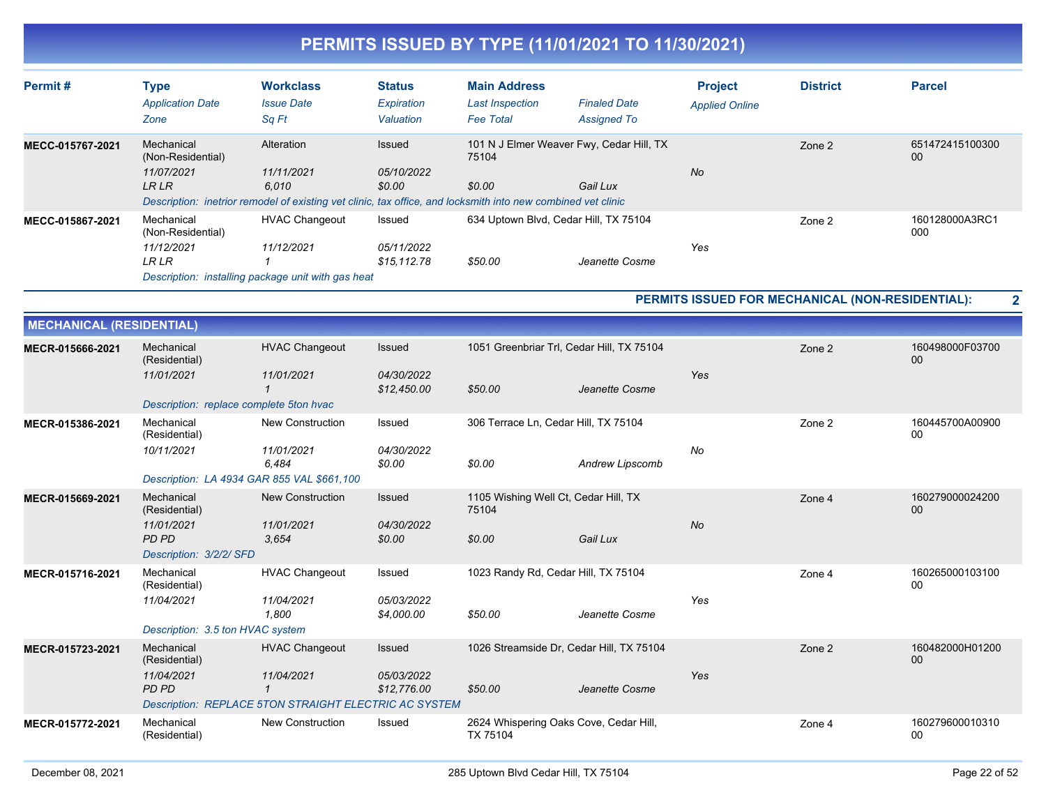# PERMITS ISSUED BY TYPE (11/01/2021 TO 11/30/2021)

| Permit # | Type / Application Date / Zone | Workclass / Issue Date / Sq Ft | Status / Expiration / Valuation | Main Address / Last Inspection / Fee Total | Finaled Date / Assigned To | Project / Applied Online | District | Parcel |
|---|---|---|---|---|---|---|---|---|
| MECC-015767-2021 | Mechanical (Non-Residential) / 11/07/2021 / LR LR | Alteration / 11/11/2021 / 6,010 | Issued / 05/10/2022 / $0.00 | 101 N J Elmer Weaver Fwy, Cedar Hill, TX 75104 / / $0.00 | Gail Lux | No | Zone 2 | 65147241510030000 |
| | Description: inetrior remodel of existing vet clinic, tax office, and locksmith into new combined vet clinic | | | | | | | |
| MECC-015867-2021 | Mechanical (Non-Residential) / 11/12/2021 / LR LR | HVAC Changeout / 11/12/2021 / 1 | Issued / 05/11/2022 / $15,112.78 | 634 Uptown Blvd, Cedar Hill, TX 75104 / / $50.00 | Jeanette Cosme | Yes | Zone 2 | 160128000A3RC1000 |
| | Description: installing package unit with gas heat | | | | | | | |

**PERMITS ISSUED FOR MECHANICAL (NON-RESIDENTIAL): 2**

## MECHANICAL (RESIDENTIAL)

| Permit # | Type / Application Date / Zone | Workclass / Issue Date / Sq Ft | Status / Expiration / Valuation | Main Address / Last Inspection / Fee Total | Finaled Date / Assigned To | Project / Applied Online | District | Parcel |
|---|---|---|---|---|---|---|---|---|
| MECR-015666-2021 | Mechanical (Residential) / 11/01/2021 / | HVAC Changeout / 11/01/2021 / 1 | Issued / 04/30/2022 / $12,450.00 | 1051 Greenbriar Trl, Cedar Hill, TX 75104 / / $50.00 | Jeanette Cosme | Yes | Zone 2 | 160498000F0370000 |
| | Description: replace complete 5ton hvac | | | | | | | |
| MECR-015386-2021 | Mechanical (Residential) / 10/11/2021 / | New Construction / 11/01/2021 / 6,484 | Issued / 04/30/2022 / $0.00 | 306 Terrace Ln, Cedar Hill, TX 75104 / / $0.00 | Andrew Lipscomb | No | Zone 2 | 160445700A0090000 |
| | Description: LA 4934 GAR 855 VAL $661,100 | | | | | | | |
| MECR-015669-2021 | Mechanical (Residential) / 11/01/2021 / PD PD | New Construction / 11/01/2021 / 3,654 | Issued / 04/30/2022 / $0.00 | 1105 Wishing Well Ct, Cedar Hill, TX 75104 / / $0.00 | Gail Lux | No | Zone 4 | 16027900002420000 |
| | Description: 3/2/2/ SFD | | | | | | | |
| MECR-015716-2021 | Mechanical (Residential) / 11/04/2021 / | HVAC Changeout / 11/04/2021 / 1,800 | Issued / 05/03/2022 / $4,000.00 | 1023 Randy Rd, Cedar Hill, TX 75104 / / $50.00 | Jeanette Cosme | Yes | Zone 4 | 16026500010310000 |
| | Description: 3.5 ton HVAC system | | | | | | | |
| MECR-015723-2021 | Mechanical (Residential) / 11/04/2021 / PD PD | HVAC Changeout / 11/04/2021 / 1 | Issued / 05/03/2022 / $12,776.00 | 1026 Streamside Dr, Cedar Hill, TX 75104 / / $50.00 | Jeanette Cosme | Yes | Zone 2 | 160482000H0120000 |
| | Description: REPLACE 5TON STRAIGHT ELECTRIC AC SYSTEM | | | | | | | |
| MECR-015772-2021 | Mechanical (Residential) | New Construction | Issued | 2624 Whispering Oaks Cove, Cedar Hill, TX 75104 | | | Zone 4 | 16027960001031000 |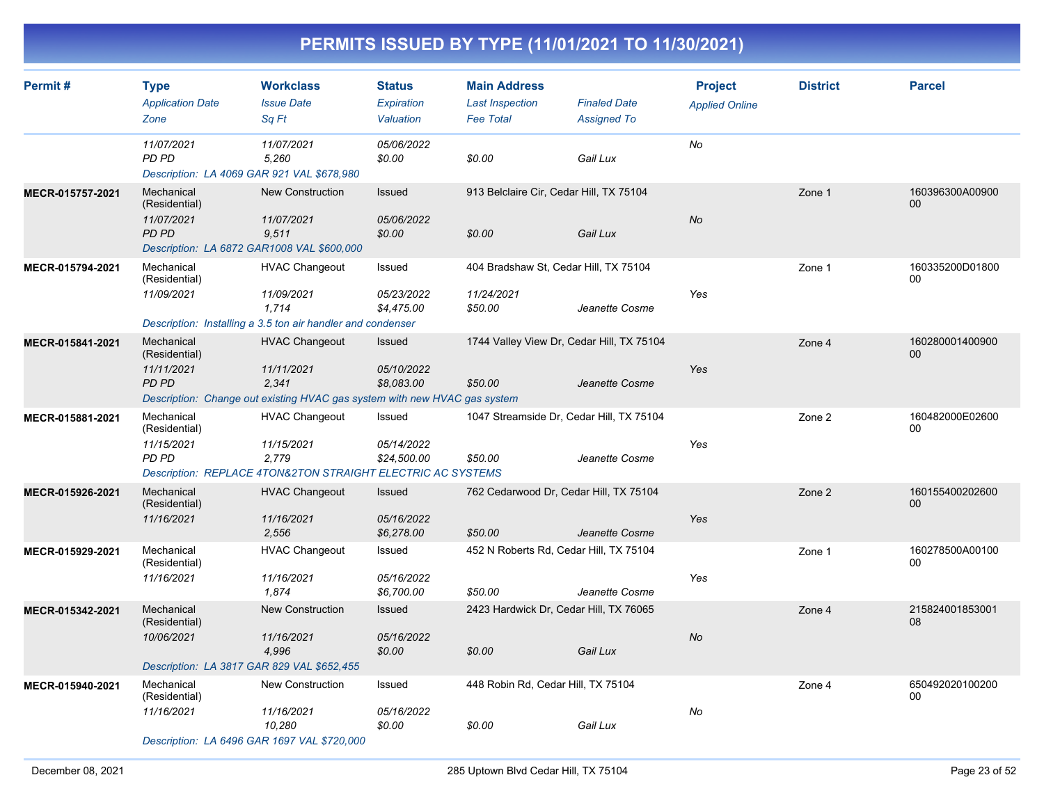# PERMITS ISSUED BY TYPE (11/01/2021 TO 11/30/2021)

| Permit # | Type<br>*Application Date*<br>*Zone* | Workclass<br>*Issue Date*<br>*Sq Ft* | Status<br>*Expiration*<br>*Valuation* | Main Address<br>*Last Inspection*<br>*Fee Total* | *Finaled Date*<br>*Assigned To* | Project<br>*Applied Online* | District | Parcel |
|---|---|---|---|---|---|---|---|---|
| | *11/07/2021*<br>*PD PD* | *11/07/2021*<br>*5,260* | *05/06/2022*<br>*$0.00* | <br>*$0.00* | <br>*Gail Lux* | *No* | | |
| | *Description: LA 4069 GAR 921 VAL $678,980* | | | | | | | |
| **MECR-015757-2021** | Mechanical (Residential)<br>*11/07/2021*<br>*PD PD* | New Construction<br>*11/07/2021*<br>*9,511* | Issued<br>*05/06/2022*<br>*$0.00* | 913 Belclaire Cir, Cedar Hill, TX 75104<br><br>*$0.00* | <br><br>*Gail Lux* | <br>*No* | Zone 1 | 160396300A00900 00 |
| | *Description: LA 6872 GAR1008 VAL $600,000* | | | | | | | |
| **MECR-015794-2021** | Mechanical (Residential)<br>*11/09/2021* | HVAC Changeout<br>*11/09/2021*<br>*1,714* | Issued<br>*05/23/2022*<br>*$4,475.00* | 404 Bradshaw St, Cedar Hill, TX 75104<br>*11/24/2021*<br>*$50.00* | <br><br>*Jeanette Cosme* | <br>*Yes* | Zone 1 | 160335200D01800 00 |
| | *Description: Installing a 3.5 ton air handler and condenser* | | | | | | | |
| **MECR-015841-2021** | Mechanical (Residential)<br>*11/11/2021*<br>*PD PD* | HVAC Changeout<br>*11/11/2021*<br>*2,341* | Issued<br>*05/10/2022*<br>*$8,083.00* | 1744 Valley View Dr, Cedar Hill, TX 75104<br><br>*$50.00* | <br><br>*Jeanette Cosme* | <br>*Yes* | Zone 4 | 160280001400900 00 |
| | *Description: Change out existing HVAC gas system with new HVAC gas system* | | | | | | | |
| **MECR-015881-2021** | Mechanical (Residential)<br>*11/15/2021*<br>*PD PD* | HVAC Changeout<br>*11/15/2021*<br>*2,779* | Issued<br>*05/14/2022*<br>*$24,500.00* | 1047 Streamside Dr, Cedar Hill, TX 75104<br><br>*$50.00* | <br><br>*Jeanette Cosme* | <br>*Yes* | Zone 2 | 160482000E02600 00 |
| | *Description: REPLACE 4TON&2TON STRAIGHT ELECTRIC AC SYSTEMS* | | | | | | | |
| **MECR-015926-2021** | Mechanical (Residential)<br>*11/16/2021* | HVAC Changeout<br>*11/16/2021*<br>*2,556* | Issued<br>*05/16/2022*<br>*$6,278.00* | 762 Cedarwood Dr, Cedar Hill, TX 75104<br><br>*$50.00* | <br><br>*Jeanette Cosme* | <br>*Yes* | Zone 2 | 160155400202600 00 |
| **MECR-015929-2021** | Mechanical (Residential)<br>*11/16/2021* | HVAC Changeout<br>*11/16/2021*<br>*1,874* | Issued<br>*05/16/2022*<br>*$6,700.00* | 452 N Roberts Rd, Cedar Hill, TX 75104<br><br>*$50.00* | <br><br>*Jeanette Cosme* | <br>*Yes* | Zone 1 | 160278500A00100 00 |
| **MECR-015342-2021** | Mechanical (Residential)<br>*10/06/2021* | New Construction<br>*11/16/2021*<br>*4,996* | Issued<br>*05/16/2022*<br>*$0.00* | 2423 Hardwick Dr, Cedar Hill, TX 76065<br><br>*$0.00* | <br><br>*Gail Lux* | <br>*No* | Zone 4 | 215824001853001 08 |
| | *Description: LA 3817 GAR 829 VAL $652,455* | | | | | | | |
| **MECR-015940-2021** | Mechanical (Residential)<br>*11/16/2021* | New Construction<br>*11/16/2021*<br>*10,280* | Issued<br>*05/16/2022*<br>*$0.00* | 448 Robin Rd, Cedar Hill, TX 75104<br><br>*$0.00* | <br><br>*Gail Lux* | <br>*No* | Zone 4 | 650492020100200 00 |
| | *Description: LA 6496 GAR 1697 VAL $720,000* | | | | | | | |

December 08, 2021 — 285 Uptown Blvd Cedar Hill, TX 75104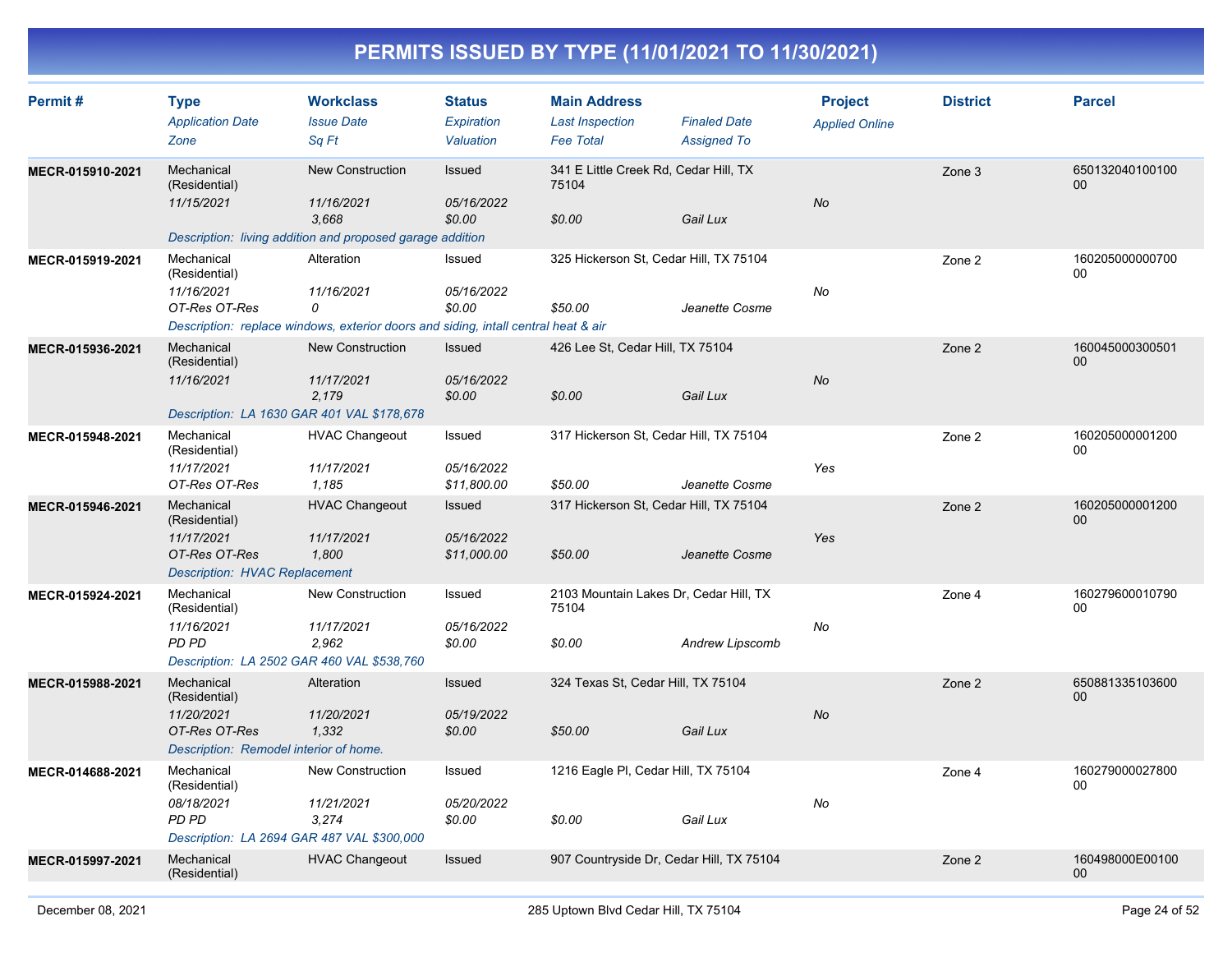# PERMITS ISSUED BY TYPE (11/01/2021 TO 11/30/2021)

| Permit # | Type<br>*Application Date*<br>*Zone* | Workclass<br>*Issue Date*<br>*Sq Ft* | Status<br>*Expiration*<br>*Valuation* | Main Address<br>*Last Inspection*<br>*Fee Total* | *Finaled Date*<br>*Assigned To* | Project<br>*Applied Online* | District | Parcel |
|---|---|---|---|---|---|---|---|---|
| MECR-015910-2021 | Mechanical (Residential)<br>*11/15/2021* | New Construction<br>*11/16/2021*<br>*3,668* | Issued<br>*05/16/2022*<br>*$0.00* | 341 E Little Creek Rd, Cedar Hill, TX 75104<br>*$0.00* | *Gail Lux* | *No* | Zone 3 | 65013204010010000 |
| | *Description: living addition and proposed garage addition* | | | | | | | |
| MECR-015919-2021 | Mechanical (Residential)<br>*11/16/2021*<br>*OT-Res OT-Res* | Alteration<br>*11/16/2021*<br>*0* | Issued<br>*05/16/2022*<br>*$0.00* | 325 Hickerson St, Cedar Hill, TX 75104<br>*$50.00* | *Jeanette Cosme* | *No* | Zone 2 | 16020500000070000 |
| | *Description: replace windows, exterior doors and siding, intall central heat & air* | | | | | | | |
| MECR-015936-2021 | Mechanical (Residential)<br>*11/16/2021* | New Construction<br>*11/17/2021*<br>*2,179* | Issued<br>*05/16/2022*<br>*$0.00* | 426 Lee St, Cedar Hill, TX 75104<br>*$0.00* | *Gail Lux* | *No* | Zone 2 | 16004500030050100 |
| | *Description: LA 1630 GAR 401 VAL $178,678* | | | | | | | |
| MECR-015948-2021 | Mechanical (Residential)<br>*11/17/2021*<br>*OT-Res OT-Res* | HVAC Changeout<br>*11/17/2021*<br>*1,185* | Issued<br>*05/16/2022*<br>*$11,800.00* | 317 Hickerson St, Cedar Hill, TX 75104<br>*$50.00* | *Jeanette Cosme* | *Yes* | Zone 2 | 16020500000120000 |
| MECR-015946-2021 | Mechanical (Residential)<br>*11/17/2021*<br>*OT-Res OT-Res* | HVAC Changeout<br>*11/17/2021*<br>*1,800* | Issued<br>*05/16/2022*<br>*$11,000.00* | 317 Hickerson St, Cedar Hill, TX 75104<br>*$50.00* | *Jeanette Cosme* | *Yes* | Zone 2 | 16020500000120000 |
| | *Description: HVAC Replacement* | | | | | | | |
| MECR-015924-2021 | Mechanical (Residential)<br>*11/16/2021*<br>*PD PD* | New Construction<br>*11/17/2021*<br>*2,962* | Issued<br>*05/16/2022*<br>*$0.00* | 2103 Mountain Lakes Dr, Cedar Hill, TX 75104<br>*$0.00* | *Andrew Lipscomb* | *No* | Zone 4 | 16027960001079000 |
| | *Description: LA 2502 GAR 460 VAL $538,760* | | | | | | | |
| MECR-015988-2021 | Mechanical (Residential)<br>*11/20/2021*<br>*OT-Res OT-Res* | Alteration<br>*11/20/2021*<br>*1,332* | Issued<br>*05/19/2022*<br>*$0.00* | 324 Texas St, Cedar Hill, TX 75104<br>*$50.00* | *Gail Lux* | *No* | Zone 2 | 65088133510360000 |
| | *Description: Remodel interior of home.* | | | | | | | |
| MECR-014688-2021 | Mechanical (Residential)<br>*08/18/2021*<br>*PD PD* | New Construction<br>*11/21/2021*<br>*3,274* | Issued<br>*05/20/2022*<br>*$0.00* | 1216 Eagle Pl, Cedar Hill, TX 75104<br>*$0.00* | *Gail Lux* | *No* | Zone 4 | 16027900002780000 |
| | *Description: LA 2694 GAR 487 VAL $300,000* | | | | | | | |
| MECR-015997-2021 | Mechanical (Residential) | HVAC Changeout | Issued | 907 Countryside Dr, Cedar Hill, TX 75104 | | | Zone 2 | 160498000E0010000 |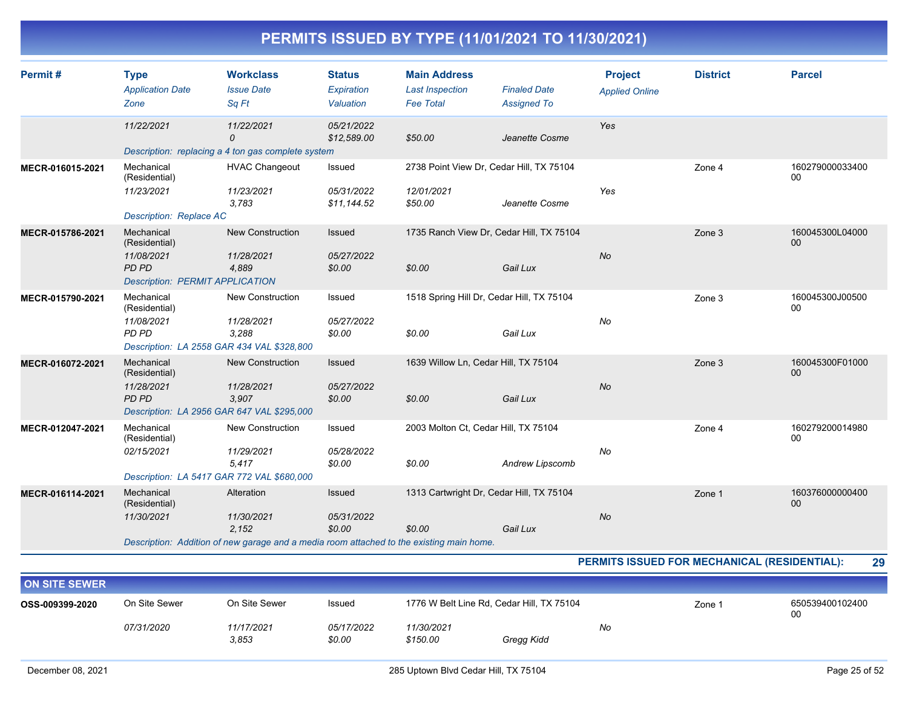# PERMITS ISSUED BY TYPE (11/01/2021 TO 11/30/2021)

| Permit # | Type / Application Date / Zone | Workclass / Issue Date / Sq Ft | Status / Expiration / Valuation | Main Address / Last Inspection / Fee Total | Finaled Date / Assigned To | Project / Applied Online | District | Parcel |
|---|---|---|---|---|---|---|---|---|
| | 11/22/2021 | 11/22/2021<br>0 | 05/21/2022<br>$12,589.00 | $50.00 | Jeanette Cosme | Yes | | |
| | Description: replacing a 4 ton gas complete system | | | | | | | |
| MECR-016015-2021 | Mechanical (Residential)<br>11/23/2021 | HVAC Changeout<br>11/23/2021<br>3,783 | Issued<br>05/31/2022<br>$11,144.52 | 2738 Point View Dr, Cedar Hill, TX 75104<br>12/01/2021<br>$50.00 | Jeanette Cosme | Yes | Zone 4 | 16027900003340000 |
| | Description: Replace AC | | | | | | | |
| MECR-015786-2021 | Mechanical (Residential)<br>11/08/2021<br>PD PD | New Construction<br>11/28/2021<br>4,889 | Issued<br>05/27/2022<br>$0.00 | 1735 Ranch View Dr, Cedar Hill, TX 75104<br><br>$0.00 | Gail Lux | No | Zone 3 | 160045300L0400000 |
| | Description: PERMIT APPLICATION | | | | | | | |
| MECR-015790-2021 | Mechanical (Residential)<br>11/08/2021<br>PD PD | New Construction<br>11/28/2021<br>3,288 | Issued<br>05/27/2022<br>$0.00 | 1518 Spring Hill Dr, Cedar Hill, TX 75104<br><br>$0.00 | Gail Lux | No | Zone 3 | 160045300J0050000 |
| | Description: LA 2558 GAR 434 VAL $328,800 | | | | | | | |
| MECR-016072-2021 | Mechanical (Residential)<br>11/28/2021<br>PD PD | New Construction<br>11/28/2021<br>3,907 | Issued<br>05/27/2022<br>$0.00 | 1639 Willow Ln, Cedar Hill, TX 75104<br><br>$0.00 | Gail Lux | No | Zone 3 | 160045300F0100000 |
| | Description: LA 2956 GAR 647 VAL $295,000 | | | | | | | |
| MECR-012047-2021 | Mechanical (Residential)<br>02/15/2021 | New Construction<br>11/29/2021<br>5,417 | Issued<br>05/28/2022<br>$0.00 | 2003 Molton Ct, Cedar Hill, TX 75104<br><br>$0.00 | Andrew Lipscomb | No | Zone 4 | 16027920001498000 |
| | Description: LA 5417 GAR 772 VAL $680,000 | | | | | | | |
| MECR-016114-2021 | Mechanical (Residential)<br>11/30/2021 | Alteration<br>11/30/2021<br>2,152 | Issued<br>05/31/2022<br>$0.00 | 1313 Cartwright Dr, Cedar Hill, TX 75104<br><br>$0.00 | Gail Lux | No | Zone 1 | 16037600000040000 |
| | Description: Addition of new garage and a media room attached to the existing main home. | | | | | | | |

**PERMITS ISSUED FOR MECHANICAL (RESIDENTIAL): 29**

## ON SITE SEWER

| Permit # | Type / Application Date / Zone | Workclass / Issue Date / Sq Ft | Status / Expiration / Valuation | Main Address / Last Inspection / Fee Total | Finaled Date / Assigned To | Project / Applied Online | District | Parcel |
|---|---|---|---|---|---|---|---|---|
| OSS-009399-2020 | On Site Sewer<br>07/31/2020 | On Site Sewer<br>11/17/2021<br>3,853 | Issued<br>05/17/2022<br>$0.00 | 1776 W Belt Line Rd, Cedar Hill, TX 75104<br>11/30/2021<br>$150.00 | Gregg Kidd | No | Zone 1 | 65053940010240000 |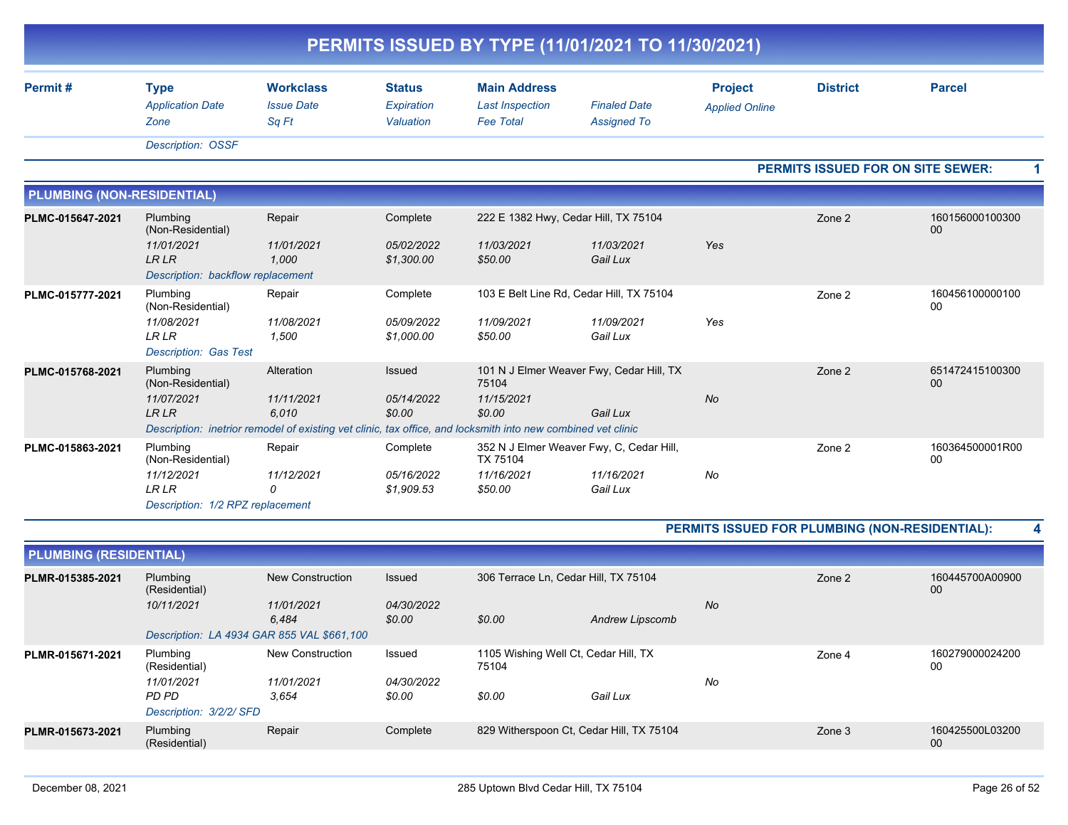# PERMITS ISSUED BY TYPE (11/01/2021 TO 11/30/2021)

| Permit # | Type / Application Date / Zone | Workclass / Issue Date / Sq Ft | Status / Expiration / Valuation | Main Address / Last Inspection / Fee Total | Finaled Date / Assigned To | Project / Applied Online | District | Parcel |
|---|---|---|---|---|---|---|---|---|
| | Description: OSSF | | | | | | | |

**PERMITS ISSUED FOR ON SITE SEWER: 1**

## PLUMBING (NON-RESIDENTIAL)

| Permit # | Type / Application Date / Zone | Workclass / Issue Date / Sq Ft | Status / Expiration / Valuation | Main Address / Last Inspection / Fee Total | Finaled Date / Assigned To | Project / Applied Online | District | Parcel |
|---|---|---|---|---|---|---|---|---|
| PLMC-015647-2021 | Plumbing (Non-Residential) / 11/01/2021 / LR LR | Repair / 11/01/2021 / 1,000 | Complete / 05/02/2022 / $1,300.00 | 222 E 1382 Hwy, Cedar Hill, TX 75104 / 11/03/2021 / $50.00 | 11/03/2021 / Gail Lux | Yes | Zone 2 | 16015600010030000 |
| | Description: backflow replacement | | | | | | | |
| PLMC-015777-2021 | Plumbing (Non-Residential) / 11/08/2021 / LR LR | Repair / 11/08/2021 / 1,500 | Complete / 05/09/2022 / $1,000.00 | 103 E Belt Line Rd, Cedar Hill, TX 75104 / 11/09/2021 / $50.00 | 11/09/2021 / Gail Lux | Yes | Zone 2 | 16045610000010000 |
| | Description: Gas Test | | | | | | | |
| PLMC-015768-2021 | Plumbing (Non-Residential) / 11/07/2021 / LR LR | Alteration / 11/11/2021 / 6,010 | Issued / 05/14/2022 / $0.00 | 101 N J Elmer Weaver Fwy, Cedar Hill, TX 75104 / 11/15/2021 / $0.00 | Gail Lux | No | Zone 2 | 65147241510030000 |
| | Description: inetrior remodel of existing vet clinic, tax office, and locksmith into new combined vet clinic | | | | | | | |
| PLMC-015863-2021 | Plumbing (Non-Residential) / 11/12/2021 / LR LR | Repair / 11/12/2021 / 0 | Complete / 05/16/2022 / $1,909.53 | 352 N J Elmer Weaver Fwy, C, Cedar Hill, TX 75104 / 11/16/2021 / $50.00 | 11/16/2021 / Gail Lux | No | Zone 2 | 160364500001R0000 |
| | Description: 1/2 RPZ replacement | | | | | | | |

**PERMITS ISSUED FOR PLUMBING (NON-RESIDENTIAL): 4**

## PLUMBING (RESIDENTIAL)

| Permit # | Type / Application Date / Zone | Workclass / Issue Date / Sq Ft | Status / Expiration / Valuation | Main Address / Last Inspection / Fee Total | Finaled Date / Assigned To | Project / Applied Online | District | Parcel |
|---|---|---|---|---|---|---|---|---|
| PLMR-015385-2021 | Plumbing (Residential) / 10/11/2021 / | New Construction / 11/01/2021 / 6,484 | Issued / 04/30/2022 / $0.00 | 306 Terrace Ln, Cedar Hill, TX 75104 / / $0.00 | Andrew Lipscomb | No | Zone 2 | 160445700A0090000 |
| | Description: LA 4934 GAR 855 VAL $661,100 | | | | | | | |
| PLMR-015671-2021 | Plumbing (Residential) / 11/01/2021 / PD PD | New Construction / 11/01/2021 / 3,654 | Issued / 04/30/2022 / $0.00 | 1105 Wishing Well Ct, Cedar Hill, TX 75104 / / $0.00 | Gail Lux | No | Zone 4 | 16027900002420000 |
| | Description: 3/2/2/ SFD | | | | | | | |
| PLMR-015673-2021 | Plumbing (Residential) | Repair | Complete | 829 Witherspoon Ct, Cedar Hill, TX 75104 | | | Zone 3 | 160425500L0320000 |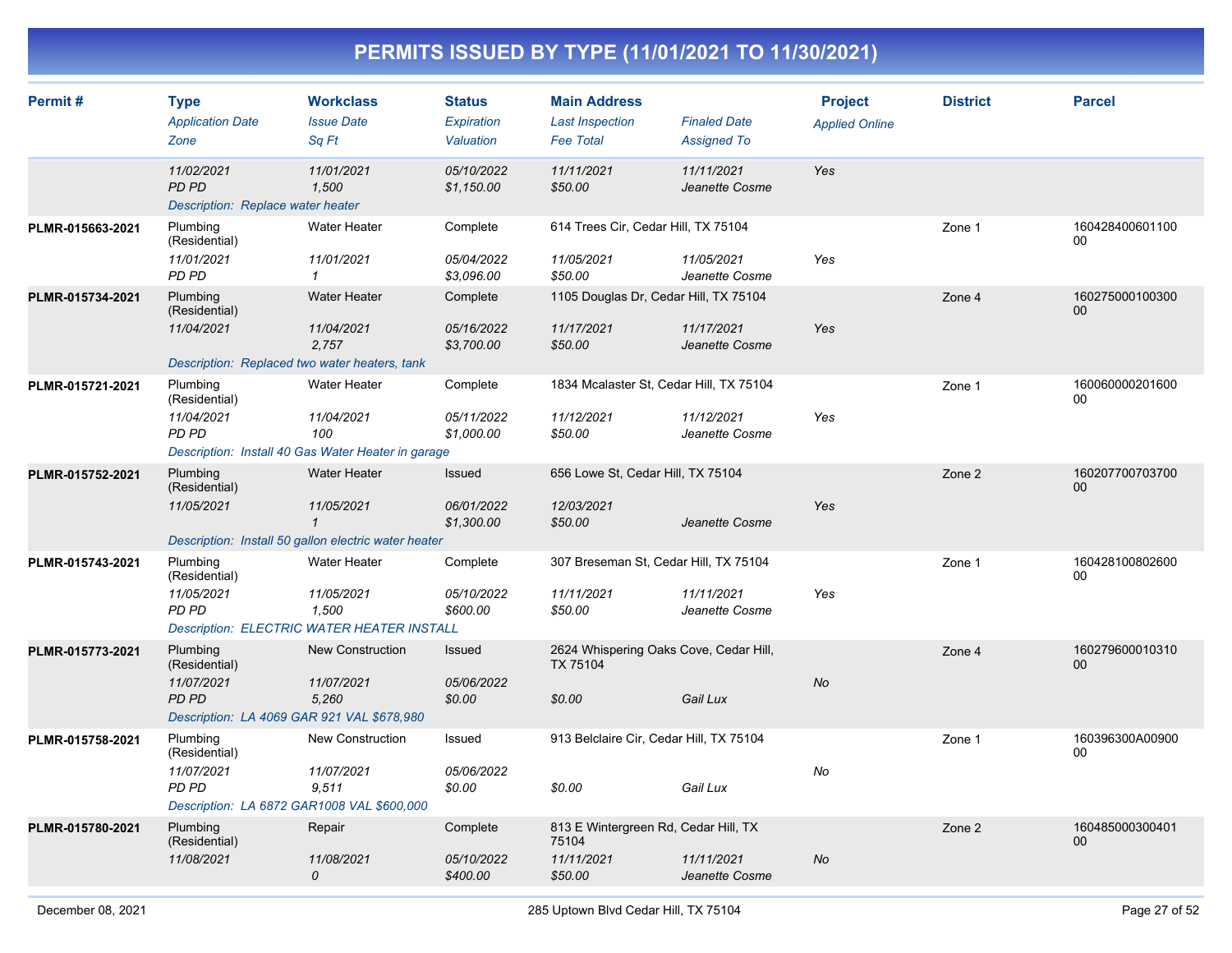# PERMITS ISSUED BY TYPE (11/01/2021 TO 11/30/2021)

| Permit # | Type<br>*Application Date*<br>*Zone* | Workclass<br>*Issue Date*<br>*Sq Ft* | Status<br>*Expiration*<br>*Valuation* | Main Address<br>*Last Inspection*<br>*Fee Total* | *Finaled Date*<br>*Assigned To* | Project<br>*Applied Online* | District | Parcel |
|---|---|---|---|---|---|---|---|---|
| | *11/02/2021*<br>*PD PD* | *11/01/2021*<br>*1,500* | *05/10/2022*<br>*$1,150.00* | *11/11/2021*<br>*$50.00* | *11/11/2021*<br>*Jeanette Cosme* | *Yes* | | |
| | *Description: Replace water heater* | | | | | | | |
| **PLMR-015663-2021** | Plumbing (Residential)<br>*11/01/2021*<br>*PD PD* | Water Heater<br>*11/01/2021*<br>*1* | Complete<br>*05/04/2022*<br>*$3,096.00* | 614 Trees Cir, Cedar Hill, TX 75104<br>*11/05/2021*<br>*$50.00* | *11/05/2021*<br>*Jeanette Cosme* | *Yes* | Zone 1 | 16042840060110000 |
| **PLMR-015734-2021** | Plumbing (Residential)<br>*11/04/2021* | Water Heater<br>*11/04/2021*<br>*2,757* | Complete<br>*05/16/2022*<br>*$3,700.00* | 1105 Douglas Dr, Cedar Hill, TX 75104<br>*11/17/2021*<br>*$50.00* | *11/17/2021*<br>*Jeanette Cosme* | *Yes* | Zone 4 | 16027500010030000 |
| | *Description: Replaced two water heaters, tank* | | | | | | | |
| **PLMR-015721-2021** | Plumbing (Residential)<br>*11/04/2021*<br>*PD PD* | Water Heater<br>*11/04/2021*<br>*100* | Complete<br>*05/11/2022*<br>*$1,000.00* | 1834 Mcalaster St, Cedar Hill, TX 75104<br>*11/12/2021*<br>*$50.00* | *11/12/2021*<br>*Jeanette Cosme* | *Yes* | Zone 1 | 16006000020160000 |
| | *Description: Install 40 Gas Water Heater in garage* | | | | | | | |
| **PLMR-015752-2021** | Plumbing (Residential)<br>*11/05/2021* | Water Heater<br>*11/05/2021*<br>*1* | Issued<br>*06/01/2022*<br>*$1,300.00* | 656 Lowe St, Cedar Hill, TX 75104<br>*12/03/2021*<br>*$50.00* | *Jeanette Cosme* | *Yes* | Zone 2 | 16020770070370000 |
| | *Description: Install 50 gallon electric water heater* | | | | | | | |
| **PLMR-015743-2021** | Plumbing (Residential)<br>*11/05/2021*<br>*PD PD* | Water Heater<br>*11/05/2021*<br>*1,500* | Complete<br>*05/10/2022*<br>*$600.00* | 307 Breseman St, Cedar Hill, TX 75104<br>*11/11/2021*<br>*$50.00* | *11/11/2021*<br>*Jeanette Cosme* | *Yes* | Zone 1 | 16042810080260000 |
| | *Description: ELECTRIC WATER HEATER INSTALL* | | | | | | | |
| **PLMR-015773-2021** | Plumbing (Residential)<br>*11/07/2021*<br>*PD PD* | New Construction<br>*11/07/2021*<br>*5,260* | Issued<br>*05/06/2022*<br>*$0.00* | 2624 Whispering Oaks Cove, Cedar Hill, TX 75104<br><br>*$0.00* | *Gail Lux* | *No* | Zone 4 | 16027960001031000 |
| | *Description: LA 4069 GAR 921 VAL $678,980* | | | | | | | |
| **PLMR-015758-2021** | Plumbing (Residential)<br>*11/07/2021*<br>*PD PD* | New Construction<br>*11/07/2021*<br>*9,511* | Issued<br>*05/06/2022*<br>*$0.00* | 913 Belclaire Cir, Cedar Hill, TX 75104<br><br>*$0.00* | *Gail Lux* | *No* | Zone 1 | 160396300A0090000 |
| | *Description: LA 6872 GAR1008 VAL $600,000* | | | | | | | |
| **PLMR-015780-2021** | Plumbing (Residential)<br>*11/08/2021* | Repair<br>*11/08/2021*<br>*0* | Complete<br>*05/10/2022*<br>*$400.00* | 813 E Wintergreen Rd, Cedar Hill, TX 75104<br>*11/11/2021*<br>*$50.00* | *11/11/2021*<br>*Jeanette Cosme* | *No* | Zone 2 | 16048500030040100 |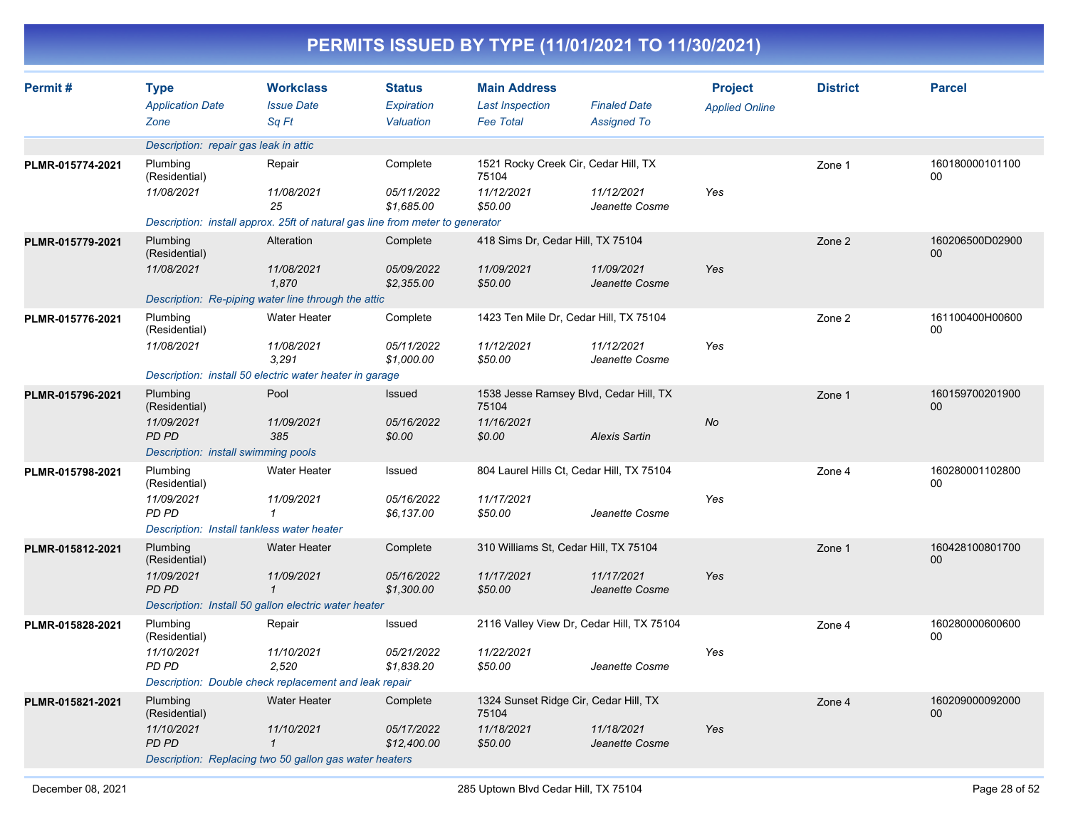# PERMITS ISSUED BY TYPE (11/01/2021 TO 11/30/2021)

| Permit # | Type / Application Date / Zone | Workclass / Issue Date / Sq Ft | Status / Expiration / Valuation | Main Address / Last Inspection / Fee Total | Finaled Date / Assigned To | Project / Applied Online | District | Parcel |
|---|---|---|---|---|---|---|---|---|
| | Description: repair gas leak in attic | | | | | | | |
| PLMR-015774-2021 | Plumbing (Residential) | Repair | Complete | 1521 Rocky Creek Cir, Cedar Hill, TX 75104 | | | Zone 1 | 16018000010110000 |
| | 11/08/2021 | 11/08/2021 | 05/11/2022 | 11/12/2021 | 11/12/2021 | Yes | | |
| | | 25 | $1,685.00 | $50.00 | Jeanette Cosme | | | |
| | Description: install approx. 25ft of natural gas line from meter to generator | | | | | | | |
| PLMR-015779-2021 | Plumbing (Residential) | Alteration | Complete | 418 Sims Dr, Cedar Hill, TX 75104 | | | Zone 2 | 160206500D0290000 |
| | 11/08/2021 | 11/08/2021 | 05/09/2022 | 11/09/2021 | 11/09/2021 | Yes | | |
| | | 1,870 | $2,355.00 | $50.00 | Jeanette Cosme | | | |
| | Description: Re-piping water line through the attic | | | | | | | |
| PLMR-015776-2021 | Plumbing (Residential) | Water Heater | Complete | 1423 Ten Mile Dr, Cedar Hill, TX 75104 | | | Zone 2 | 161100400H0060000 |
| | 11/08/2021 | 11/08/2021 | 05/11/2022 | 11/12/2021 | 11/12/2021 | Yes | | |
| | | 3,291 | $1,000.00 | $50.00 | Jeanette Cosme | | | |
| | Description: install 50 electric water heater in garage | | | | | | | |
| PLMR-015796-2021 | Plumbing (Residential) | Pool | Issued | 1538 Jesse Ramsey Blvd, Cedar Hill, TX 75104 | | | Zone 1 | 16015970020190000 |
| | 11/09/2021 | 11/09/2021 | 05/16/2022 | 11/16/2021 | | No | | |
| | PD PD | 385 | $0.00 | $0.00 | Alexis Sartin | | | |
| | Description: install swimming pools | | | | | | | |
| PLMR-015798-2021 | Plumbing (Residential) | Water Heater | Issued | 804 Laurel Hills Ct, Cedar Hill, TX 75104 | | | Zone 4 | 16028000110280000 |
| | 11/09/2021 | 11/09/2021 | 05/16/2022 | 11/17/2021 | | Yes | | |
| | PD PD | 1 | $6,137.00 | $50.00 | Jeanette Cosme | | | |
| | Description: Install tankless water heater | | | | | | | |
| PLMR-015812-2021 | Plumbing (Residential) | Water Heater | Complete | 310 Williams St, Cedar Hill, TX 75104 | | | Zone 1 | 16042810080170000 |
| | 11/09/2021 | 11/09/2021 | 05/16/2022 | 11/17/2021 | 11/17/2021 | Yes | | |
| | PD PD | 1 | $1,300.00 | $50.00 | Jeanette Cosme | | | |
| | Description: Install 50 gallon electric water heater | | | | | | | |
| PLMR-015828-2021 | Plumbing (Residential) | Repair | Issued | 2116 Valley View Dr, Cedar Hill, TX 75104 | | | Zone 4 | 16028000060060000 |
| | 11/10/2021 | 11/10/2021 | 05/21/2022 | 11/22/2021 | | Yes | | |
| | PD PD | 2,520 | $1,838.20 | $50.00 | Jeanette Cosme | | | |
| | Description: Double check replacement and leak repair | | | | | | | |
| PLMR-015821-2021 | Plumbing (Residential) | Water Heater | Complete | 1324 Sunset Ridge Cir, Cedar Hill, TX 75104 | | | Zone 4 | 16020900009200000 |
| | 11/10/2021 | 11/10/2021 | 05/17/2022 | 11/18/2021 | 11/18/2021 | Yes | | |
| | PD PD | 1 | $12,400.00 | $50.00 | Jeanette Cosme | | | |
| | Description: Replacing two 50 gallon gas water heaters | | | | | | | |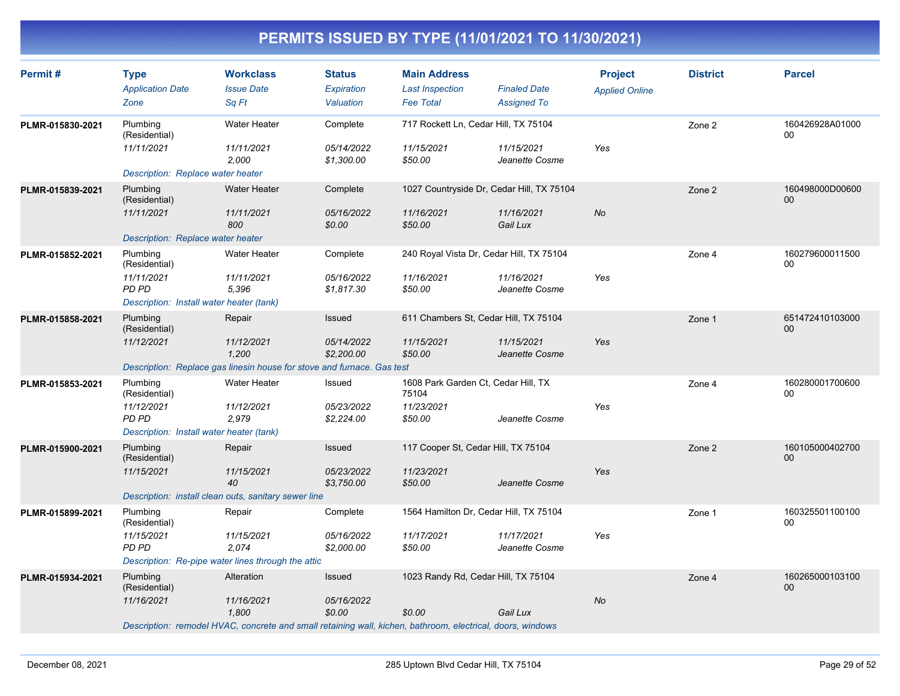# PERMITS ISSUED BY TYPE (11/01/2021 TO 11/30/2021)

| Permit # | Type<br>*Application Date*<br>*Zone* | Workclass<br>*Issue Date*<br>*Sq Ft* | Status<br>*Expiration*<br>*Valuation* | Main Address<br>*Last Inspection*<br>*Fee Total* | *Finaled Date*<br>*Assigned To* | Project<br>*Applied Online* | District | Parcel |
|---|---|---|---|---|---|---|---|---|
| PLMR-015830-2021 | Plumbing (Residential)<br>*11/11/2021* | Water Heater<br>*11/11/2021*<br>*2,000* | Complete<br>*05/14/2022*<br>*$1,300.00* | 717 Rockett Ln, Cedar Hill, TX 75104<br>*11/15/2021*<br>*$50.00* | *11/15/2021*<br>*Jeanette Cosme* | *Yes* | Zone 2 | 160426928A0100000 |
| | *Description: Replace water heater* | | | | | | | |
| PLMR-015839-2021 | Plumbing (Residential)<br>*11/11/2021* | Water Heater<br>*11/11/2021*<br>*800* | Complete<br>*05/16/2022*<br>*$0.00* | 1027 Countryside Dr, Cedar Hill, TX 75104<br>*11/16/2021*<br>*$50.00* | *11/16/2021*<br>*Gail Lux* | *No* | Zone 2 | 160498000D0060000 |
| | *Description: Replace water heater* | | | | | | | |
| PLMR-015852-2021 | Plumbing (Residential)<br>*11/11/2021*<br>*PD PD* | Water Heater<br>*11/11/2021*<br>*5,396* | Complete<br>*05/16/2022*<br>*$1,817.30* | 240 Royal Vista Dr, Cedar Hill, TX 75104<br>*11/16/2021*<br>*$50.00* | *11/16/2021*<br>*Jeanette Cosme* | *Yes* | Zone 4 | 16027960001150000 |
| | *Description: Install water heater (tank)* | | | | | | | |
| PLMR-015858-2021 | Plumbing (Residential)<br>*11/12/2021* | Repair<br>*11/12/2021*<br>*1,200* | Issued<br>*05/14/2022*<br>*$2,200.00* | 611 Chambers St, Cedar Hill, TX 75104<br>*11/15/2021*<br>*$50.00* | *11/15/2021*<br>*Jeanette Cosme* | *Yes* | Zone 1 | 65147241010300000 |
| | *Description: Replace gas linesin house for stove and furnace. Gas test* | | | | | | | |
| PLMR-015853-2021 | Plumbing (Residential)<br>*11/12/2021*<br>*PD PD* | Water Heater<br>*11/12/2021*<br>*2,979* | Issued<br>*05/23/2022*<br>*$2,224.00* | 1608 Park Garden Ct, Cedar Hill, TX 75104<br>*11/23/2021*<br>*$50.00* | *Jeanette Cosme* | *Yes* | Zone 4 | 16028000170060000 |
| | *Description: Install water heater (tank)* | | | | | | | |
| PLMR-015900-2021 | Plumbing (Residential)<br>*11/15/2021* | Repair<br>*11/15/2021*<br>*40* | Issued<br>*05/23/2022*<br>*$3,750.00* | 117 Cooper St, Cedar Hill, TX 75104<br>*11/23/2021*<br>*$50.00* | *Jeanette Cosme* | *Yes* | Zone 2 | 16010500040270000 |
| | *Description: install clean outs, sanitary sewer line* | | | | | | | |
| PLMR-015899-2021 | Plumbing (Residential)<br>*11/15/2021*<br>*PD PD* | Repair<br>*11/15/2021*<br>*2,074* | Complete<br>*05/16/2022*<br>*$2,000.00* | 1564 Hamilton Dr, Cedar Hill, TX 75104<br>*11/17/2021*<br>*$50.00* | *11/17/2021*<br>*Jeanette Cosme* | *Yes* | Zone 1 | 16032550110010000 |
| | *Description: Re-pipe water lines through the attic* | | | | | | | |
| PLMR-015934-2021 | Plumbing (Residential)<br>*11/16/2021* | Alteration<br>*11/16/2021*<br>*1,800* | Issued<br>*05/16/2022*<br>*$0.00* | 1023 Randy Rd, Cedar Hill, TX 75104<br>*$0.00* | *Gail Lux* | *No* | Zone 4 | 16026500010310000 |
| | *Description: remodel HVAC, concrete and small retaining wall, kichen, bathroom, electrical, doors, windows* | | | | | | | |

December 08, 2021 — 285 Uptown Blvd Cedar Hill, TX 75104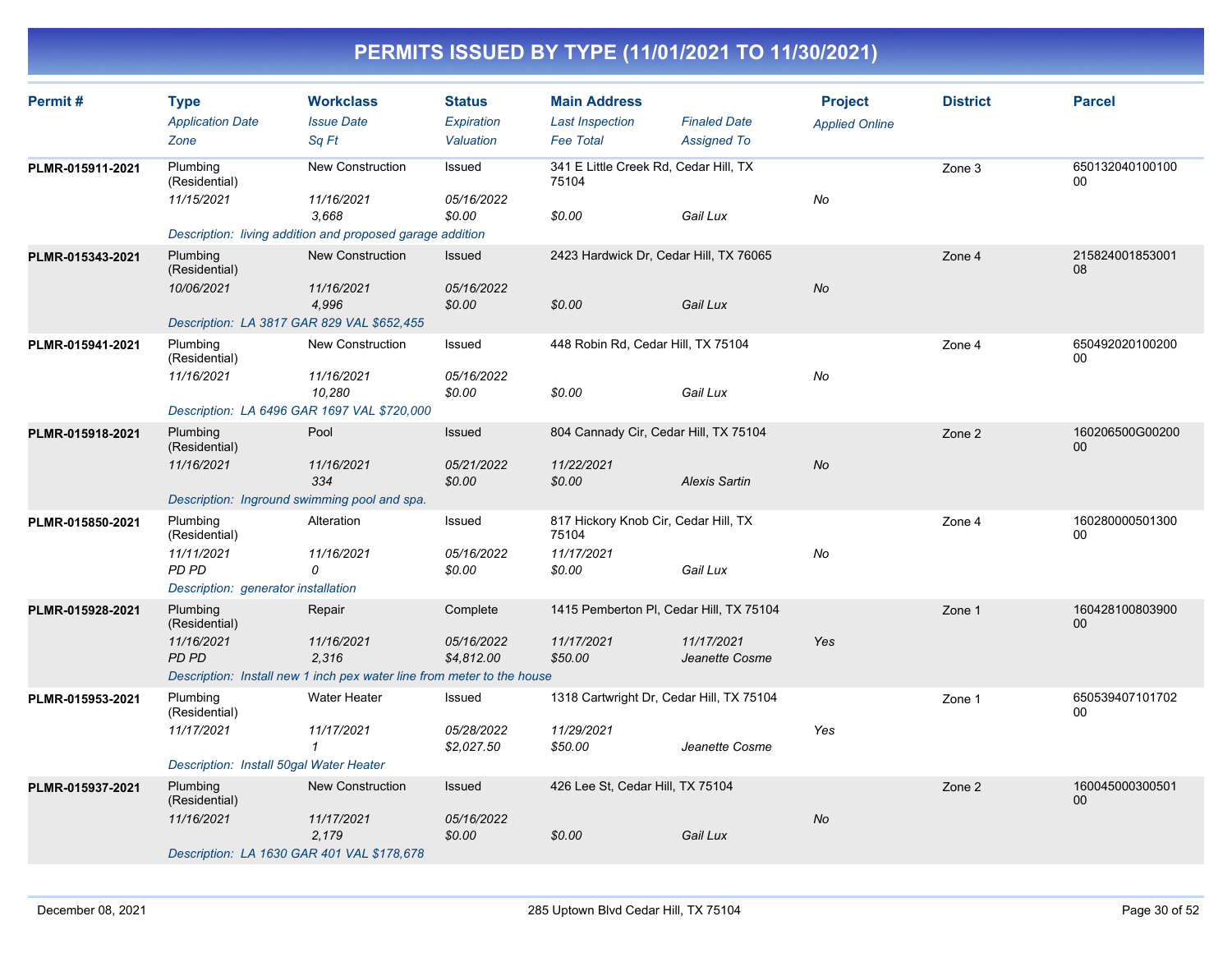# PERMITS ISSUED BY TYPE (11/01/2021 TO 11/30/2021)

| Permit # | Type / Application Date / Zone | Workclass / Issue Date / Sq Ft | Status / Expiration / Valuation | Main Address / Last Inspection / Fee Total | Finaled Date / Assigned To | Project / Applied Online | District | Parcel |
|---|---|---|---|---|---|---|---|---|
| PLMR-015911-2021 | Plumbing (Residential) / 11/15/2021 | New Construction / 11/16/2021 / 3,668 | Issued / 05/16/2022 / $0.00 | 341 E Little Creek Rd, Cedar Hill, TX 75104 / / $0.00 | / Gail Lux | No | Zone 3 | 65013204010010000 |
| | Description: living addition and proposed garage addition | | | | | | | |
| PLMR-015343-2021 | Plumbing (Residential) / 10/06/2021 | New Construction / 11/16/2021 / 4,996 | Issued / 05/16/2022 / $0.00 | 2423 Hardwick Dr, Cedar Hill, TX 76065 / / $0.00 | / Gail Lux | No | Zone 4 | 21582400185300108 |
| | Description: LA 3817 GAR 829 VAL $652,455 | | | | | | | |
| PLMR-015941-2021 | Plumbing (Residential) / 11/16/2021 | New Construction / 11/16/2021 / 10,280 | Issued / 05/16/2022 / $0.00 | 448 Robin Rd, Cedar Hill, TX 75104 / / $0.00 | / Gail Lux | No | Zone 4 | 65049202010020000 |
| | Description: LA 6496 GAR 1697 VAL $720,000 | | | | | | | |
| PLMR-015918-2021 | Plumbing (Residential) / 11/16/2021 | Pool / 11/16/2021 / 334 | Issued / 05/21/2022 / $0.00 | 804 Cannady Cir, Cedar Hill, TX 75104 / 11/22/2021 / $0.00 | / Alexis Sartin | No | Zone 2 | 160206500G0020000 |
| | Description: Inground swimming pool and spa. | | | | | | | |
| PLMR-015850-2021 | Plumbing (Residential) / 11/11/2021 / PD PD | Alteration / 11/16/2021 / 0 | Issued / 05/16/2022 / $0.00 | 817 Hickory Knob Cir, Cedar Hill, TX 75104 / 11/17/2021 / $0.00 | / Gail Lux | No | Zone 4 | 16028000050130000 |
| | Description: generator installation | | | | | | | |
| PLMR-015928-2021 | Plumbing (Residential) / 11/16/2021 / PD PD | Repair / 11/16/2021 / 2,316 | Complete / 05/16/2022 / $4,812.00 | 1415 Pemberton Pl, Cedar Hill, TX 75104 / 11/17/2021 / $50.00 | 11/17/2021 / Jeanette Cosme | Yes | Zone 1 | 16042810080390000 |
| | Description: Install new 1 inch pex water line from meter to the house | | | | | | | |
| PLMR-015953-2021 | Plumbing (Residential) / 11/17/2021 | Water Heater / 11/17/2021 / 1 | Issued / 05/28/2022 / $2,027.50 | 1318 Cartwright Dr, Cedar Hill, TX 75104 / 11/29/2021 / $50.00 | / Jeanette Cosme | Yes | Zone 1 | 65053940710170200 |
| | Description: Install 50gal Water Heater | | | | | | | |
| PLMR-015937-2021 | Plumbing (Residential) / 11/16/2021 | New Construction / 11/17/2021 / 2,179 | Issued / 05/16/2022 / $0.00 | 426 Lee St, Cedar Hill, TX 75104 / / $0.00 | / Gail Lux | No | Zone 2 | 16004500030050100 |
| | Description: LA 1630 GAR 401 VAL $178,678 | | | | | | | |

December 08, 2021 — 285 Uptown Blvd Cedar Hill, TX 75104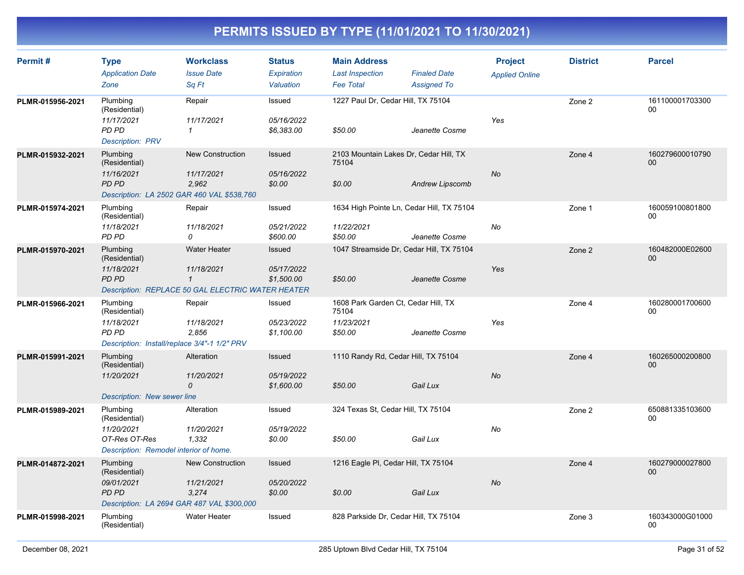# PERMITS ISSUED BY TYPE (11/01/2021 TO 11/30/2021)

| Permit # | Type<br>*Application Date*<br>*Zone* | Workclass<br>*Issue Date*<br>*Sq Ft* | Status<br>*Expiration*<br>*Valuation* | Main Address<br>*Last Inspection*<br>*Fee Total* | *Finaled Date*<br>*Assigned To* | Project<br>*Applied Online* | District | Parcel |
|---|---|---|---|---|---|---|---|---|
| PLMR-015956-2021 | Plumbing (Residential)<br>*11/17/2021*<br>*PD PD* | Repair<br>*11/17/2021*<br>*1* | Issued<br>*05/16/2022*<br>*$6,383.00* | 1227 Paul Dr, Cedar Hill, TX 75104<br><br>*$50.00* | <br><br>*Jeanette Cosme* | <br>*Yes* | Zone 2 | 16110000170330000 |
| | *Description: PRV* | | | | | | | |
| PLMR-015932-2021 | Plumbing (Residential)<br>*11/16/2021*<br>*PD PD* | New Construction<br>*11/17/2021*<br>*2,962* | Issued<br>*05/16/2022*<br>*$0.00* | 2103 Mountain Lakes Dr, Cedar Hill, TX 75104<br><br>*$0.00* | <br><br>*Andrew Lipscomb* | <br>*No* | Zone 4 | 16027960001079000 |
| | *Description: LA 2502 GAR 460 VAL $538,760* | | | | | | | |
| PLMR-015974-2021 | Plumbing (Residential)<br>*11/18/2021*<br>*PD PD* | Repair<br>*11/18/2021*<br>*0* | Issued<br>*05/21/2022*<br>*$600.00* | 1634 High Pointe Ln, Cedar Hill, TX 75104<br>*11/22/2021*<br>*$50.00* | <br><br>*Jeanette Cosme* | <br>*No* | Zone 1 | 16005910080180000 |
| PLMR-015970-2021 | Plumbing (Residential)<br>*11/18/2021*<br>*PD PD* | Water Heater<br>*11/18/2021*<br>*1* | Issued<br>*05/17/2022*<br>*$1,500.00* | 1047 Streamside Dr, Cedar Hill, TX 75104<br><br>*$50.00* | <br><br>*Jeanette Cosme* | <br>*Yes* | Zone 2 | 160482000E0260000 |
| | *Description: REPLACE 50 GAL ELECTRIC WATER HEATER* | | | | | | | |
| PLMR-015966-2021 | Plumbing (Residential)<br>*11/18/2021*<br>*PD PD* | Repair<br>*11/18/2021*<br>*2,856* | Issued<br>*05/23/2022*<br>*$1,100.00* | 1608 Park Garden Ct, Cedar Hill, TX 75104<br>*11/23/2021*<br>*$50.00* | <br><br>*Jeanette Cosme* | <br>*Yes* | Zone 4 | 16028000170060000 |
| | *Description: Install/replace 3/4"-1 1/2" PRV* | | | | | | | |
| PLMR-015991-2021 | Plumbing (Residential)<br>*11/20/2021* | Alteration<br>*11/20/2021*<br>*0* | Issued<br>*05/19/2022*<br>*$1,600.00* | 1110 Randy Rd, Cedar Hill, TX 75104<br><br>*$50.00* | <br><br>*Gail Lux* | <br>*No* | Zone 4 | 16026500020080000 |
| | *Description: New sewer line* | | | | | | | |
| PLMR-015989-2021 | Plumbing (Residential)<br>*11/20/2021*<br>*OT-Res OT-Res* | Alteration<br>*11/20/2021*<br>*1,332* | Issued<br>*05/19/2022*<br>*$0.00* | 324 Texas St, Cedar Hill, TX 75104<br><br>*$50.00* | <br><br>*Gail Lux* | <br>*No* | Zone 2 | 65088133510360000 |
| | *Description: Remodel interior of home.* | | | | | | | |
| PLMR-014872-2021 | Plumbing (Residential)<br>*09/01/2021*<br>*PD PD* | New Construction<br>*11/21/2021*<br>*3,274* | Issued<br>*05/20/2022*<br>*$0.00* | 1216 Eagle Pl, Cedar Hill, TX 75104<br><br>*$0.00* | <br><br>*Gail Lux* | <br>*No* | Zone 4 | 16027900002780000 |
| | *Description: LA 2694 GAR 487 VAL $300,000* | | | | | | | |
| PLMR-015998-2021 | Plumbing (Residential) | Water Heater | Issued | 828 Parkside Dr, Cedar Hill, TX 75104 | | | Zone 3 | 160343000G0100000 |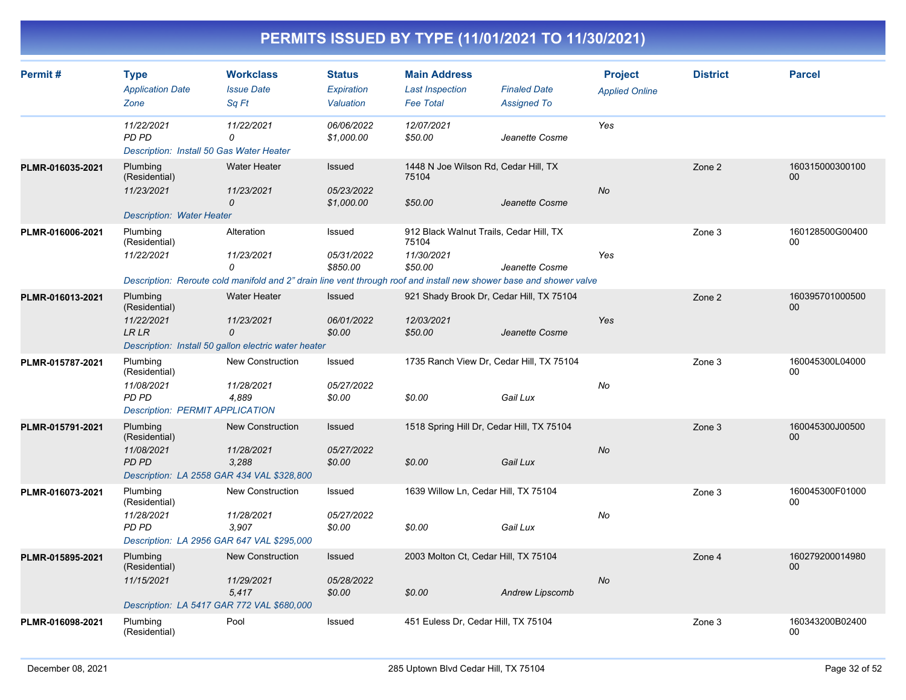# PERMITS ISSUED BY TYPE (11/01/2021 TO 11/30/2021)

| Permit # | Type / Application Date / Zone | Workclass / Issue Date / Sq Ft | Status / Expiration / Valuation | Main Address / Last Inspection / Fee Total | Finaled Date / Assigned To | Project / Applied Online | District | Parcel |
|---|---|---|---|---|---|---|---|---|
| | 11/22/2021<br>PD PD | 11/22/2021<br>0 | 06/06/2022<br>$1,000.00 | 12/07/2021<br>$50.00 | Jeanette Cosme | Yes | | |
| | *Description: Install 50 Gas Water Heater* | | | | | | | |
| PLMR-016035-2021 | Plumbing (Residential)<br>11/23/2021 | Water Heater<br>11/23/2021<br>0 | Issued<br>05/23/2022<br>$1,000.00 | 1448 N Joe Wilson Rd, Cedar Hill, TX 75104<br><br>$50.00 | Jeanette Cosme | No | Zone 2 | 16031500030010000 |
| | *Description: Water Heater* | | | | | | | |
| PLMR-016006-2021 | Plumbing (Residential)<br>11/22/2021 | Alteration<br>11/23/2021<br>0 | Issued<br>05/31/2022<br>$850.00 | 912 Black Walnut Trails, Cedar Hill, TX 75104<br>11/30/2021<br>$50.00 | Jeanette Cosme | Yes | Zone 3 | 160128500G0040000 |
| | *Description: Reroute cold manifold and 2" drain line vent through roof and install new shower base and shower valve* | | | | | | | |
| PLMR-016013-2021 | Plumbing (Residential)<br>11/22/2021<br>LR LR | Water Heater<br>11/23/2021<br>0 | Issued<br>06/01/2022<br>$0.00 | 921 Shady Brook Dr, Cedar Hill, TX 75104<br>12/03/2021<br>$50.00 | Jeanette Cosme | Yes | Zone 2 | 16039570100050000 |
| | *Description: Install 50 gallon electric water heater* | | | | | | | |
| PLMR-015787-2021 | Plumbing (Residential)<br>11/08/2021<br>PD PD | New Construction<br>11/28/2021<br>4,889 | Issued<br>05/27/2022<br>$0.00 | 1735 Ranch View Dr, Cedar Hill, TX 75104<br><br>$0.00 | Gail Lux | No | Zone 3 | 160045300L0400000 |
| | *Description: PERMIT APPLICATION* | | | | | | | |
| PLMR-015791-2021 | Plumbing (Residential)<br>11/08/2021<br>PD PD | New Construction<br>11/28/2021<br>3,288 | Issued<br>05/27/2022<br>$0.00 | 1518 Spring Hill Dr, Cedar Hill, TX 75104<br><br>$0.00 | Gail Lux | No | Zone 3 | 160045300J0050000 |
| | *Description: LA 2558 GAR 434 VAL $328,800* | | | | | | | |
| PLMR-016073-2021 | Plumbing (Residential)<br>11/28/2021<br>PD PD | New Construction<br>11/28/2021<br>3,907 | Issued<br>05/27/2022<br>$0.00 | 1639 Willow Ln, Cedar Hill, TX 75104<br><br>$0.00 | Gail Lux | No | Zone 3 | 160045300F0100000 |
| | *Description: LA 2956 GAR 647 VAL $295,000* | | | | | | | |
| PLMR-015895-2021 | Plumbing (Residential)<br>11/15/2021 | New Construction<br>11/29/2021<br>5,417 | Issued<br>05/28/2022<br>$0.00 | 2003 Molton Ct, Cedar Hill, TX 75104<br><br>$0.00 | Andrew Lipscomb | No | Zone 4 | 16027920001498000 |
| | *Description: LA 5417 GAR 772 VAL $680,000* | | | | | | | |
| PLMR-016098-2021 | Plumbing (Residential) | Pool | Issued | 451 Euless Dr, Cedar Hill, TX 75104 | | | Zone 3 | 160343200B0240000 |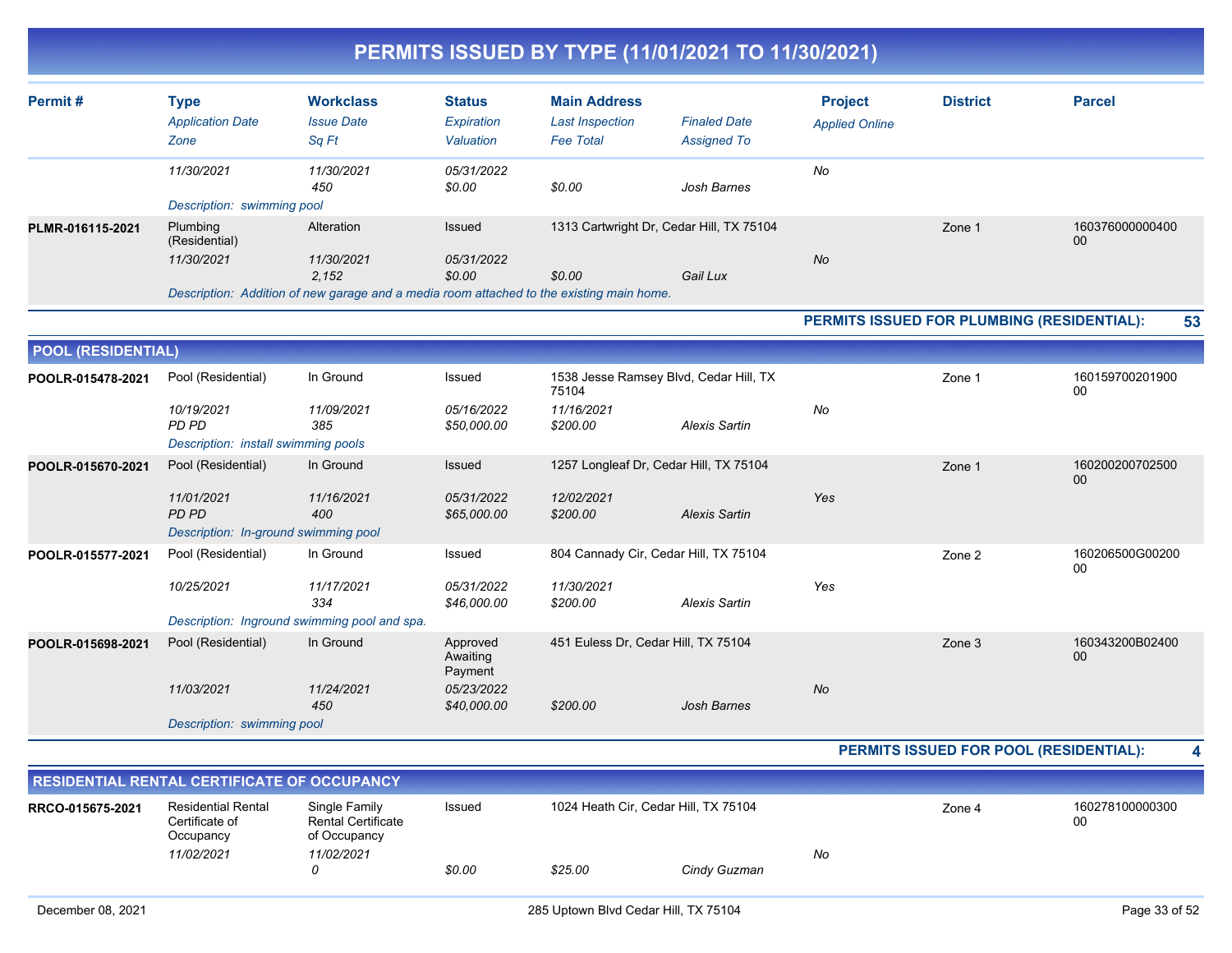# PERMITS ISSUED BY TYPE (11/01/2021 TO 11/30/2021)

| Permit # | Type / Application Date / Zone | Workclass / Issue Date / Sq Ft | Status / Expiration / Valuation | Main Address / Last Inspection / Fee Total | Finaled Date / Assigned To | Project / Applied Online | District | Parcel |
|---|---|---|---|---|---|---|---|---|
| | 11/30/2021 | 11/30/2021 | 05/31/2022 | | | No | | |
| | | 450 | $0.00 | $0.00 | Josh Barnes | | | |
| | Description: swimming pool | | | | | | | |
| PLMR-016115-2021 | Plumbing (Residential) | Alteration | Issued | 1313 Cartwright Dr, Cedar Hill, TX 75104 | | | Zone 1 | 16037600000040000 |
| | 11/30/2021 | 11/30/2021 | 05/31/2022 | | | No | | |
| | | 2,152 | $0.00 | $0.00 | Gail Lux | | | |
| | Description: Addition of new garage and a media room attached to the existing main home. | | | | | | | |

**PERMITS ISSUED FOR PLUMBING (RESIDENTIAL): 53**

## POOL (RESIDENTIAL)

| Permit # | Type / Application Date / Zone | Workclass / Issue Date / Sq Ft | Status / Expiration / Valuation | Main Address / Last Inspection / Fee Total | Finaled Date / Assigned To | Project / Applied Online | District | Parcel |
|---|---|---|---|---|---|---|---|---|
| POOLR-015478-2021 | Pool (Residential) | In Ground | Issued | 1538 Jesse Ramsey Blvd, Cedar Hill, TX 75104 | | | Zone 1 | 16015970020190000 |
| | 10/19/2021 | 11/09/2021 | 05/16/2022 | 11/16/2021 | | No | | |
| | PD PD | 385 | $50,000.00 | $200.00 | Alexis Sartin | | | |
| | Description: install swimming pools | | | | | | | |
| POOLR-015670-2021 | Pool (Residential) | In Ground | Issued | 1257 Longleaf Dr, Cedar Hill, TX 75104 | | | Zone 1 | 16020020070250000 |
| | 11/01/2021 | 11/16/2021 | 05/31/2022 | 12/02/2021 | | Yes | | |
| | PD PD | 400 | $65,000.00 | $200.00 | Alexis Sartin | | | |
| | Description: In-ground swimming pool | | | | | | | |
| POOLR-015577-2021 | Pool (Residential) | In Ground | Issued | 804 Cannady Cir, Cedar Hill, TX 75104 | | | Zone 2 | 160206500G0020000 |
| | 10/25/2021 | 11/17/2021 | 05/31/2022 | 11/30/2021 | | Yes | | |
| | | 334 | $46,000.00 | $200.00 | Alexis Sartin | | | |
| | Description: Inground swimming pool and spa. | | | | | | | |
| POOLR-015698-2021 | Pool (Residential) | In Ground | Approved Awaiting Payment | 451 Euless Dr, Cedar Hill, TX 75104 | | | Zone 3 | 160343200B0240000 |
| | 11/03/2021 | 11/24/2021 | 05/23/2022 | | | No | | |
| | | 450 | $40,000.00 | $200.00 | Josh Barnes | | | |
| | Description: swimming pool | | | | | | | |

**PERMITS ISSUED FOR POOL (RESIDENTIAL): 4**

## RESIDENTIAL RENTAL CERTIFICATE OF OCCUPANCY

| Permit # | Type / Application Date / Zone | Workclass / Issue Date / Sq Ft | Status / Expiration / Valuation | Main Address / Last Inspection / Fee Total | Finaled Date / Assigned To | Project / Applied Online | District | Parcel |
|---|---|---|---|---|---|---|---|---|
| RRCO-015675-2021 | Residential Rental Certificate of Occupancy | Single Family Rental Certificate of Occupancy | Issued | 1024 Heath Cir, Cedar Hill, TX 75104 | | | Zone 4 | 16027810000030000 |
| | 11/02/2021 | 11/02/2021 | | | | No | | |
| | | 0 | $0.00 | $25.00 | Cindy Guzman | | | |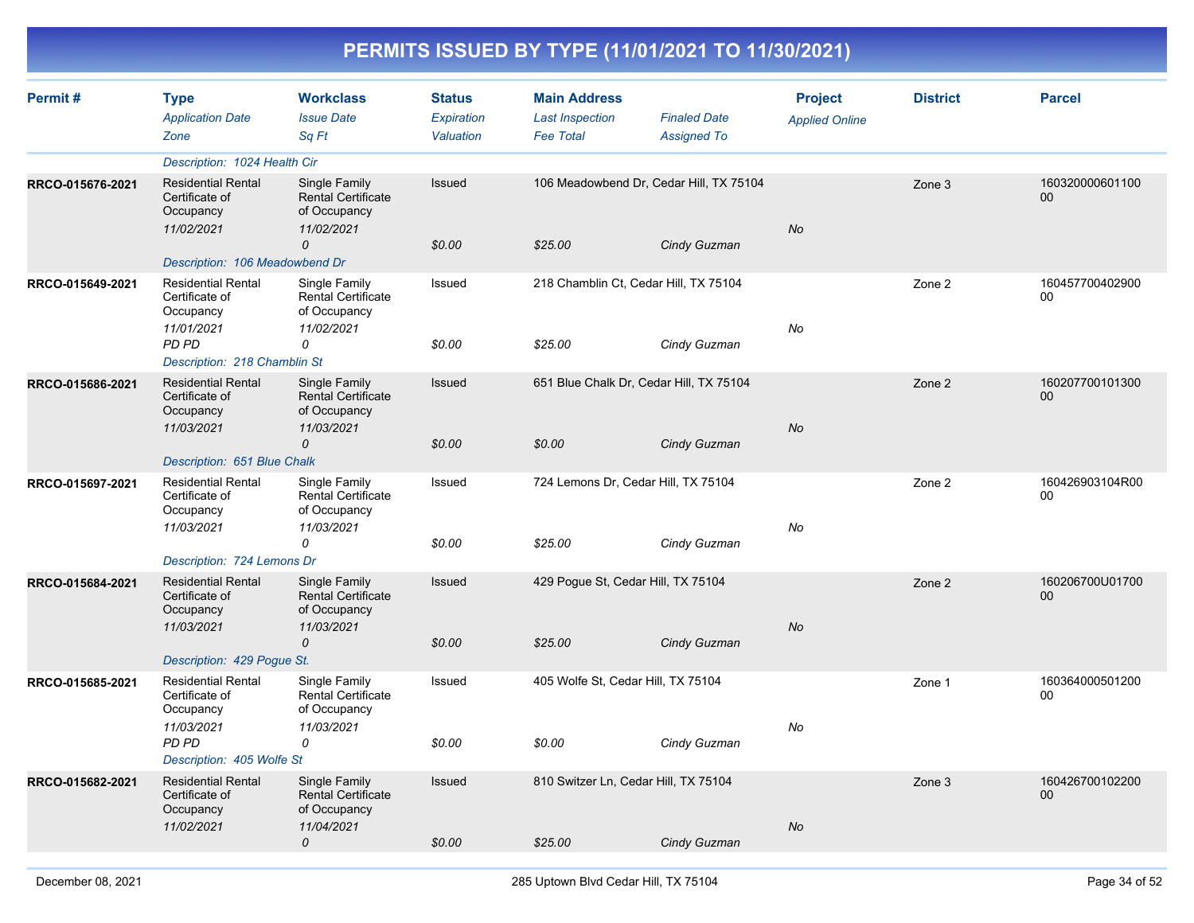# PERMITS ISSUED BY TYPE (11/01/2021 TO 11/30/2021)

| Permit # | Type / Application Date / Zone | Workclass / Issue Date / Sq Ft | Status / Expiration / Valuation | Main Address / Last Inspection / Fee Total | Finaled Date / Assigned To | Project / Applied Online | District | Parcel |
|---|---|---|---|---|---|---|---|---|
| | Description: 1024 Health Cir | | | | | | | |
| RRCO-015676-2021 | Residential Rental Certificate of Occupancy<br>11/02/2021 | Single Family Rental Certificate of Occupancy<br>11/02/2021<br>0 | Issued<br><br>$0.00 | 106 Meadowbend Dr, Cedar Hill, TX 75104<br><br>$25.00 | <br>Cindy Guzman | No | Zone 3 | 16032000060110000 |
| | Description: 106 Meadowbend Dr | | | | | | | |
| RRCO-015649-2021 | Residential Rental Certificate of Occupancy<br>11/01/2021<br>PD PD | Single Family Rental Certificate of Occupancy<br>11/02/2021<br>0 | Issued<br><br>$0.00 | 218 Chamblin Ct, Cedar Hill, TX 75104<br><br>$25.00 | <br>Cindy Guzman | No | Zone 2 | 16045770040290000 |
| | Description: 218 Chamblin St | | | | | | | |
| RRCO-015686-2021 | Residential Rental Certificate of Occupancy<br>11/03/2021 | Single Family Rental Certificate of Occupancy<br>11/03/2021<br>0 | Issued<br><br>$0.00 | 651 Blue Chalk Dr, Cedar Hill, TX 75104<br><br>$0.00 | <br>Cindy Guzman | No | Zone 2 | 16020770010130000 |
| | Description: 651 Blue Chalk | | | | | | | |
| RRCO-015697-2021 | Residential Rental Certificate of Occupancy<br>11/03/2021 | Single Family Rental Certificate of Occupancy<br>11/03/2021<br>0 | Issued<br><br>$0.00 | 724 Lemons Dr, Cedar Hill, TX 75104<br><br>$25.00 | <br>Cindy Guzman | No | Zone 2 | 160426903104R0000 |
| | Description: 724 Lemons Dr | | | | | | | |
| RRCO-015684-2021 | Residential Rental Certificate of Occupancy<br>11/03/2021 | Single Family Rental Certificate of Occupancy<br>11/03/2021<br>0 | Issued<br><br>$0.00 | 429 Pogue St, Cedar Hill, TX 75104<br><br>$25.00 | <br>Cindy Guzman | No | Zone 2 | 160206700U0170000 |
| | Description: 429 Pogue St. | | | | | | | |
| RRCO-015685-2021 | Residential Rental Certificate of Occupancy<br>11/03/2021<br>PD PD | Single Family Rental Certificate of Occupancy<br>11/03/2021<br>0 | Issued<br><br>$0.00 | 405 Wolfe St, Cedar Hill, TX 75104<br><br>$0.00 | <br>Cindy Guzman | No | Zone 1 | 16036400050120000 |
| | Description: 405 Wolfe St | | | | | | | |
| RRCO-015682-2021 | Residential Rental Certificate of Occupancy<br>11/02/2021 | Single Family Rental Certificate of Occupancy<br>11/04/2021<br>0 | Issued<br><br>$0.00 | 810 Switzer Ln, Cedar Hill, TX 75104<br><br>$25.00 | <br>Cindy Guzman | No | Zone 3 | 16042670010220000 |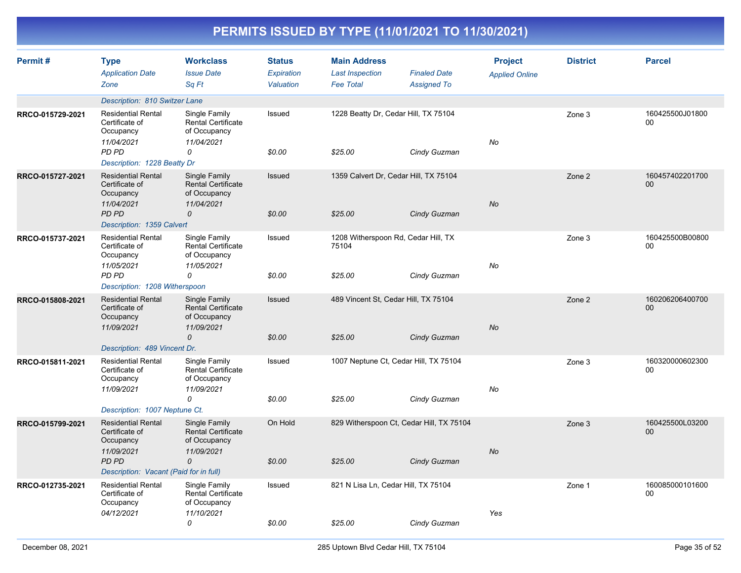# PERMITS ISSUED BY TYPE (11/01/2021 TO 11/30/2021)

| Permit # | Type<br>*Application Date*<br>*Zone* | Workclass<br>*Issue Date*<br>*Sq Ft* | Status<br>*Expiration*<br>*Valuation* | Main Address<br>*Last Inspection*<br>*Fee Total* | *Finaled Date*<br>*Assigned To* | Project<br>*Applied Online* | District | Parcel |
|---|---|---|---|---|---|---|---|---|
| | *Description: 810 Switzer Lane* | | | | | | | |
| RRCO-015729-2021 | Residential Rental Certificate of Occupancy<br>*11/04/2021*<br>*PD PD* | Single Family Rental Certificate of Occupancy<br>*11/04/2021*<br>*0* | Issued<br><br>*$0.00* | 1228 Beatty Dr, Cedar Hill, TX 75104<br><br>*$25.00* | <br>*Cindy Guzman* | <br>*No* | Zone 3 | 160425500J01800 00 |
| | *Description: 1228 Beatty Dr* | | | | | | | |
| RRCO-015727-2021 | Residential Rental Certificate of Occupancy<br>*11/04/2021*<br>*PD PD* | Single Family Rental Certificate of Occupancy<br>*11/04/2021*<br>*0* | Issued<br><br>*$0.00* | 1359 Calvert Dr, Cedar Hill, TX 75104<br><br>*$25.00* | <br>*Cindy Guzman* | <br>*No* | Zone 2 | 160457402201700 00 |
| | *Description: 1359 Calvert* | | | | | | | |
| RRCO-015737-2021 | Residential Rental Certificate of Occupancy<br>*11/05/2021*<br>*PD PD* | Single Family Rental Certificate of Occupancy<br>*11/05/2021*<br>*0* | Issued<br><br>*$0.00* | 1208 Witherspoon Rd, Cedar Hill, TX 75104<br><br>*$25.00* | <br>*Cindy Guzman* | <br>*No* | Zone 3 | 160425500B00800 00 |
| | *Description: 1208 Witherspoon* | | | | | | | |
| RRCO-015808-2021 | Residential Rental Certificate of Occupancy<br>*11/09/2021* | Single Family Rental Certificate of Occupancy<br>*11/09/2021*<br>*0* | Issued<br><br>*$0.00* | 489 Vincent St, Cedar Hill, TX 75104<br><br>*$25.00* | <br>*Cindy Guzman* | <br>*No* | Zone 2 | 160206206400700 00 |
| | *Description: 489 Vincent Dr.* | | | | | | | |
| RRCO-015811-2021 | Residential Rental Certificate of Occupancy<br>*11/09/2021* | Single Family Rental Certificate of Occupancy<br>*11/09/2021*<br>*0* | Issued<br><br>*$0.00* | 1007 Neptune Ct, Cedar Hill, TX 75104<br><br>*$25.00* | <br>*Cindy Guzman* | <br>*No* | Zone 3 | 160320000602300 00 |
| | *Description: 1007 Neptune Ct.* | | | | | | | |
| RRCO-015799-2021 | Residential Rental Certificate of Occupancy<br>*11/09/2021*<br>*PD PD* | Single Family Rental Certificate of Occupancy<br>*11/09/2021*<br>*0* | On Hold<br><br>*$0.00* | 829 Witherspoon Ct, Cedar Hill, TX 75104<br><br>*$25.00* | <br>*Cindy Guzman* | <br>*No* | Zone 3 | 160425500L03200 00 |
| | *Description: Vacant (Paid for in full)* | | | | | | | |
| RRCO-012735-2021 | Residential Rental Certificate of Occupancy<br>*04/12/2021* | Single Family Rental Certificate of Occupancy<br>*11/10/2021*<br>*0* | Issued<br><br>*$0.00* | 821 N Lisa Ln, Cedar Hill, TX 75104<br><br>*$25.00* | <br>*Cindy Guzman* | <br>*Yes* | Zone 1 | 160085000101600 00 |

December 08, 2021 — 285 Uptown Blvd Cedar Hill, TX 75104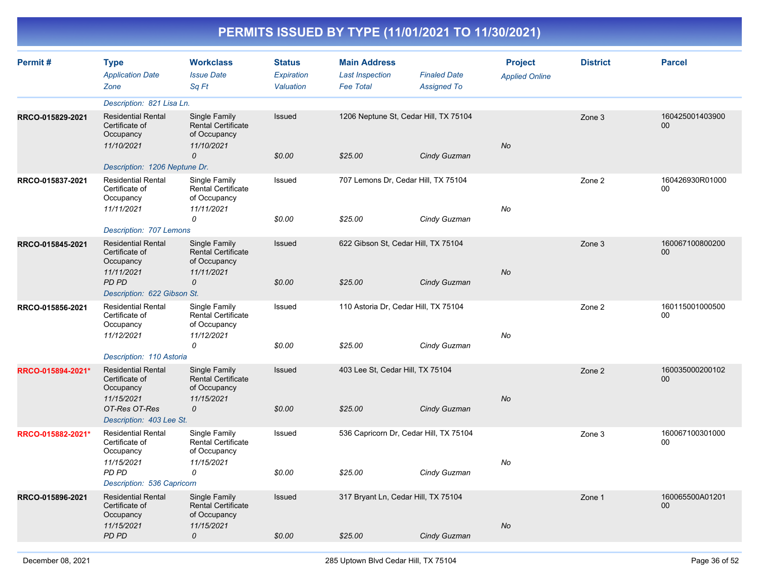# PERMITS ISSUED BY TYPE (11/01/2021 TO 11/30/2021)

| Permit # | Type<br>*Application Date*<br>*Zone* | Workclass<br>*Issue Date*<br>*Sq Ft* | Status<br>*Expiration*<br>*Valuation* | Main Address<br>*Last Inspection*<br>*Fee Total* | *Finaled Date*<br>*Assigned To* | Project<br>*Applied Online* | District | Parcel |
|---|---|---|---|---|---|---|---|---|
| | *Description: 821 Lisa Ln.* | | | | | | | |
| RRCO-015829-2021 | Residential Rental Certificate of Occupancy<br>*11/10/2021* | Single Family Rental Certificate of Occupancy<br>*11/10/2021*<br>*0* | Issued<br><br>*$0.00* | 1206 Neptune St, Cedar Hill, TX 75104<br><br>*$25.00* | *Cindy Guzman* | *No* | Zone 3 | 16042500140390000 |
| | *Description: 1206 Neptune Dr.* | | | | | | | |
| RRCO-015837-2021 | Residential Rental Certificate of Occupancy<br>*11/11/2021* | Single Family Rental Certificate of Occupancy<br>*11/11/2021*<br>*0* | Issued<br><br>*$0.00* | 707 Lemons Dr, Cedar Hill, TX 75104<br><br>*$25.00* | *Cindy Guzman* | *No* | Zone 2 | 160426930R0100000 |
| | *Description: 707 Lemons* | | | | | | | |
| RRCO-015845-2021 | Residential Rental Certificate of Occupancy<br>*11/11/2021*<br>*PD PD* | Single Family Rental Certificate of Occupancy<br>*11/11/2021*<br>*0* | Issued<br><br>*$0.00* | 622 Gibson St, Cedar Hill, TX 75104<br><br>*$25.00* | *Cindy Guzman* | *No* | Zone 3 | 16006710080020000 |
| | *Description: 622 Gibson St.* | | | | | | | |
| RRCO-015856-2021 | Residential Rental Certificate of Occupancy<br>*11/12/2021* | Single Family Rental Certificate of Occupancy<br>*11/12/2021*<br>*0* | Issued<br><br>*$0.00* | 110 Astoria Dr, Cedar Hill, TX 75104<br><br>*$25.00* | *Cindy Guzman* | *No* | Zone 2 | 16011500100050000 |
| | *Description: 110 Astoria* | | | | | | | |
| RRCO-015894-2021* | Residential Rental Certificate of Occupancy<br>*11/15/2021*<br>*OT-Res OT-Res* | Single Family Rental Certificate of Occupancy<br>*11/15/2021*<br>*0* | Issued<br><br>*$0.00* | 403 Lee St, Cedar Hill, TX 75104<br><br>*$25.00* | *Cindy Guzman* | *No* | Zone 2 | 16003500020010200 |
| | *Description: 403 Lee St.* | | | | | | | |
| RRCO-015882-2021* | Residential Rental Certificate of Occupancy<br>*11/15/2021*<br>*PD PD* | Single Family Rental Certificate of Occupancy<br>*11/15/2021*<br>*0* | Issued<br><br>*$0.00* | 536 Capricorn Dr, Cedar Hill, TX 75104<br><br>*$25.00* | *Cindy Guzman* | *No* | Zone 3 | 16006710030100000 |
| | *Description: 536 Capricorn* | | | | | | | |
| RRCO-015896-2021 | Residential Rental Certificate of Occupancy<br>*11/15/2021*<br>*PD PD* | Single Family Rental Certificate of Occupancy<br>*11/15/2021*<br>*0* | Issued<br><br>*$0.00* | 317 Bryant Ln, Cedar Hill, TX 75104<br><br>*$25.00* | *Cindy Guzman* | *No* | Zone 1 | 160065500A0120100 |

December 08, 2021 — 285 Uptown Blvd Cedar Hill, TX 75104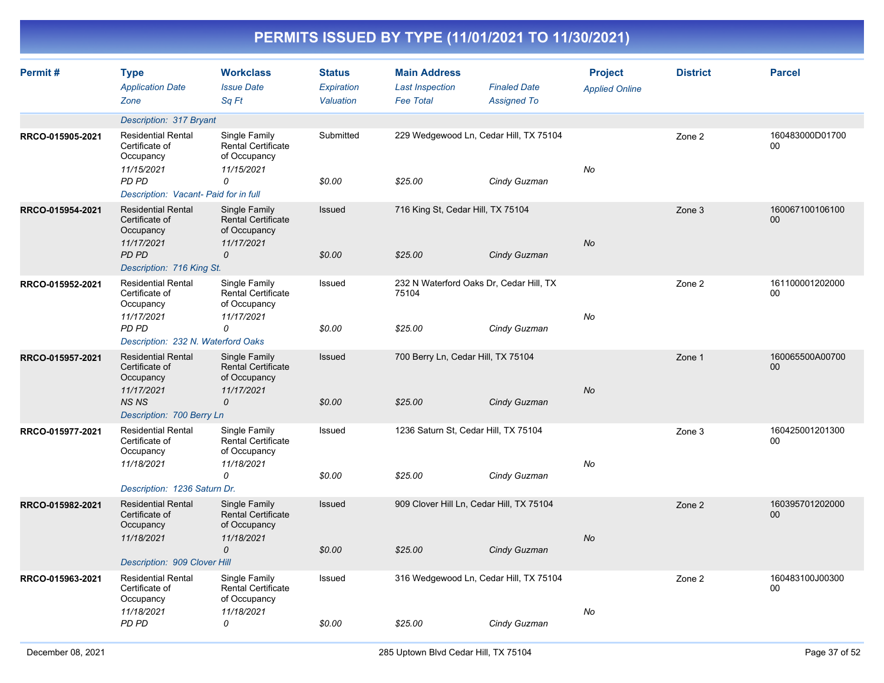# PERMITS ISSUED BY TYPE (11/01/2021 TO 11/30/2021)

| Permit # | Type / Application Date / Zone | Workclass / Issue Date / Sq Ft | Status / Expiration / Valuation | Main Address / Last Inspection / Fee Total | Finaled Date / Assigned To | Project / Applied Online | District | Parcel |
|---|---|---|---|---|---|---|---|---|
| | Description: 317 Bryant | | | | | | | |
| RRCO-015905-2021 | Residential Rental Certificate of Occupancy<br>11/15/2021<br>PD PD | Single Family Rental Certificate of Occupancy<br>11/15/2021<br>0 | Submitted<br><br>$0.00 | 229 Wedgewood Ln, Cedar Hill, TX 75104<br><br>$25.00 | <br>Cindy Guzman | No | Zone 2 | 160483000D0170000 |
| | Description: Vacant- Paid for in full | | | | | | | |
| RRCO-015954-2021 | Residential Rental Certificate of Occupancy<br>11/17/2021<br>PD PD | Single Family Rental Certificate of Occupancy<br>11/17/2021<br>0 | Issued<br><br>$0.00 | 716 King St, Cedar Hill, TX 75104<br><br>$25.00 | <br>Cindy Guzman | No | Zone 3 | 16006710010610000 |
| | Description: 716 King St. | | | | | | | |
| RRCO-015952-2021 | Residential Rental Certificate of Occupancy<br>11/17/2021<br>PD PD | Single Family Rental Certificate of Occupancy<br>11/17/2021<br>0 | Issued<br><br>$0.00 | 232 N Waterford Oaks Dr, Cedar Hill, TX 75104<br><br>$25.00 | <br>Cindy Guzman | No | Zone 2 | 16110000120200000 |
| | Description: 232 N. Waterford Oaks | | | | | | | |
| RRCO-015957-2021 | Residential Rental Certificate of Occupancy<br>11/17/2021<br>NS NS | Single Family Rental Certificate of Occupancy<br>11/17/2021<br>0 | Issued<br><br>$0.00 | 700 Berry Ln, Cedar Hill, TX 75104<br><br>$25.00 | <br>Cindy Guzman | No | Zone 1 | 160065500A0070000 |
| | Description: 700 Berry Ln | | | | | | | |
| RRCO-015977-2021 | Residential Rental Certificate of Occupancy<br>11/18/2021 | Single Family Rental Certificate of Occupancy<br>11/18/2021<br>0 | Issued<br><br>$0.00 | 1236 Saturn St, Cedar Hill, TX 75104<br><br>$25.00 | <br>Cindy Guzman | No | Zone 3 | 16042500120130000 |
| | Description: 1236 Saturn Dr. | | | | | | | |
| RRCO-015982-2021 | Residential Rental Certificate of Occupancy<br>11/18/2021 | Single Family Rental Certificate of Occupancy<br>11/18/2021<br>0 | Issued<br><br>$0.00 | 909 Clover Hill Ln, Cedar Hill, TX 75104<br><br>$25.00 | <br>Cindy Guzman | No | Zone 2 | 16039570120200000 |
| | Description: 909 Clover Hill | | | | | | | |
| RRCO-015963-2021 | Residential Rental Certificate of Occupancy<br>11/18/2021<br>PD PD | Single Family Rental Certificate of Occupancy<br>11/18/2021<br>0 | Issued<br><br>$0.00 | 316 Wedgewood Ln, Cedar Hill, TX 75104<br><br>$25.00 | <br>Cindy Guzman | No | Zone 2 | 160483100J0030000 |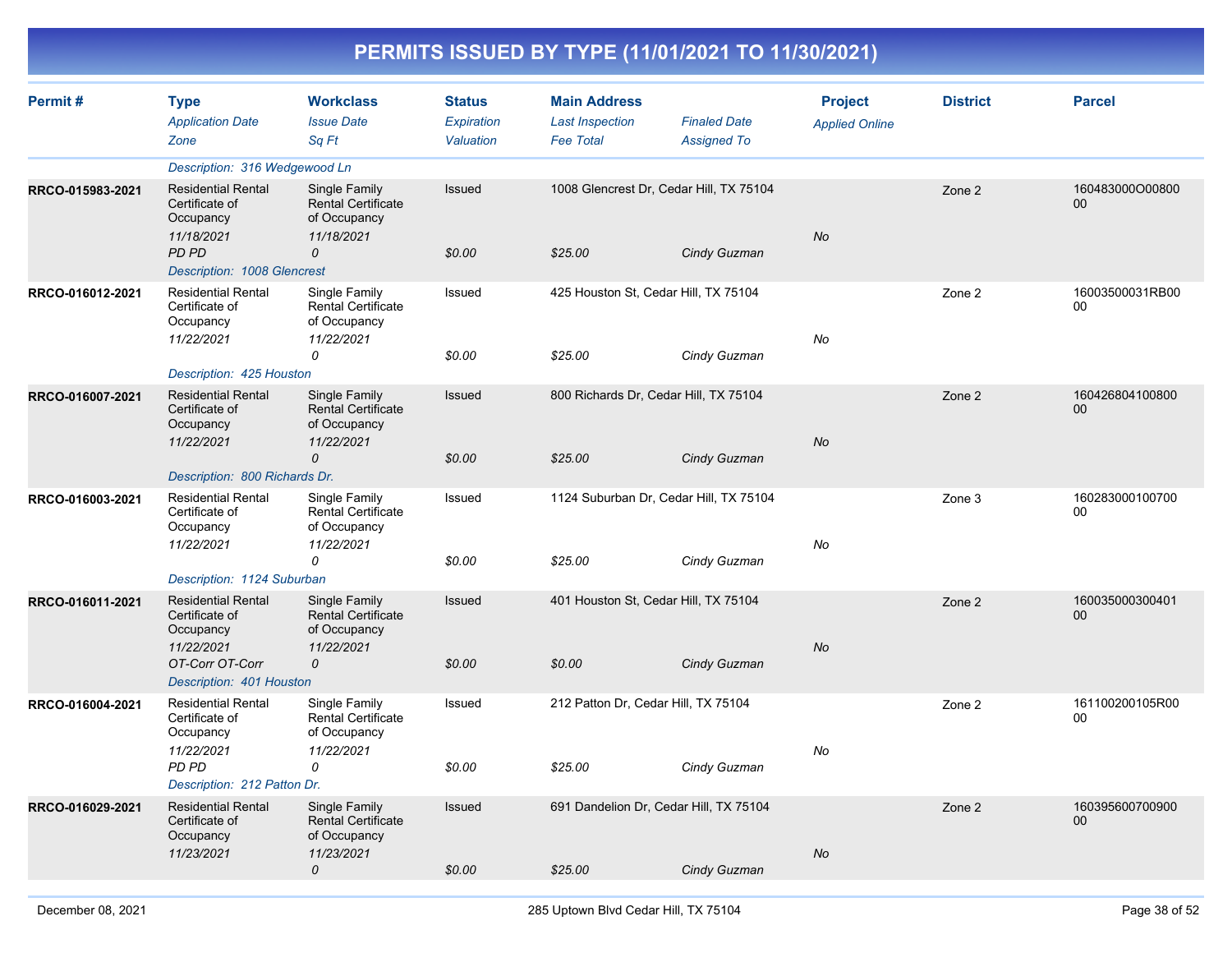# PERMITS ISSUED BY TYPE (11/01/2021 TO 11/30/2021)

| Permit # | Type / Application Date / Zone | Workclass / Issue Date / Sq Ft | Status / Expiration / Valuation | Main Address / Last Inspection / Fee Total | Finaled Date / Assigned To | Project / Applied Online | District | Parcel |
|---|---|---|---|---|---|---|---|---|
| | Description: 316 Wedgewood Ln | | | | | | | |
| RRCO-015983-2021 | Residential Rental Certificate of Occupancy<br>11/18/2021<br>PD PD | Single Family Rental Certificate of Occupancy<br>11/18/2021<br>0 | Issued<br><br>$0.00 | 1008 Glencrest Dr, Cedar Hill, TX 75104<br><br>$25.00 | <br>Cindy Guzman | No | Zone 2 | 160483000O00800 00 |
| | Description: 1008 Glencrest | | | | | | | |
| RRCO-016012-2021 | Residential Rental Certificate of Occupancy<br>11/22/2021 | Single Family Rental Certificate of Occupancy<br>11/22/2021<br>0 | Issued<br><br>$0.00 | 425 Houston St, Cedar Hill, TX 75104<br><br>$25.00 | <br>Cindy Guzman | No | Zone 2 | 16003500031RB00 00 |
| | Description: 425 Houston | | | | | | | |
| RRCO-016007-2021 | Residential Rental Certificate of Occupancy<br>11/22/2021 | Single Family Rental Certificate of Occupancy<br>11/22/2021<br>0 | Issued<br><br>$0.00 | 800 Richards Dr, Cedar Hill, TX 75104<br><br>$25.00 | <br>Cindy Guzman | No | Zone 2 | 160426804100800 00 |
| | Description: 800 Richards Dr. | | | | | | | |
| RRCO-016003-2021 | Residential Rental Certificate of Occupancy<br>11/22/2021 | Single Family Rental Certificate of Occupancy<br>11/22/2021<br>0 | Issued<br><br>$0.00 | 1124 Suburban Dr, Cedar Hill, TX 75104<br><br>$25.00 | <br>Cindy Guzman | No | Zone 3 | 160283000100700 00 |
| | Description: 1124 Suburban | | | | | | | |
| RRCO-016011-2021 | Residential Rental Certificate of Occupancy<br>11/22/2021<br>OT-Corr OT-Corr | Single Family Rental Certificate of Occupancy<br>11/22/2021<br>0 | Issued<br><br>$0.00 | 401 Houston St, Cedar Hill, TX 75104<br><br>$0.00 | <br>Cindy Guzman | No | Zone 2 | 160035000300401 00 |
| | Description: 401 Houston | | | | | | | |
| RRCO-016004-2021 | Residential Rental Certificate of Occupancy<br>11/22/2021<br>PD PD | Single Family Rental Certificate of Occupancy<br>11/22/2021<br>0 | Issued<br><br>$0.00 | 212 Patton Dr, Cedar Hill, TX 75104<br><br>$25.00 | <br>Cindy Guzman | No | Zone 2 | 161100200105R00 00 |
| | Description: 212 Patton Dr. | | | | | | | |
| RRCO-016029-2021 | Residential Rental Certificate of Occupancy<br>11/23/2021 | Single Family Rental Certificate of Occupancy<br>11/23/2021<br>0 | Issued<br><br>$0.00 | 691 Dandelion Dr, Cedar Hill, TX 75104<br><br>$25.00 | <br>Cindy Guzman | No | Zone 2 | 160395600700900 00 |

December 08, 2021 — 285 Uptown Blvd Cedar Hill, TX 75104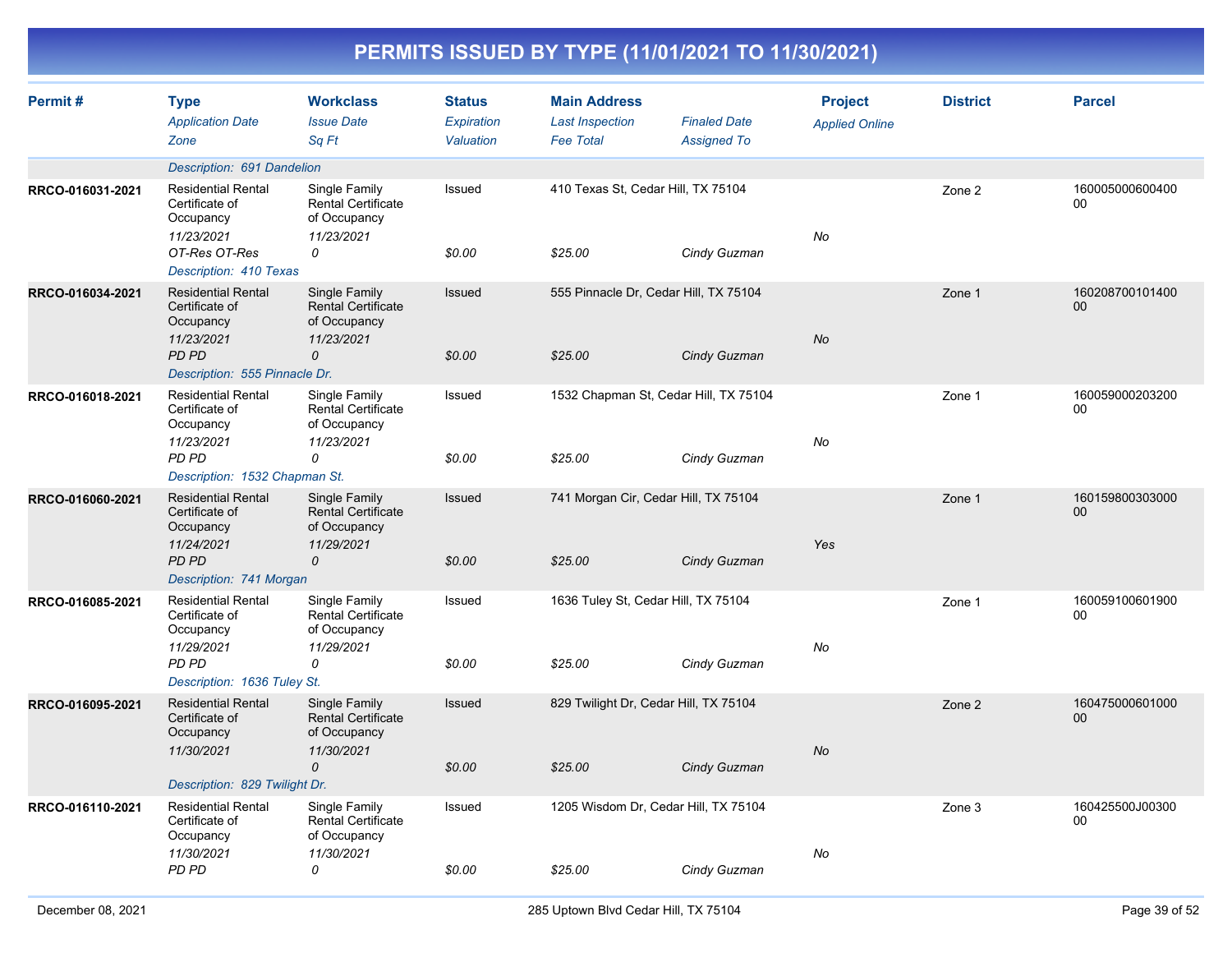# PERMITS ISSUED BY TYPE (11/01/2021 TO 11/30/2021)

| Permit # | Type<br>*Application Date*<br>*Zone* | Workclass<br>*Issue Date*<br>*Sq Ft* | Status<br>*Expiration*<br>*Valuation* | Main Address<br>*Last Inspection*<br>*Fee Total* | *Finaled Date*<br>*Assigned To* | Project<br>*Applied Online* | District | Parcel |
|---|---|---|---|---|---|---|---|---|
| | *Description: 691 Dandelion* | | | | | | | |
| RRCO-016031-2021 | Residential Rental Certificate of Occupancy<br>*11/23/2021*<br>*OT-Res OT-Res* | Single Family Rental Certificate of Occupancy<br>*11/23/2021*<br>*0* | Issued<br><br>*$0.00* | 410 Texas St, Cedar Hill, TX 75104<br><br>*$25.00* | <br>*Cindy Guzman* | *No* | Zone 2 | 16000500060040000 |
| | *Description: 410 Texas* | | | | | | | |
| RRCO-016034-2021 | Residential Rental Certificate of Occupancy<br>*11/23/2021*<br>*PD PD* | Single Family Rental Certificate of Occupancy<br>*11/23/2021*<br>*0* | Issued<br><br>*$0.00* | 555 Pinnacle Dr, Cedar Hill, TX 75104<br><br>*$25.00* | <br>*Cindy Guzman* | *No* | Zone 1 | 16020870010140000 |
| | *Description: 555 Pinnacle Dr.* | | | | | | | |
| RRCO-016018-2021 | Residential Rental Certificate of Occupancy<br>*11/23/2021*<br>*PD PD* | Single Family Rental Certificate of Occupancy<br>*11/23/2021*<br>*0* | Issued<br><br>*$0.00* | 1532 Chapman St, Cedar Hill, TX 75104<br><br>*$25.00* | <br>*Cindy Guzman* | *No* | Zone 1 | 16005900020320000 |
| | *Description: 1532 Chapman St.* | | | | | | | |
| RRCO-016060-2021 | Residential Rental Certificate of Occupancy<br>*11/24/2021*<br>*PD PD* | Single Family Rental Certificate of Occupancy<br>*11/29/2021*<br>*0* | Issued<br><br>*$0.00* | 741 Morgan Cir, Cedar Hill, TX 75104<br><br>*$25.00* | <br>*Cindy Guzman* | *Yes* | Zone 1 | 16015980030300000 |
| | *Description: 741 Morgan* | | | | | | | |
| RRCO-016085-2021 | Residential Rental Certificate of Occupancy<br>*11/29/2021*<br>*PD PD* | Single Family Rental Certificate of Occupancy<br>*11/29/2021*<br>*0* | Issued<br><br>*$0.00* | 1636 Tuley St, Cedar Hill, TX 75104<br><br>*$25.00* | <br>*Cindy Guzman* | *No* | Zone 1 | 16005910060190000 |
| | *Description: 1636 Tuley St.* | | | | | | | |
| RRCO-016095-2021 | Residential Rental Certificate of Occupancy<br>*11/30/2021* | Single Family Rental Certificate of Occupancy<br>*11/30/2021*<br>*0* | Issued<br><br>*$0.00* | 829 Twilight Dr, Cedar Hill, TX 75104<br><br>*$25.00* | <br>*Cindy Guzman* | *No* | Zone 2 | 16047500060100000 |
| | *Description: 829 Twilight Dr.* | | | | | | | |
| RRCO-016110-2021 | Residential Rental Certificate of Occupancy<br>*11/30/2021*<br>*PD PD* | Single Family Rental Certificate of Occupancy<br>*11/30/2021*<br>*0* | Issued<br><br>*$0.00* | 1205 Wisdom Dr, Cedar Hill, TX 75104<br><br>*$25.00* | <br>*Cindy Guzman* | *No* | Zone 3 | 160425500J0030000 |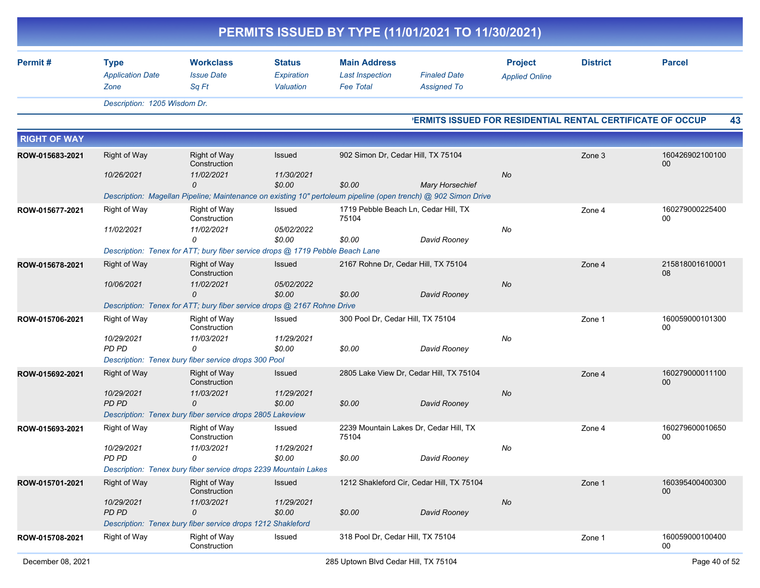# PERMITS ISSUED BY TYPE (11/01/2021 TO 11/30/2021)

| Permit # | Type | Workclass | Status | Main Address | | Project | District | Parcel |
|---|---|---|---|---|---|---|---|---|
| | *Application Date* | *Issue Date* | *Expiration* | *Last Inspection* | *Finaled Date* | *Applied Online* | | |
| | *Zone* | *Sq Ft* | *Valuation* | *Fee Total* | *Assigned To* | | | |
| | *Description: 1205 Wisdom Dr.* | | | | | | | |

**'ERMITS ISSUED FOR RESIDENTIAL RENTAL CERTIFICATE OF OCCUP** 43

## RIGHT OF WAY

| Permit # | Type | Workclass | Status | Main Address | | Project | District | Parcel |
|---|---|---|---|---|---|---|---|---|
| ROW-015683-2021 | Right of Way | Right of Way Construction | Issued | 902 Simon Dr, Cedar Hill, TX 75104 | | | Zone 3 | 16042690210010000 |
| | 10/26/2021 | 11/02/2021 | 11/30/2021 | | | No | | |
| | | 0 | $0.00 | $0.00 | Mary Horsechief | | | |
| | Description: Magellan Pipeline; Maintenance on existing 10" pertoleum pipeline (open trench) @ 902 Simon Drive | | | | | | | |
| ROW-015677-2021 | Right of Way | Right of Way Construction | Issued | 1719 Pebble Beach Ln, Cedar Hill, TX 75104 | | | Zone 4 | 16027900022540000 |
| | 11/02/2021 | 11/02/2021 | 05/02/2022 | | | No | | |
| | | 0 | $0.00 | $0.00 | David Rooney | | | |
| | Description: Tenex for ATT; bury fiber service drops @ 1719 Pebble Beach Lane | | | | | | | |
| ROW-015678-2021 | Right of Way | Right of Way Construction | Issued | 2167 Rohne Dr, Cedar Hill, TX 75104 | | | Zone 4 | 21581800161000108 |
| | 10/06/2021 | 11/02/2021 | 05/02/2022 | | | No | | |
| | | 0 | $0.00 | $0.00 | David Rooney | | | |
| | Description: Tenex for ATT; bury fiber service drops @ 2167 Rohne Drive | | | | | | | |
| ROW-015706-2021 | Right of Way | Right of Way Construction | Issued | 300 Pool Dr, Cedar Hill, TX 75104 | | | Zone 1 | 16005900010130000 |
| | 10/29/2021 | 11/03/2021 | 11/29/2021 | | | No | | |
| | PD PD | 0 | $0.00 | $0.00 | David Rooney | | | |
| | Description: Tenex bury fiber service drops 300 Pool | | | | | | | |
| ROW-015692-2021 | Right of Way | Right of Way Construction | Issued | 2805 Lake View Dr, Cedar Hill, TX 75104 | | | Zone 4 | 16027900001110000 |
| | 10/29/2021 | 11/03/2021 | 11/29/2021 | | | No | | |
| | PD PD | 0 | $0.00 | $0.00 | David Rooney | | | |
| | Description: Tenex bury fiber service drops 2805 Lakeview | | | | | | | |
| ROW-015693-2021 | Right of Way | Right of Way Construction | Issued | 2239 Mountain Lakes Dr, Cedar Hill, TX 75104 | | | Zone 4 | 16027960001065000 |
| | 10/29/2021 | 11/03/2021 | 11/29/2021 | | | No | | |
| | PD PD | 0 | $0.00 | $0.00 | David Rooney | | | |
| | Description: Tenex bury fiber service drops 2239 Mountain Lakes | | | | | | | |
| ROW-015701-2021 | Right of Way | Right of Way Construction | Issued | 1212 Shakleford Cir, Cedar Hill, TX 75104 | | | Zone 1 | 16039540040030000 |
| | 10/29/2021 | 11/03/2021 | 11/29/2021 | | | No | | |
| | PD PD | 0 | $0.00 | $0.00 | David Rooney | | | |
| | Description: Tenex bury fiber service drops 1212 Shakleford | | | | | | | |
| ROW-015708-2021 | Right of Way | Right of Way Construction | Issued | 318 Pool Dr, Cedar Hill, TX 75104 | | | Zone 1 | 16005900010040000 |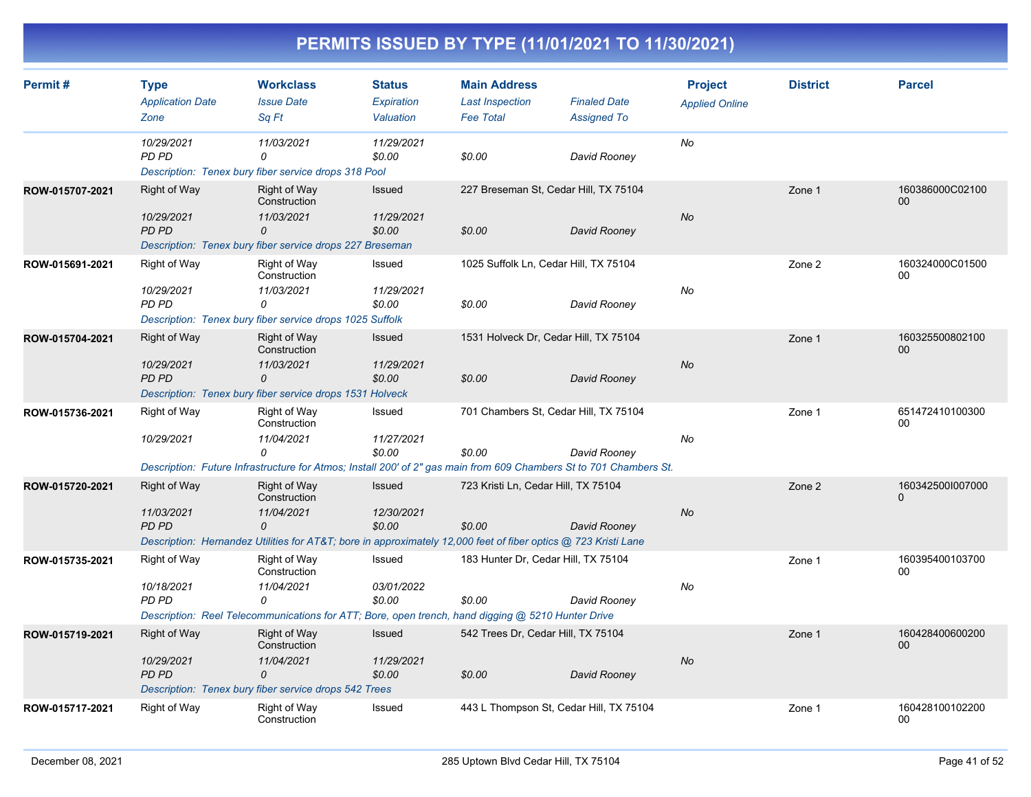# PERMITS ISSUED BY TYPE (11/01/2021 TO 11/30/2021)

| Permit # | Type<br>*Application Date*<br>*Zone* | Workclass<br>*Issue Date*<br>*Sq Ft* | Status<br>*Expiration*<br>*Valuation* | Main Address<br>*Last Inspection*<br>*Fee Total* | *Finaled Date*<br>*Assigned To* | Project<br>*Applied Online* | District | Parcel |
|---|---|---|---|---|---|---|---|---|
| | *10/29/2021*<br>*PD PD* | *11/03/2021*<br>*0* | *11/29/2021*<br>*$0.00* | <br>*$0.00* | <br>*David Rooney* | *No* | | |
| | *Description: Tenex bury fiber service drops 318 Pool* | | | | | | | |
| ROW-015707-2021 | Right of Way<br>*10/29/2021*<br>*PD PD* | Right of Way Construction<br>*11/03/2021*<br>*0* | Issued<br>*11/29/2021*<br>*$0.00* | 227 Breseman St, Cedar Hill, TX 75104<br><br>*$0.00* | <br>*David Rooney* | <br>*No* | Zone 1 | 160386000C0210000 |
| | *Description: Tenex bury fiber service drops 227 Breseman* | | | | | | | |
| ROW-015691-2021 | Right of Way<br>*10/29/2021*<br>*PD PD* | Right of Way Construction<br>*11/03/2021*<br>*0* | Issued<br>*11/29/2021*<br>*$0.00* | 1025 Suffolk Ln, Cedar Hill, TX 75104<br><br>*$0.00* | <br>*David Rooney* | <br>*No* | Zone 2 | 160324000C0150000 |
| | *Description: Tenex bury fiber service drops 1025 Suffolk* | | | | | | | |
| ROW-015704-2021 | Right of Way<br>*10/29/2021*<br>*PD PD* | Right of Way Construction<br>*11/03/2021*<br>*0* | Issued<br>*11/29/2021*<br>*$0.00* | 1531 Holveck Dr, Cedar Hill, TX 75104<br><br>*$0.00* | <br>*David Rooney* | <br>*No* | Zone 1 | 16032550080210000 |
| | *Description: Tenex bury fiber service drops 1531 Holveck* | | | | | | | |
| ROW-015736-2021 | Right of Way<br>*10/29/2021* | Right of Way Construction<br>*11/04/2021*<br>*0* | Issued<br>*11/27/2021*<br>*$0.00* | 701 Chambers St, Cedar Hill, TX 75104<br><br>*$0.00* | <br>*David Rooney* | <br>*No* | Zone 1 | 65147241010030000 |
| | *Description: Future Infrastructure for Atmos; Install 200' of 2" gas main from 609 Chambers St to 701 Chambers St.* | | | | | | | |
| ROW-015720-2021 | Right of Way<br>*11/03/2021*<br>*PD PD* | Right of Way Construction<br>*11/04/2021*<br>*0* | Issued<br>*12/30/2021*<br>*$0.00* | 723 Kristi Ln, Cedar Hill, TX 75104<br><br>*$0.00* | <br>*David Rooney* | <br>*No* | Zone 2 | 160342500I0070000 |
| | *Description: Hernandez Utilities for AT&T; bore in approximately 12,000 feet of fiber optics @ 723 Kristi Lane* | | | | | | | |
| ROW-015735-2021 | Right of Way<br>*10/18/2021*<br>*PD PD* | Right of Way Construction<br>*11/04/2021*<br>*0* | Issued<br>*03/01/2022*<br>*$0.00* | 183 Hunter Dr, Cedar Hill, TX 75104<br><br>*$0.00* | <br>*David Rooney* | <br>*No* | Zone 1 | 16039540010370000 |
| | *Description: Reel Telecommunications for ATT; Bore, open trench, hand digging @ 5210 Hunter Drive* | | | | | | | |
| ROW-015719-2021 | Right of Way<br>*10/29/2021*<br>*PD PD* | Right of Way Construction<br>*11/04/2021*<br>*0* | Issued<br>*11/29/2021*<br>*$0.00* | 542 Trees Dr, Cedar Hill, TX 75104<br><br>*$0.00* | <br>*David Rooney* | <br>*No* | Zone 1 | 16042840060020000 |
| | *Description: Tenex bury fiber service drops 542 Trees* | | | | | | | |
| ROW-015717-2021 | Right of Way | Right of Way Construction | Issued | 443 L Thompson St, Cedar Hill, TX 75104 | | | Zone 1 | 16042810010220000 |

December 08, 2021 — 285 Uptown Blvd Cedar Hill, TX 75104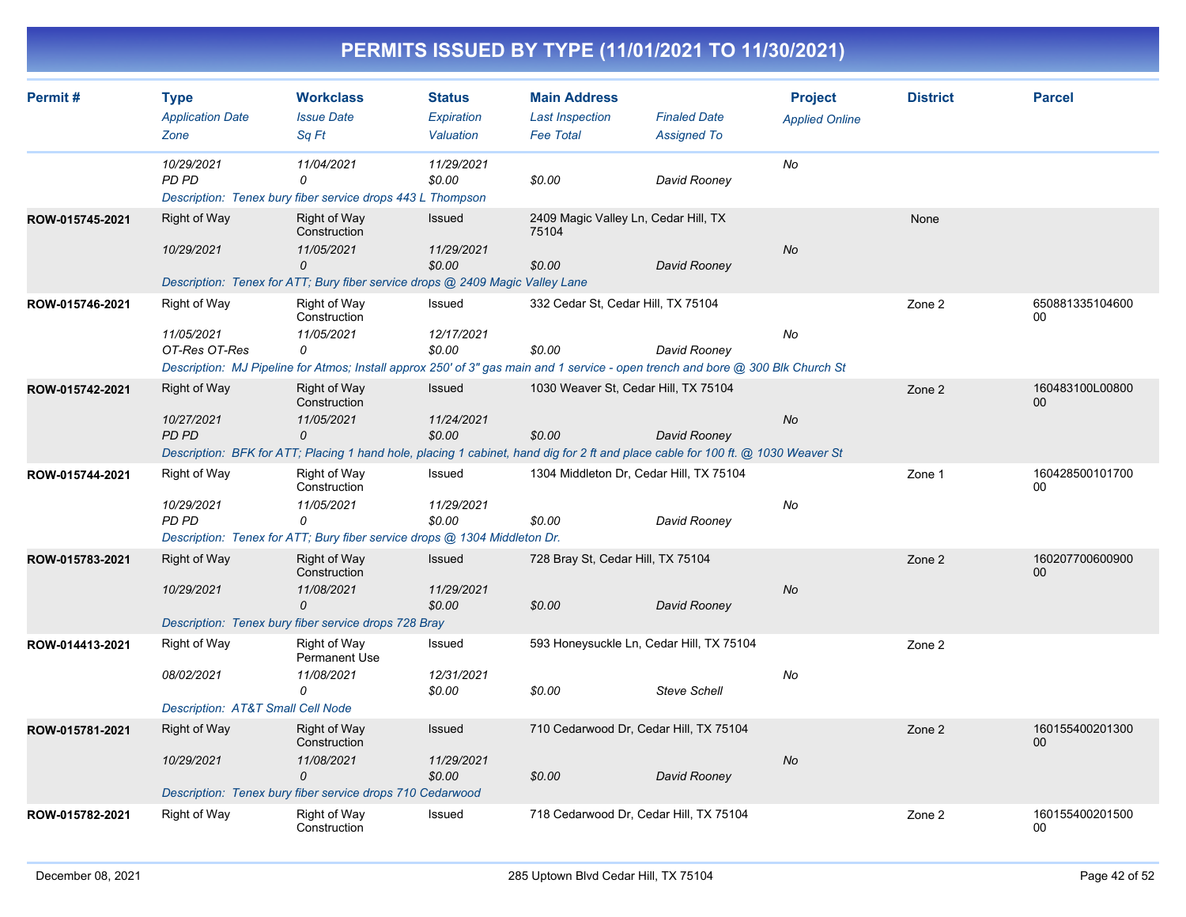# PERMITS ISSUED BY TYPE (11/01/2021 TO 11/30/2021)

| Permit # | Type<br>*Application Date*<br>*Zone* | Workclass<br>*Issue Date*<br>*Sq Ft* | Status<br>*Expiration*<br>*Valuation* | Main Address<br>*Last Inspection*<br>*Fee Total* | *Finaled Date*<br>*Assigned To* | Project<br>*Applied Online* | District | Parcel |
|---|---|---|---|---|---|---|---|---|
| | *10/29/2021*<br>*PD PD* | *11/04/2021*<br>*0* | *11/29/2021*<br>*$0.00* | <br>*$0.00* | <br>*David Rooney* | *No* | | |
| | *Description: Tenex bury fiber service drops 443 L Thompson* | | | | | | | |
| **ROW-015745-2021** | Right of Way<br>*10/29/2021* | Right of Way Construction<br>*11/05/2021*<br>*0* | Issued<br>*11/29/2021*<br>*$0.00* | 2409 Magic Valley Ln, Cedar Hill, TX 75104<br><br>*$0.00* | <br>*David Rooney* | *No* | None | |
| | *Description: Tenex for ATT; Bury fiber service drops @ 2409 Magic Valley Lane* | | | | | | | |
| **ROW-015746-2021** | Right of Way<br>*11/05/2021*<br>*OT-Res OT-Res* | Right of Way Construction<br>*11/05/2021*<br>*0* | Issued<br>*12/17/2021*<br>*$0.00* | 332 Cedar St, Cedar Hill, TX 75104<br><br>*$0.00* | <br>*David Rooney* | *No* | Zone 2 | 65088133510460000 |
| | *Description: MJ Pipeline for Atmos; Install approx 250' of 3" gas main and 1 service - open trench and bore @ 300 Blk Church St* | | | | | | | |
| **ROW-015742-2021** | Right of Way<br>*10/27/2021*<br>*PD PD* | Right of Way Construction<br>*11/05/2021*<br>*0* | Issued<br>*11/24/2021*<br>*$0.00* | 1030 Weaver St, Cedar Hill, TX 75104<br><br>*$0.00* | <br>*David Rooney* | *No* | Zone 2 | 160483100L0080000 |
| | *Description: BFK for ATT; Placing 1 hand hole, placing 1 cabinet, hand dig for 2 ft and place cable for 100 ft. @ 1030 Weaver St* | | | | | | | |
| **ROW-015744-2021** | Right of Way<br>*10/29/2021*<br>*PD PD* | Right of Way Construction<br>*11/05/2021*<br>*0* | Issued<br>*11/29/2021*<br>*$0.00* | 1304 Middleton Dr, Cedar Hill, TX 75104<br><br>*$0.00* | <br>*David Rooney* | *No* | Zone 1 | 16042850010170000 |
| | *Description: Tenex for ATT; Bury fiber service drops @ 1304 Middleton Dr.* | | | | | | | |
| **ROW-015783-2021** | Right of Way<br>*10/29/2021* | Right of Way Construction<br>*11/08/2021*<br>*0* | Issued<br>*11/29/2021*<br>*$0.00* | 728 Bray St, Cedar Hill, TX 75104<br><br>*$0.00* | <br>*David Rooney* | *No* | Zone 2 | 16020770060090000 |
| | *Description: Tenex bury fiber service drops 728 Bray* | | | | | | | |
| **ROW-014413-2021** | Right of Way<br>*08/02/2021* | Right of Way Permanent Use<br>*11/08/2021*<br>*0* | Issued<br>*12/31/2021*<br>*$0.00* | 593 Honeysuckle Ln, Cedar Hill, TX 75104<br><br>*$0.00* | <br>*Steve Schell* | *No* | Zone 2 | |
| | *Description: AT&T Small Cell Node* | | | | | | | |
| **ROW-015781-2021** | Right of Way<br>*10/29/2021* | Right of Way Construction<br>*11/08/2021*<br>*0* | Issued<br>*11/29/2021*<br>*$0.00* | 710 Cedarwood Dr, Cedar Hill, TX 75104<br><br>*$0.00* | <br>*David Rooney* | *No* | Zone 2 | 16015540020130000 |
| | *Description: Tenex bury fiber service drops 710 Cedarwood* | | | | | | | |
| **ROW-015782-2021** | Right of Way | Right of Way Construction | Issued | 718 Cedarwood Dr, Cedar Hill, TX 75104 | | | Zone 2 | 16015540020150000 |

December 08, 2021 — 285 Uptown Blvd Cedar Hill, TX 75104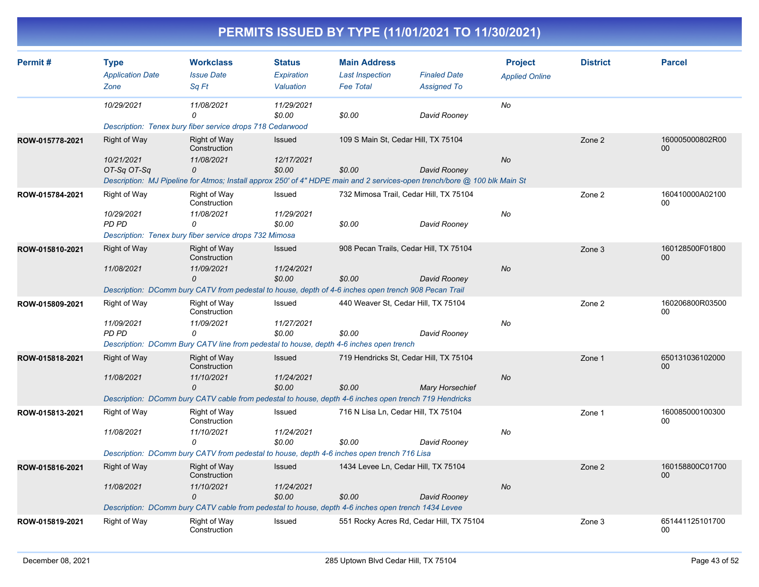# PERMITS ISSUED BY TYPE (11/01/2021 TO 11/30/2021)

| Permit # | Type / Application Date / Zone | Workclass / Issue Date / Sq Ft | Status / Expiration / Valuation | Main Address / Last Inspection / Fee Total | Finaled Date / Assigned To | Project / Applied Online | District | Parcel |
|---|---|---|---|---|---|---|---|---|
| | 10/29/2021 | 11/08/2021<br>0 | 11/29/2021<br>$0.00 | $0.00 | David Rooney | No | | |
| | Description: Tenex bury fiber service drops 718 Cedarwood | | | | | | | |
| ROW-015778-2021 | Right of Way<br>10/21/2021<br>OT-Sq OT-Sq | Right of Way Construction<br>11/08/2021<br>0 | Issued<br>12/17/2021<br>$0.00 | 109 S Main St, Cedar Hill, TX 75104<br><br>$0.00 | David Rooney | No | Zone 2 | 160005000802R0000 |
| | Description: MJ Pipeline for Atmos; Install approx 250' of 4" HDPE main and 2 services-open trench/bore @ 100 blk Main St | | | | | | | |
| ROW-015784-2021 | Right of Way<br>10/29/2021<br>PD PD | Right of Way Construction<br>11/08/2021<br>0 | Issued<br>11/29/2021<br>$0.00 | 732 Mimosa Trail, Cedar Hill, TX 75104<br><br>$0.00 | David Rooney | No | Zone 2 | 160410000A0210000 |
| | Description: Tenex bury fiber service drops 732 Mimosa | | | | | | | |
| ROW-015810-2021 | Right of Way<br>11/08/2021 | Right of Way Construction<br>11/09/2021<br>0 | Issued<br>11/24/2021<br>$0.00 | 908 Pecan Trails, Cedar Hill, TX 75104<br><br>$0.00 | David Rooney | No | Zone 3 | 160128500F0180000 |
| | Description: DComm bury CATV from pedestal to house, depth of 4-6 inches open trench 908 Pecan Trail | | | | | | | |
| ROW-015809-2021 | Right of Way<br>11/09/2021<br>PD PD | Right of Way Construction<br>11/09/2021<br>0 | Issued<br>11/27/2021<br>$0.00 | 440 Weaver St, Cedar Hill, TX 75104<br><br>$0.00 | David Rooney | No | Zone 2 | 160206800R0350000 |
| | Description: DComm Bury CATV line from pedestal to house, depth 4-6 inches open trench | | | | | | | |
| ROW-015818-2021 | Right of Way<br>11/08/2021 | Right of Way Construction<br>11/10/2021<br>0 | Issued<br>11/24/2021<br>$0.00 | 719 Hendricks St, Cedar Hill, TX 75104<br><br>$0.00 | Mary Horsechief | No | Zone 1 | 65013103610200000 |
| | Description: DComm bury CATV cable from pedestal to house, depth 4-6 inches open trench 719 Hendricks | | | | | | | |
| ROW-015813-2021 | Right of Way<br>11/08/2021 | Right of Way Construction<br>11/10/2021<br>0 | Issued<br>11/24/2021<br>$0.00 | 716 N Lisa Ln, Cedar Hill, TX 75104<br><br>$0.00 | David Rooney | No | Zone 1 | 16008500010030000 |
| | Description: DComm bury CATV from pedestal to house, depth 4-6 inches open trench 716 Lisa | | | | | | | |
| ROW-015816-2021 | Right of Way<br>11/08/2021 | Right of Way Construction<br>11/10/2021<br>0 | Issued<br>11/24/2021<br>$0.00 | 1434 Levee Ln, Cedar Hill, TX 75104<br><br>$0.00 | David Rooney | No | Zone 2 | 160158800C0170000 |
| | Description: DComm bury CATV cable from pedestal to house, depth 4-6 inches open trench 1434 Levee | | | | | | | |
| ROW-015819-2021 | Right of Way | Right of Way Construction | Issued | 551 Rocky Acres Rd, Cedar Hill, TX 75104 | | | Zone 3 | 65144112510170000 |

December 08, 2021 — 285 Uptown Blvd Cedar Hill, TX 75104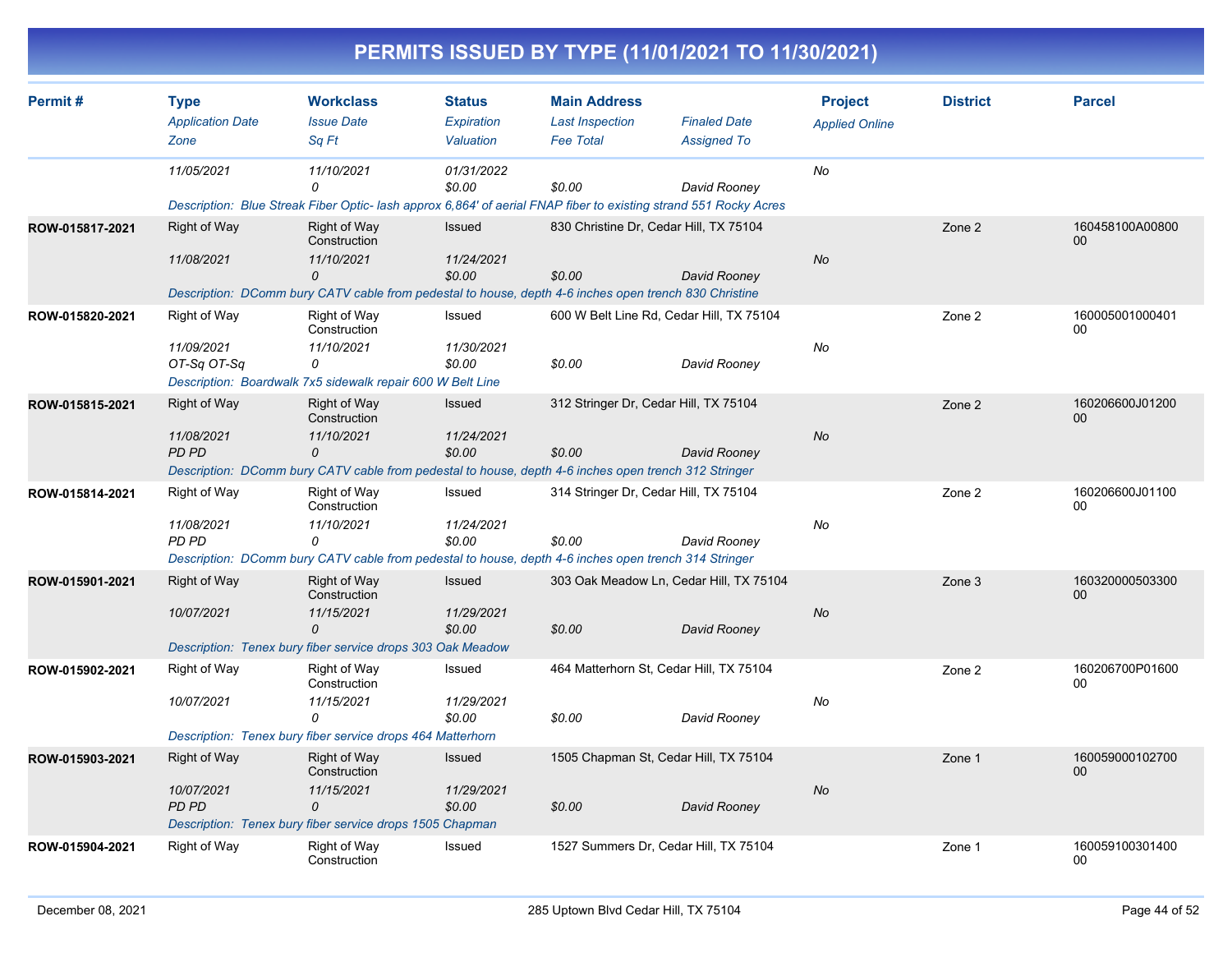# PERMITS ISSUED BY TYPE (11/01/2021 TO 11/30/2021)

| Permit # | Type<br>*Application Date*<br>*Zone* | Workclass<br>*Issue Date*<br>*Sq Ft* | Status<br>*Expiration*<br>*Valuation* | Main Address<br>*Last Inspection*<br>*Fee Total* | *Finaled Date*<br>*Assigned To* | Project<br>*Applied Online* | District | Parcel |
|---|---|---|---|---|---|---|---|---|
| | *11/05/2021* | *11/10/2021*<br>*0* | *01/31/2022*<br>*$0.00* | *$0.00* | *David Rooney* | *No* | | |
| | *Description: Blue Streak Fiber Optic- lash approx 6,864' of aerial FNAP fiber to existing strand 551 Rocky Acres* | | | | | | | |
| **ROW-015817-2021** | Right of Way<br>*11/08/2021* | Right of Way Construction<br>*11/10/2021*<br>*0* | Issued<br>*11/24/2021*<br>*$0.00* | 830 Christine Dr, Cedar Hill, TX 75104<br>*$0.00* | *David Rooney* | *No* | Zone 2 | 160458100A00800 00 |
| | *Description: DComm bury CATV cable from pedestal to house, depth 4-6 inches open trench 830 Christine* | | | | | | | |
| **ROW-015820-2021** | Right of Way<br>*11/09/2021*<br>*OT-Sq OT-Sq* | Right of Way Construction<br>*11/10/2021*<br>*0* | Issued<br>*11/30/2021*<br>*$0.00* | 600 W Belt Line Rd, Cedar Hill, TX 75104<br>*$0.00* | *David Rooney* | *No* | Zone 2 | 160005001000401 00 |
| | *Description: Boardwalk 7x5 sidewalk repair 600 W Belt Line* | | | | | | | |
| **ROW-015815-2021** | Right of Way<br>*11/08/2021*<br>*PD PD* | Right of Way Construction<br>*11/10/2021*<br>*0* | Issued<br>*11/24/2021*<br>*$0.00* | 312 Stringer Dr, Cedar Hill, TX 75104<br>*$0.00* | *David Rooney* | *No* | Zone 2 | 160206600J01200 00 |
| | *Description: DComm bury CATV cable from pedestal to house, depth 4-6 inches open trench 312 Stringer* | | | | | | | |
| **ROW-015814-2021** | Right of Way<br>*11/08/2021*<br>*PD PD* | Right of Way Construction<br>*11/10/2021*<br>*0* | Issued<br>*11/24/2021*<br>*$0.00* | 314 Stringer Dr, Cedar Hill, TX 75104<br>*$0.00* | *David Rooney* | *No* | Zone 2 | 160206600J01100 00 |
| | *Description: DComm bury CATV cable from pedestal to house, depth 4-6 inches open trench 314 Stringer* | | | | | | | |
| **ROW-015901-2021** | Right of Way<br>*10/07/2021* | Right of Way Construction<br>*11/15/2021*<br>*0* | Issued<br>*11/29/2021*<br>*$0.00* | 303 Oak Meadow Ln, Cedar Hill, TX 75104<br>*$0.00* | *David Rooney* | *No* | Zone 3 | 160320000503300 00 |
| | *Description: Tenex bury fiber service drops 303 Oak Meadow* | | | | | | | |
| **ROW-015902-2021** | Right of Way<br>*10/07/2021* | Right of Way Construction<br>*11/15/2021*<br>*0* | Issued<br>*11/29/2021*<br>*$0.00* | 464 Matterhorn St, Cedar Hill, TX 75104<br>*$0.00* | *David Rooney* | *No* | Zone 2 | 160206700P01600 00 |
| | *Description: Tenex bury fiber service drops 464 Matterhorn* | | | | | | | |
| **ROW-015903-2021** | Right of Way<br>*10/07/2021*<br>*PD PD* | Right of Way Construction<br>*11/15/2021*<br>*0* | Issued<br>*11/29/2021*<br>*$0.00* | 1505 Chapman St, Cedar Hill, TX 75104<br>*$0.00* | *David Rooney* | *No* | Zone 1 | 160059000102700 00 |
| | *Description: Tenex bury fiber service drops 1505 Chapman* | | | | | | | |
| **ROW-015904-2021** | Right of Way | Right of Way Construction | Issued | 1527 Summers Dr, Cedar Hill, TX 75104 | | | Zone 1 | 160059100301400 00 |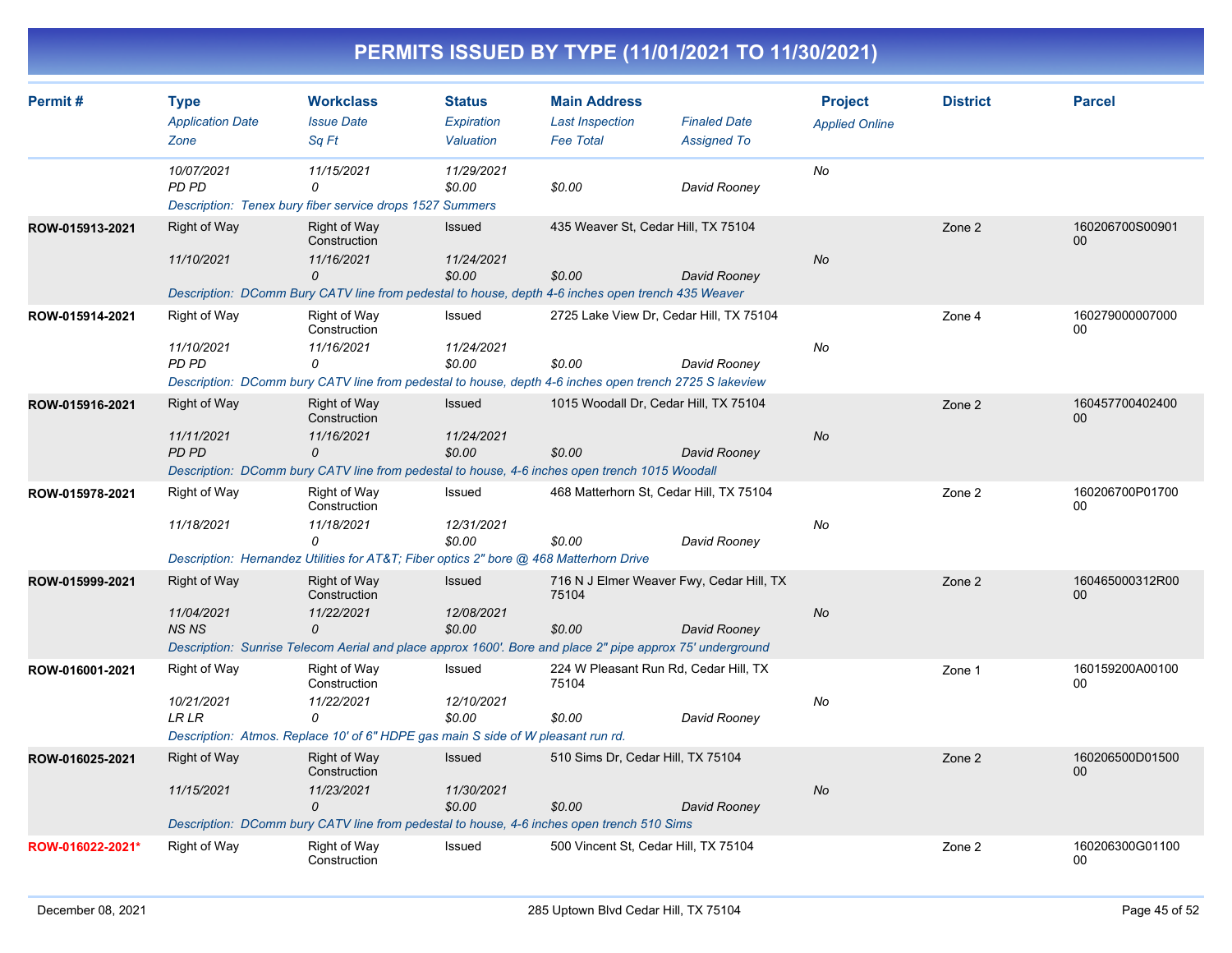# PERMITS ISSUED BY TYPE (11/01/2021 TO 11/30/2021)

| Permit # | Type / Application Date / Zone | Workclass / Issue Date / Sq Ft | Status / Expiration / Valuation | Main Address / Last Inspection / Fee Total | Finaled Date / Assigned To | Project / Applied Online | District | Parcel |
|---|---|---|---|---|---|---|---|---|
| | 10/07/2021 | 11/15/2021 | 11/29/2021 | | | No | | |
| | PD PD | 0 | $0.00 | $0.00 | David Rooney | | | |
| | *Description: Tenex bury fiber service drops 1527 Summers* | | | | | | | |
| ROW-015913-2021 | Right of Way | Right of Way Construction | Issued | 435 Weaver St, Cedar Hill, TX 75104 | | | Zone 2 | 160206700S00901 00 |
| | 11/10/2021 | 11/16/2021 | 11/24/2021 | | | No | | |
| | | 0 | $0.00 | $0.00 | David Rooney | | | |
| | *Description: DComm Bury CATV line from pedestal to house, depth 4-6 inches open trench 435 Weaver* | | | | | | | |
| ROW-015914-2021 | Right of Way | Right of Way Construction | Issued | 2725 Lake View Dr, Cedar Hill, TX 75104 | | | Zone 4 | 160279000007000 00 |
| | 11/10/2021 | 11/16/2021 | 11/24/2021 | | | No | | |
| | PD PD | 0 | $0.00 | $0.00 | David Rooney | | | |
| | *Description: DComm bury CATV line from pedestal to house, depth 4-6 inches open trench 2725 S lakeview* | | | | | | | |
| ROW-015916-2021 | Right of Way | Right of Way Construction | Issued | 1015 Woodall Dr, Cedar Hill, TX 75104 | | | Zone 2 | 160457700402400 00 |
| | 11/11/2021 | 11/16/2021 | 11/24/2021 | | | No | | |
| | PD PD | 0 | $0.00 | $0.00 | David Rooney | | | |
| | *Description: DComm bury CATV line from pedestal to house, 4-6 inches open trench 1015 Woodall* | | | | | | | |
| ROW-015978-2021 | Right of Way | Right of Way Construction | Issued | 468 Matterhorn St, Cedar Hill, TX 75104 | | | Zone 2 | 160206700P01700 00 |
| | 11/18/2021 | 11/18/2021 | 12/31/2021 | | | No | | |
| | | 0 | $0.00 | $0.00 | David Rooney | | | |
| | *Description: Hernandez Utilities for AT&T; Fiber optics 2" bore @ 468 Matterhorn Drive* | | | | | | | |
| ROW-015999-2021 | Right of Way | Right of Way Construction | Issued | 716 N J Elmer Weaver Fwy, Cedar Hill, TX 75104 | | | Zone 2 | 160465000312R00 00 |
| | 11/04/2021 | 11/22/2021 | 12/08/2021 | | | No | | |
| | NS NS | 0 | $0.00 | $0.00 | David Rooney | | | |
| | *Description: Sunrise Telecom Aerial and place approx 1600'. Bore and place 2" pipe approx 75' underground* | | | | | | | |
| ROW-016001-2021 | Right of Way | Right of Way Construction | Issued | 224 W Pleasant Run Rd, Cedar Hill, TX 75104 | | | Zone 1 | 160159200A00100 00 |
| | 10/21/2021 | 11/22/2021 | 12/10/2021 | | | No | | |
| | LR LR | 0 | $0.00 | $0.00 | David Rooney | | | |
| | *Description: Atmos. Replace 10' of 6" HDPE gas main S side of W pleasant run rd.* | | | | | | | |
| ROW-016025-2021 | Right of Way | Right of Way Construction | Issued | 510 Sims Dr, Cedar Hill, TX 75104 | | | Zone 2 | 160206500D01500 00 |
| | 11/15/2021 | 11/23/2021 | 11/30/2021 | | | No | | |
| | | 0 | $0.00 | $0.00 | David Rooney | | | |
| | *Description: DComm bury CATV line from pedestal to house, 4-6 inches open trench 510 Sims* | | | | | | | |
| ROW-016022-2021* | Right of Way | Right of Way Construction | Issued | 500 Vincent St, Cedar Hill, TX 75104 | | | Zone 2 | 160206300G01100 00 |

December 08, 2021 — 285 Uptown Blvd Cedar Hill, TX 75104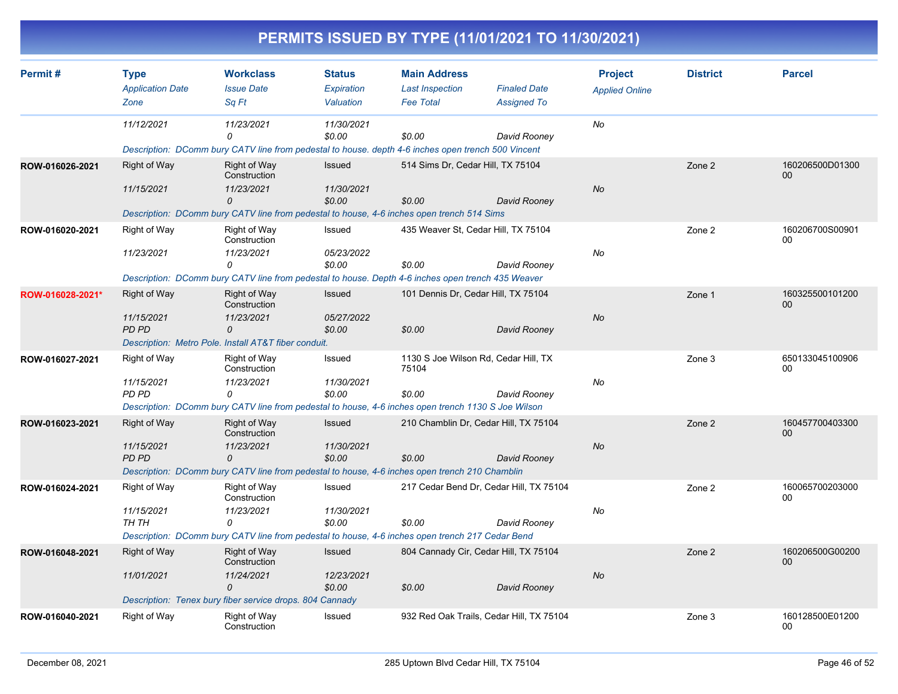# PERMITS ISSUED BY TYPE (11/01/2021 TO 11/30/2021)

| Permit # | Type / Application Date / Zone | Workclass / Issue Date / Sq Ft | Status / Expiration / Valuation | Main Address / Last Inspection / Fee Total | Finaled Date / Assigned To | Project / Applied Online | District | Parcel |
|---|---|---|---|---|---|---|---|---|
| | 11/12/2021 | 11/23/2021<br>0 | 11/30/2021<br>$0.00 | $0.00 | David Rooney | No | | |
| | Description: DComm bury CATV line from pedestal to house. depth 4-6 inches open trench 500 Vincent | | | | | | | |
| ROW-016026-2021 | Right of Way<br>11/15/2021 | Right of Way Construction<br>11/23/2021<br>0 | Issued<br>11/30/2021<br>$0.00 | 514 Sims Dr, Cedar Hill, TX 75104<br>$0.00 | David Rooney | No | Zone 2 | 160206500D01300 00 |
| | Description: DComm bury CATV line from pedestal to house, 4-6 inches open trench 514 Sims | | | | | | | |
| ROW-016020-2021 | Right of Way<br>11/23/2021 | Right of Way Construction<br>11/23/2021<br>0 | Issued<br>05/23/2022<br>$0.00 | 435 Weaver St, Cedar Hill, TX 75104<br>$0.00 | David Rooney | No | Zone 2 | 160206700S00901 00 |
| | Description: DComm bury CATV line from pedestal to house. Depth 4-6 inches open trench 435 Weaver | | | | | | | |
| ROW-016028-2021* | Right of Way<br>11/15/2021<br>PD PD | Right of Way Construction<br>11/23/2021<br>0 | Issued<br>05/27/2022<br>$0.00 | 101 Dennis Dr, Cedar Hill, TX 75104<br>$0.00 | David Rooney | No | Zone 1 | 160325500101200 00 |
| | Description: Metro Pole. Install AT&T fiber conduit. | | | | | | | |
| ROW-016027-2021 | Right of Way<br>11/15/2021<br>PD PD | Right of Way Construction<br>11/23/2021<br>0 | Issued<br>11/30/2021<br>$0.00 | 1130 S Joe Wilson Rd, Cedar Hill, TX 75104<br>$0.00 | David Rooney | No | Zone 3 | 650133045100906 00 |
| | Description: DComm bury CATV line from pedestal to house, 4-6 inches open trench 1130 S Joe Wilson | | | | | | | |
| ROW-016023-2021 | Right of Way<br>11/15/2021<br>PD PD | Right of Way Construction<br>11/23/2021<br>0 | Issued<br>11/30/2021<br>$0.00 | 210 Chamblin Dr, Cedar Hill, TX 75104<br>$0.00 | David Rooney | No | Zone 2 | 160457700403300 00 |
| | Description: DComm bury CATV line from pedestal to house, 4-6 inches open trench 210 Chamblin | | | | | | | |
| ROW-016024-2021 | Right of Way<br>11/15/2021<br>TH TH | Right of Way Construction<br>11/23/2021<br>0 | Issued<br>11/30/2021<br>$0.00 | 217 Cedar Bend Dr, Cedar Hill, TX 75104<br>$0.00 | David Rooney | No | Zone 2 | 160065700203000 00 |
| | Description: DComm bury CATV line from pedestal to house, 4-6 inches open trench 217 Cedar Bend | | | | | | | |
| ROW-016048-2021 | Right of Way<br>11/01/2021 | Right of Way Construction<br>11/24/2021<br>0 | Issued<br>12/23/2021<br>$0.00 | 804 Cannady Cir, Cedar Hill, TX 75104<br>$0.00 | David Rooney | No | Zone 2 | 160206500G00200 00 |
| | Description: Tenex bury fiber service drops. 804 Cannady | | | | | | | |
| ROW-016040-2021 | Right of Way | Right of Way Construction | Issued | 932 Red Oak Trails, Cedar Hill, TX 75104 | | | Zone 3 | 160128500E01200 00 |

December 08, 2021 — 285 Uptown Blvd Cedar Hill, TX 75104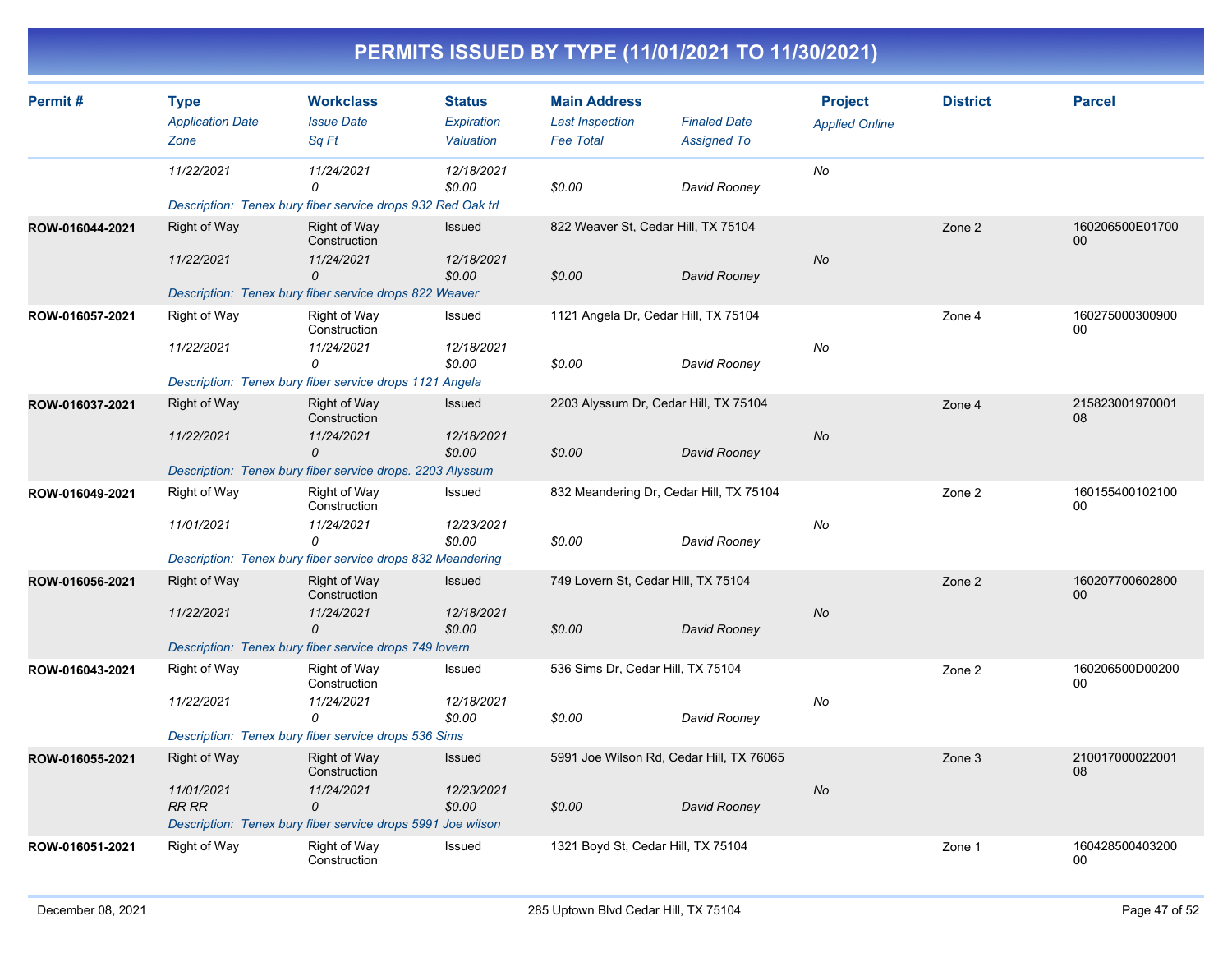# PERMITS ISSUED BY TYPE (11/01/2021 TO 11/30/2021)

| Permit # | Type<br>*Application Date*<br>*Zone* | Workclass<br>*Issue Date*<br>*Sq Ft* | Status<br>*Expiration*<br>*Valuation* | Main Address<br>*Last Inspection*<br>*Fee Total* | *Finaled Date*<br>*Assigned To* | Project<br>*Applied Online* | District | Parcel |
|---|---|---|---|---|---|---|---|---|
| | *11/22/2021* | *11/24/2021*<br>*0* | *12/18/2021*<br>*$0.00* | *$0.00* | *David Rooney* | *No* | | |
| | *Description: Tenex bury fiber service drops 932 Red Oak trl* | | | | | | | |
| **ROW-016044-2021** | Right of Way | Right of Way Construction | Issued | 822 Weaver St, Cedar Hill, TX 75104 | | | Zone 2 | 160206500E0170000 |
| | *11/22/2021* | *11/24/2021*<br>*0* | *12/18/2021*<br>*$0.00* | *$0.00* | *David Rooney* | *No* | | |
| | *Description: Tenex bury fiber service drops 822 Weaver* | | | | | | | |
| **ROW-016057-2021** | Right of Way | Right of Way Construction | Issued | 1121 Angela Dr, Cedar Hill, TX 75104 | | | Zone 4 | 16027500030090000 |
| | *11/22/2021* | *11/24/2021*<br>*0* | *12/18/2021*<br>*$0.00* | *$0.00* | *David Rooney* | *No* | | |
| | *Description: Tenex bury fiber service drops 1121 Angela* | | | | | | | |
| **ROW-016037-2021** | Right of Way | Right of Way Construction | Issued | 2203 Alyssum Dr, Cedar Hill, TX 75104 | | | Zone 4 | 21582300197000108 |
| | *11/22/2021* | *11/24/2021*<br>*0* | *12/18/2021*<br>*$0.00* | *$0.00* | *David Rooney* | *No* | | |
| | *Description: Tenex bury fiber service drops. 2203 Alyssum* | | | | | | | |
| **ROW-016049-2021** | Right of Way | Right of Way Construction | Issued | 832 Meandering Dr, Cedar Hill, TX 75104 | | | Zone 2 | 16015540010210000 |
| | *11/01/2021* | *11/24/2021*<br>*0* | *12/23/2021*<br>*$0.00* | *$0.00* | *David Rooney* | *No* | | |
| | *Description: Tenex bury fiber service drops 832 Meandering* | | | | | | | |
| **ROW-016056-2021** | Right of Way | Right of Way Construction | Issued | 749 Lovern St, Cedar Hill, TX 75104 | | | Zone 2 | 16020770060280000 |
| | *11/22/2021* | *11/24/2021*<br>*0* | *12/18/2021*<br>*$0.00* | *$0.00* | *David Rooney* | *No* | | |
| | *Description: Tenex bury fiber service drops 749 lovern* | | | | | | | |
| **ROW-016043-2021** | Right of Way | Right of Way Construction | Issued | 536 Sims Dr, Cedar Hill, TX 75104 | | | Zone 2 | 160206500D0020000 |
| | *11/22/2021* | *11/24/2021*<br>*0* | *12/18/2021*<br>*$0.00* | *$0.00* | *David Rooney* | *No* | | |
| | *Description: Tenex bury fiber service drops 536 Sims* | | | | | | | |
| **ROW-016055-2021** | Right of Way | Right of Way Construction | Issued | 5991 Joe Wilson Rd, Cedar Hill, TX 76065 | | | Zone 3 | 21001700002200108 |
| | *11/01/2021*<br>*RR RR* | *11/24/2021*<br>*0* | *12/23/2021*<br>*$0.00* | *$0.00* | *David Rooney* | *No* | | |
| | *Description: Tenex bury fiber service drops 5991 Joe wilson* | | | | | | | |
| **ROW-016051-2021** | Right of Way | Right of Way Construction | Issued | 1321 Boyd St, Cedar Hill, TX 75104 | | | Zone 1 | 16042850040320000 |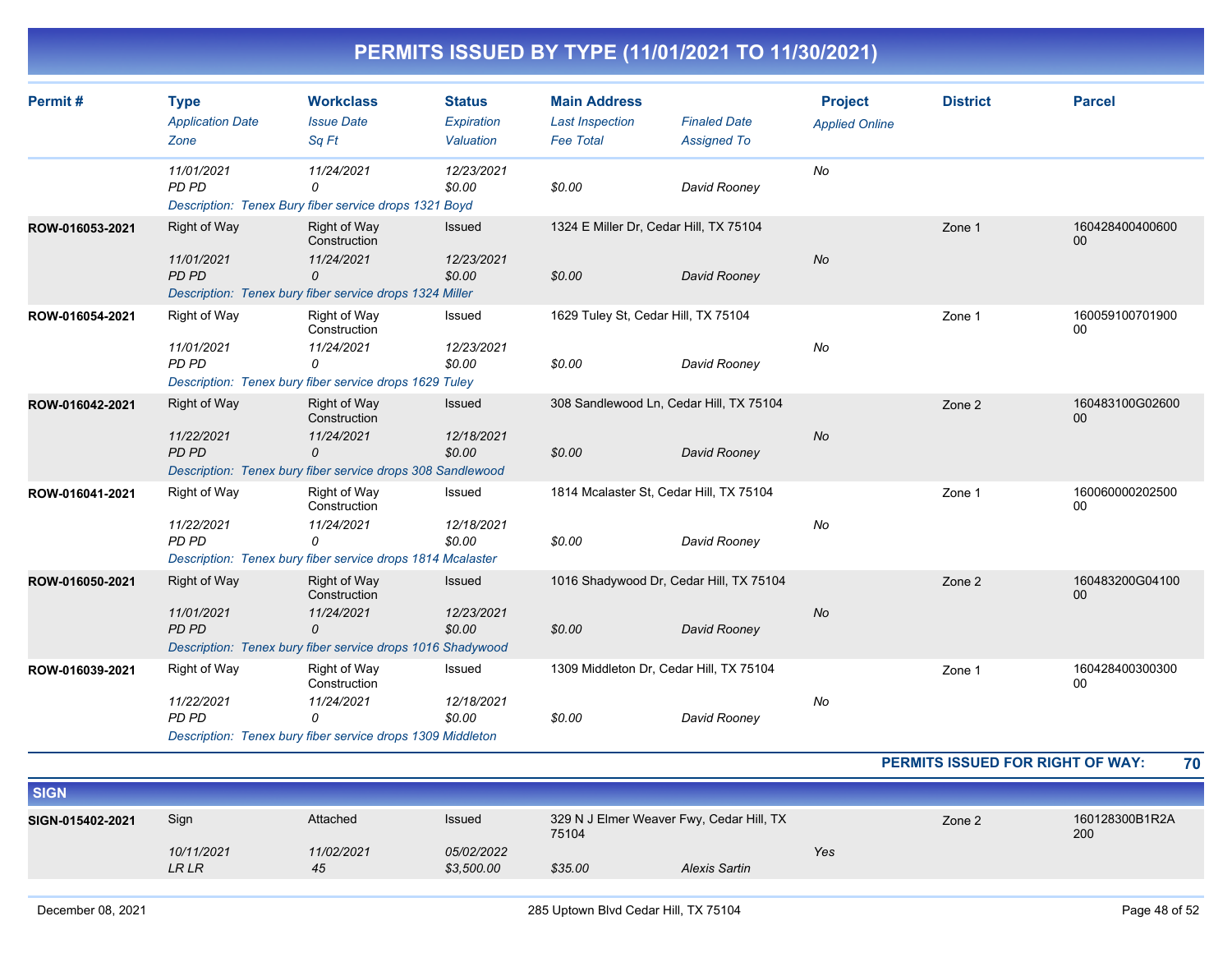# PERMITS ISSUED BY TYPE (11/01/2021 TO 11/30/2021)

| Permit # | Type<br>*Application Date*<br>*Zone* | Workclass<br>*Issue Date*<br>*Sq Ft* | Status<br>*Expiration*<br>*Valuation* | Main Address<br>*Last Inspection*<br>*Fee Total* | *Finaled Date*<br>*Assigned To* | Project<br>*Applied Online* | District | Parcel |
|---|---|---|---|---|---|---|---|---|
| | *11/01/2021*<br>*PD PD* | *11/24/2021*<br>*0* | *12/23/2021*<br>*$0.00* | <br>*$0.00* | <br>*David Rooney* | *No* | | |
| | *Description: Tenex Bury fiber service drops 1321 Boyd* | | | | | | | |
| ROW-016053-2021 | Right of Way<br>*11/01/2021*<br>*PD PD* | Right of Way Construction<br>*11/24/2021*<br>*0* | Issued<br>*12/23/2021*<br>*$0.00* | 1324 E Miller Dr, Cedar Hill, TX 75104<br><br>*$0.00* | <br><br>*David Rooney* | <br>*No* | Zone 1 | 16042840040060000 |
| | *Description: Tenex bury fiber service drops 1324 Miller* | | | | | | | |
| ROW-016054-2021 | Right of Way<br>*11/01/2021*<br>*PD PD* | Right of Way Construction<br>*11/24/2021*<br>*0* | Issued<br>*12/23/2021*<br>*$0.00* | 1629 Tuley St, Cedar Hill, TX 75104<br><br>*$0.00* | <br><br>*David Rooney* | <br>*No* | Zone 1 | 16005910070190000 |
| | *Description: Tenex bury fiber service drops 1629 Tuley* | | | | | | | |
| ROW-016042-2021 | Right of Way<br>*11/22/2021*<br>*PD PD* | Right of Way Construction<br>*11/24/2021*<br>*0* | Issued<br>*12/18/2021*<br>*$0.00* | 308 Sandlewood Ln, Cedar Hill, TX 75104<br><br>*$0.00* | <br><br>*David Rooney* | <br>*No* | Zone 2 | 160483100G0260000 |
| | *Description: Tenex bury fiber service drops 308 Sandlewood* | | | | | | | |
| ROW-016041-2021 | Right of Way<br>*11/22/2021*<br>*PD PD* | Right of Way Construction<br>*11/24/2021*<br>*0* | Issued<br>*12/18/2021*<br>*$0.00* | 1814 Mcalaster St, Cedar Hill, TX 75104<br><br>*$0.00* | <br><br>*David Rooney* | <br>*No* | Zone 1 | 16006000020250000 |
| | *Description: Tenex bury fiber service drops 1814 Mcalaster* | | | | | | | |
| ROW-016050-2021 | Right of Way<br>*11/01/2021*<br>*PD PD* | Right of Way Construction<br>*11/24/2021*<br>*0* | Issued<br>*12/23/2021*<br>*$0.00* | 1016 Shadywood Dr, Cedar Hill, TX 75104<br><br>*$0.00* | <br><br>*David Rooney* | <br>*No* | Zone 2 | 160483200G0410000 |
| | *Description: Tenex bury fiber service drops 1016 Shadywood* | | | | | | | |
| ROW-016039-2021 | Right of Way<br>*11/22/2021*<br>*PD PD* | Right of Way Construction<br>*11/24/2021*<br>*0* | Issued<br>*12/18/2021*<br>*$0.00* | 1309 Middleton Dr, Cedar Hill, TX 75104<br><br>*$0.00* | <br><br>*David Rooney* | <br>*No* | Zone 1 | 16042840030030000 |
| | *Description: Tenex bury fiber service drops 1309 Middleton* | | | | | | | |

**PERMITS ISSUED FOR RIGHT OF WAY: 70**

## SIGN

| Permit # | Type<br>*Application Date*<br>*Zone* | Workclass<br>*Issue Date*<br>*Sq Ft* | Status<br>*Expiration*<br>*Valuation* | Main Address<br>*Last Inspection*<br>*Fee Total* | *Finaled Date*<br>*Assigned To* | Project<br>*Applied Online* | District | Parcel |
|---|---|---|---|---|---|---|---|---|
| SIGN-015402-2021 | Sign<br>*10/11/2021*<br>*LR LR* | Attached<br>*11/02/2021*<br>*45* | Issued<br>*05/02/2022*<br>*$3,500.00* | 329 N J Elmer Weaver Fwy, Cedar Hill, TX 75104<br><br>*$35.00* | <br><br>*Alexis Sartin* | <br>*Yes* | Zone 2 | 160128300B1R2A200 |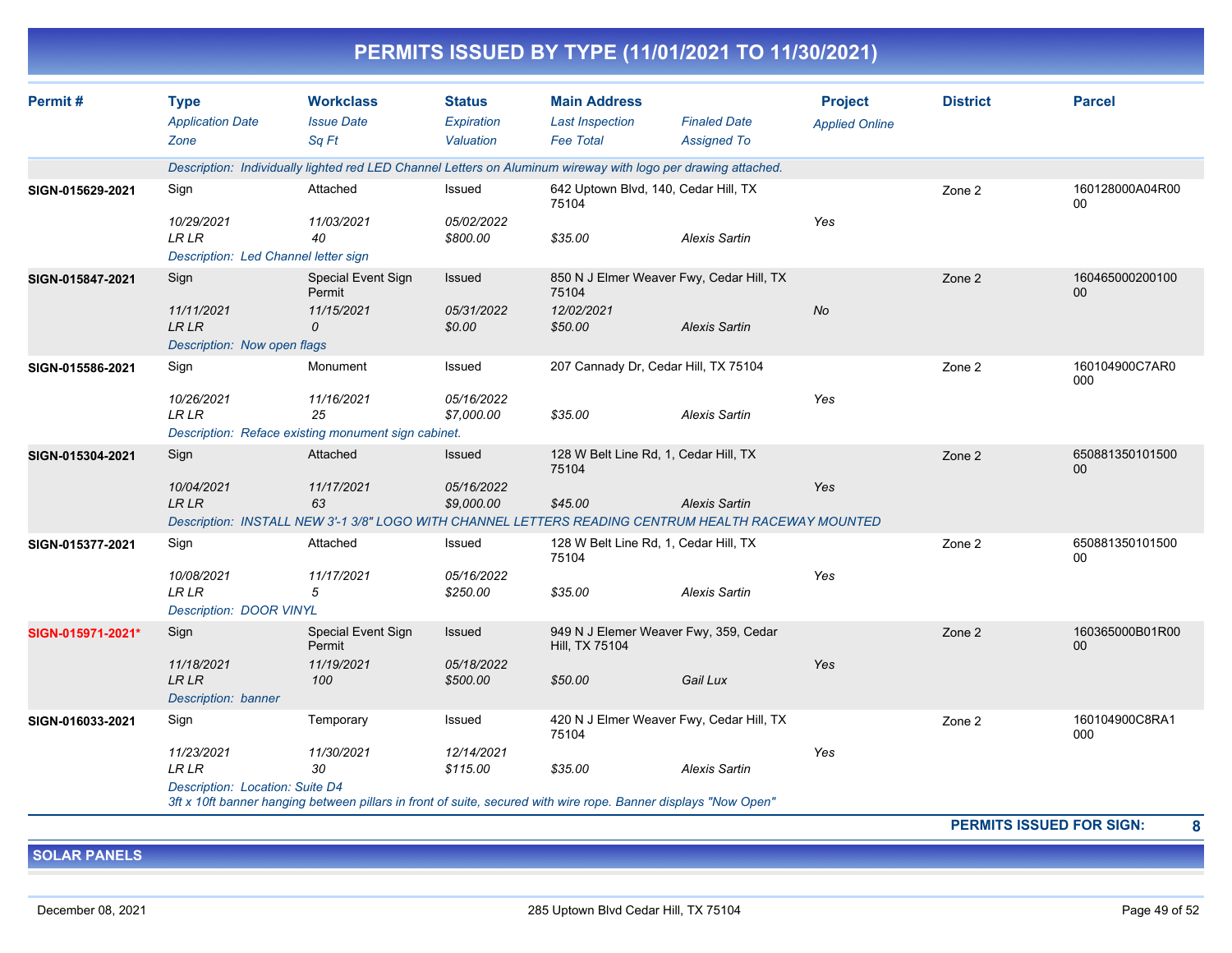# PERMITS ISSUED BY TYPE (11/01/2021 TO 11/30/2021)

| Permit # | Type / Application Date / Zone | Workclass / Issue Date / Sq Ft | Status / Expiration / Valuation | Main Address / Last Inspection / Fee Total | Finaled Date / Assigned To | Project / Applied Online | District | Parcel |
|---|---|---|---|---|---|---|---|---|
| | *Description: Individually lighted red LED Channel Letters on Aluminum wireway with logo per drawing attached.* | | | | | | | |
| SIGN-015629-2021 | Sign | Attached | Issued | 642 Uptown Blvd, 140, Cedar Hill, TX 75104 | | | Zone 2 | 160128000A04R0000 |
| | 10/29/2021 | 11/03/2021 | 05/02/2022 | | | Yes | | |
| | LR LR | 40 | $800.00 | $35.00 | Alexis Sartin | | | |
| | *Description: Led Channel letter sign* | | | | | | | |
| SIGN-015847-2021 | Sign | Special Event Sign Permit | Issued | 850 N J Elmer Weaver Fwy, Cedar Hill, TX 75104 | | | Zone 2 | 16046500020010000 |
| | 11/11/2021 | 11/15/2021 | 05/31/2022 | 12/02/2021 | | No | | |
| | LR LR | 0 | $0.00 | $50.00 | Alexis Sartin | | | |
| | *Description: Now open flags* | | | | | | | |
| SIGN-015586-2021 | Sign | Monument | Issued | 207 Cannady Dr, Cedar Hill, TX 75104 | | | Zone 2 | 160104900C7AR0000 |
| | 10/26/2021 | 11/16/2021 | 05/16/2022 | | | Yes | | |
| | LR LR | 25 | $7,000.00 | $35.00 | Alexis Sartin | | | |
| | *Description: Reface existing monument sign cabinet.* | | | | | | | |
| SIGN-015304-2021 | Sign | Attached | Issued | 128 W Belt Line Rd, 1, Cedar Hill, TX 75104 | | | Zone 2 | 65088135010150000 |
| | 10/04/2021 | 11/17/2021 | 05/16/2022 | | | Yes | | |
| | LR LR | 63 | $9,000.00 | $45.00 | Alexis Sartin | | | |
| | *Description: INSTALL NEW 3'-1 3/8" LOGO WITH CHANNEL LETTERS READING CENTRUM HEALTH RACEWAY MOUNTED* | | | | | | | |
| SIGN-015377-2021 | Sign | Attached | Issued | 128 W Belt Line Rd, 1, Cedar Hill, TX 75104 | | | Zone 2 | 65088135010150000 |
| | 10/08/2021 | 11/17/2021 | 05/16/2022 | | | Yes | | |
| | LR LR | 5 | $250.00 | $35.00 | Alexis Sartin | | | |
| | *Description: DOOR VINYL* | | | | | | | |
| SIGN-015971-2021* | Sign | Special Event Sign Permit | Issued | 949 N J Elemer Weaver Fwy, 359, Cedar Hill, TX 75104 | | | Zone 2 | 160365000B01R0000 |
| | 11/18/2021 | 11/19/2021 | 05/18/2022 | | | Yes | | |
| | LR LR | 100 | $500.00 | $50.00 | Gail Lux | | | |
| | *Description: banner* | | | | | | | |
| SIGN-016033-2021 | Sign | Temporary | Issued | 420 N J Elmer Weaver Fwy, Cedar Hill, TX 75104 | | | Zone 2 | 160104900C8RA1000 |
| | 11/23/2021 | 11/30/2021 | 12/14/2021 | | | Yes | | |
| | LR LR | 30 | $115.00 | $35.00 | Alexis Sartin | | | |
| | *Description: Location: Suite D4 3ft x 10ft banner hanging between pillars in front of suite, secured with wire rope. Banner displays "Now Open"* | | | | | | | |

**PERMITS ISSUED FOR SIGN: 8**

## SOLAR PANELS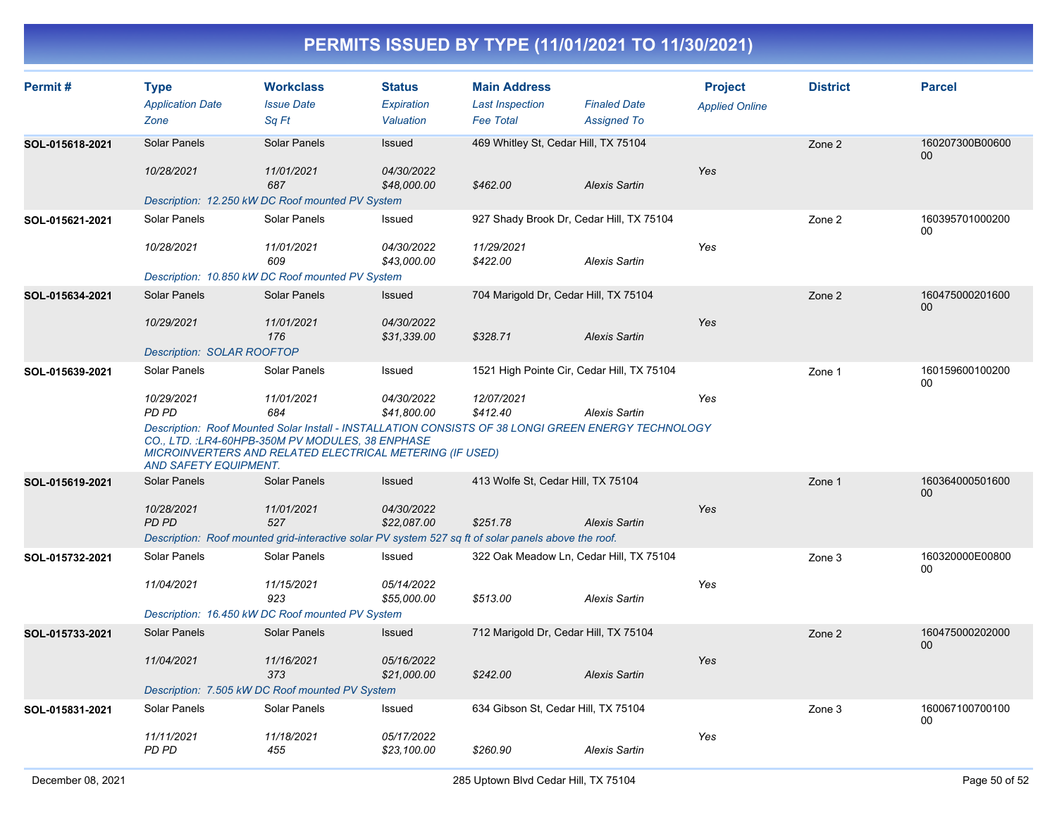# PERMITS ISSUED BY TYPE (11/01/2021 TO 11/30/2021)

| Permit # | Type / Application Date / Zone | Workclass / Issue Date / Sq Ft | Status / Expiration / Valuation | Main Address / Last Inspection / Fee Total | Finaled Date / Assigned To | Project / Applied Online | District | Parcel |
|---|---|---|---|---|---|---|---|---|
| SOL-015618-2021 | Solar Panels<br>10/28/2021 | Solar Panels<br>11/01/2021<br>687 | Issued<br>04/30/2022<br>$48,000.00 | 469 Whitley St, Cedar Hill, TX 75104<br><br>$462.00 | Alexis Sartin | Yes | Zone 2 | 160207300B0060000 |
| | Description: 12.250 kW DC Roof mounted PV System | | | | | | | |
| SOL-015621-2021 | Solar Panels<br>10/28/2021 | Solar Panels<br>11/01/2021<br>609 | Issued<br>04/30/2022<br>$43,000.00 | 927 Shady Brook Dr, Cedar Hill, TX 75104<br>11/29/2021<br>$422.00 | Alexis Sartin | Yes | Zone 2 | 16039570100020000 |
| | Description: 10.850 kW DC Roof mounted PV System | | | | | | | |
| SOL-015634-2021 | Solar Panels<br>10/29/2021 | Solar Panels<br>11/01/2021<br>176 | Issued<br>04/30/2022<br>$31,339.00 | 704 Marigold Dr, Cedar Hill, TX 75104<br><br>$328.71 | Alexis Sartin | Yes | Zone 2 | 16047500020160000 |
| | Description: SOLAR ROOFTOP | | | | | | | |
| SOL-015639-2021 | Solar Panels<br>10/29/2021<br>PD PD | Solar Panels<br>11/01/2021<br>684 | Issued<br>04/30/2022<br>$41,800.00 | 1521 High Pointe Cir, Cedar Hill, TX 75104<br>12/07/2021<br>$412.40 | Alexis Sartin | Yes | Zone 1 | 16015960010020000 |
| | Description: Roof Mounted Solar Install - INSTALLATION CONSISTS OF 38 LONGI GREEN ENERGY TECHNOLOGY CO., LTD. :LR4-60HPB-350M PV MODULES, 38 ENPHASE MICROINVERTERS AND RELATED ELECTRICAL METERING (IF USED) AND SAFETY EQUIPMENT. | | | | | | | |
| SOL-015619-2021 | Solar Panels<br>10/28/2021<br>PD PD | Solar Panels<br>11/01/2021<br>527 | Issued<br>04/30/2022<br>$22,087.00 | 413 Wolfe St, Cedar Hill, TX 75104<br><br>$251.78 | Alexis Sartin | Yes | Zone 1 | 16036400050160000 |
| | Description: Roof mounted grid-interactive solar PV system 527 sq ft of solar panels above the roof. | | | | | | | |
| SOL-015732-2021 | Solar Panels<br>11/04/2021 | Solar Panels<br>11/15/2021<br>923 | Issued<br>05/14/2022<br>$55,000.00 | 322 Oak Meadow Ln, Cedar Hill, TX 75104<br><br>$513.00 | Alexis Sartin | Yes | Zone 3 | 160320000E0080000 |
| | Description: 16.450 kW DC Roof mounted PV System | | | | | | | |
| SOL-015733-2021 | Solar Panels<br>11/04/2021 | Solar Panels<br>11/16/2021<br>373 | Issued<br>05/16/2022<br>$21,000.00 | 712 Marigold Dr, Cedar Hill, TX 75104<br><br>$242.00 | Alexis Sartin | Yes | Zone 2 | 16047500020200000 |
| | Description: 7.505 kW DC Roof mounted PV System | | | | | | | |
| SOL-015831-2021 | Solar Panels<br>11/11/2021<br>PD PD | Solar Panels<br>11/18/2021<br>455 | Issued<br>05/17/2022<br>$23,100.00 | 634 Gibson St, Cedar Hill, TX 75104<br><br>$260.90 | Alexis Sartin | Yes | Zone 3 | 16006710070010000 |

December 08, 2021 — 285 Uptown Blvd Cedar Hill, TX 75104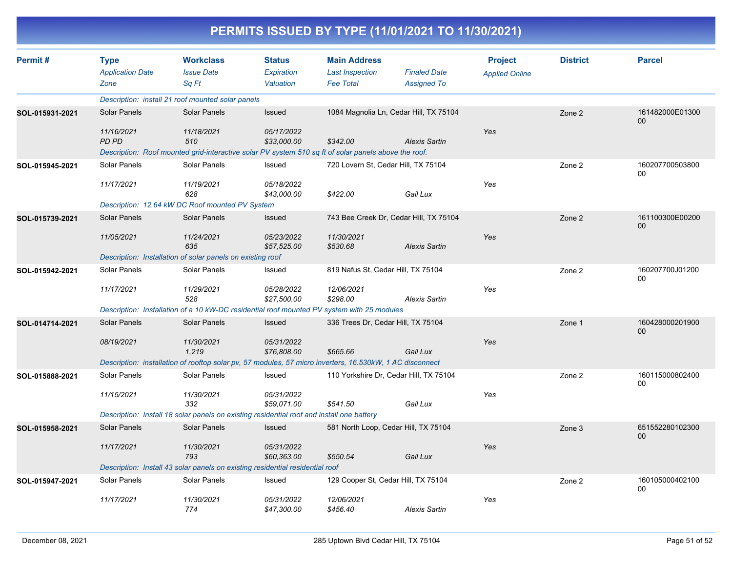# PERMITS ISSUED BY TYPE (11/01/2021 TO 11/30/2021)

| Permit # | Type / *Application Date* / *Zone* | Workclass / *Issue Date* / *Sq Ft* | Status / *Expiration* / *Valuation* | Main Address / *Last Inspection* / *Fee Total* | *Finaled Date* / *Assigned To* | Project / *Applied Online* | District | Parcel |
|---|---|---|---|---|---|---|---|---|
| | *Description: install 21 roof mounted solar panels* | | | | | | | |
| SOL-015931-2021 | Solar Panels | Solar Panels | Issued | 1084 Magnolia Ln, Cedar Hill, TX 75104 | | | Zone 2 | 161482000E0130000 |
| | *11/16/2021* | *11/18/2021* | *05/17/2022* | | | *Yes* | | |
| | *PD PD* | *510* | *$33,000.00* | *$342.00* | *Alexis Sartin* | | | |
| | *Description: Roof mounted grid-interactive solar PV system 510 sq ft of solar panels above the roof.* | | | | | | | |
| SOL-015945-2021 | Solar Panels | Solar Panels | Issued | 720 Lovern St, Cedar Hill, TX 75104 | | | Zone 2 | 16020770050380000 |
| | *11/17/2021* | *11/19/2021* | *05/18/2022* | | | *Yes* | | |
| | | *628* | *$43,000.00* | *$422.00* | *Gail Lux* | | | |
| | *Description: 12.64 kW DC Roof mounted PV System* | | | | | | | |
| SOL-015739-2021 | Solar Panels | Solar Panels | Issued | 743 Bee Creek Dr, Cedar Hill, TX 75104 | | | Zone 2 | 161100300E0020000 |
| | *11/05/2021* | *11/24/2021* | *05/23/2022* | *11/30/2021* | | *Yes* | | |
| | | *635* | *$57,525.00* | *$530.68* | *Alexis Sartin* | | | |
| | *Description: Installation of solar panels on existing roof* | | | | | | | |
| SOL-015942-2021 | Solar Panels | Solar Panels | Issued | 819 Nafus St, Cedar Hill, TX 75104 | | | Zone 2 | 160207700J0120000 |
| | *11/17/2021* | *11/29/2021* | *05/28/2022* | *12/06/2021* | | *Yes* | | |
| | | *528* | *$27,500.00* | *$298.00* | *Alexis Sartin* | | | |
| | *Description: Installation of a 10 kW-DC residential roof mounted PV system with 25 modules* | | | | | | | |
| SOL-014714-2021 | Solar Panels | Solar Panels | Issued | 336 Trees Dr, Cedar Hill, TX 75104 | | | Zone 1 | 16042800020190000 |
| | *08/19/2021* | *11/30/2021* | *05/31/2022* | | | *Yes* | | |
| | | *1,219* | *$76,808.00* | *$665.66* | *Gail Lux* | | | |
| | *Description: installation of rooftop solar pv, 57 modules, 57 micro inverters, 16.530kW, 1 AC disconnect* | | | | | | | |
| SOL-015888-2021 | Solar Panels | Solar Panels | Issued | 110 Yorkshire Dr, Cedar Hill, TX 75104 | | | Zone 2 | 16011500080240000 |
| | *11/15/2021* | *11/30/2021* | *05/31/2022* | | | *Yes* | | |
| | | *332* | *$59,071.00* | *$541.50* | *Gail Lux* | | | |
| | *Description: Install 18 solar panels on existing residential roof and install one battery* | | | | | | | |
| SOL-015958-2021 | Solar Panels | Solar Panels | Issued | 581 North Loop, Cedar Hill, TX 75104 | | | Zone 3 | 65155228010230000 |
| | *11/17/2021* | *11/30/2021* | *05/31/2022* | | | *Yes* | | |
| | | *793* | *$60,363.00* | *$550.54* | *Gail Lux* | | | |
| | *Description: Install 43 solar panels on existing residential residential roof* | | | | | | | |
| SOL-015947-2021 | Solar Panels | Solar Panels | Issued | 129 Cooper St, Cedar Hill, TX 75104 | | | Zone 2 | 16010500040210000 |
| | *11/17/2021* | *11/30/2021* | *05/31/2022* | *12/06/2021* | | *Yes* | | |
| | | *774* | *$47,300.00* | *$456.40* | *Alexis Sartin* | | | |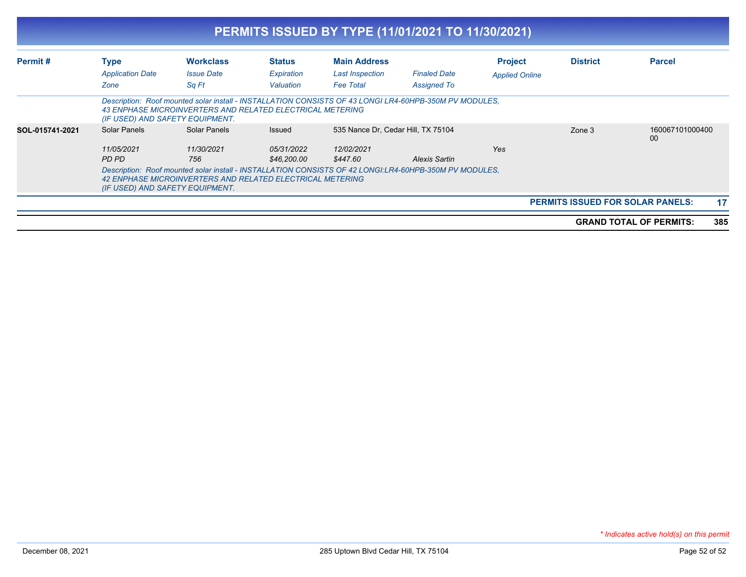# PERMITS ISSUED BY TYPE (11/01/2021 TO 11/30/2021)

| Permit # | Type / *Application Date* / *Zone* | Workclass / *Issue Date* / *Sq Ft* | Status / *Expiration* / *Valuation* | Main Address / *Last Inspection* / *Fee Total* | *Finaled Date* / *Assigned To* | Project / *Applied Online* | District | Parcel |
|---|---|---|---|---|---|---|---|---|
| | *Description: Roof mounted solar install - INSTALLATION CONSISTS OF 43 LONGI LR4-60HPB-350M PV MODULES, 43 ENPHASE MICROINVERTERS AND RELATED ELECTRICAL METERING (IF USED) AND SAFETY EQUIPMENT.* | | | | | | | |
| SOL-015741-2021 | Solar Panels | Solar Panels | Issued | 535 Nance Dr, Cedar Hill, TX 75104 | | | Zone 3 | 16006710100040000 |
| | *11/05/2021* | *11/30/2021* | *05/31/2022* | *12/02/2021* | | *Yes* | | |
| | *PD PD* | *756* | *$46,200.00* | *$447.60* | *Alexis Sartin* | | | |
| | *Description: Roof mounted solar install - INSTALLATION CONSISTS OF 42 LONGI:LR4-60HPB-350M PV MODULES, 42 ENPHASE MICROINVERTERS AND RELATED ELECTRICAL METERING (IF USED) AND SAFETY EQUIPMENT.* | | | | | | | |

**PERMITS ISSUED FOR SOLAR PANELS: 17**

**GRAND TOTAL OF PERMITS: 385**

*\* Indicates active hold(s) on this permit*

December 08, 2021 — 285 Uptown Blvd Cedar Hill, TX 75104